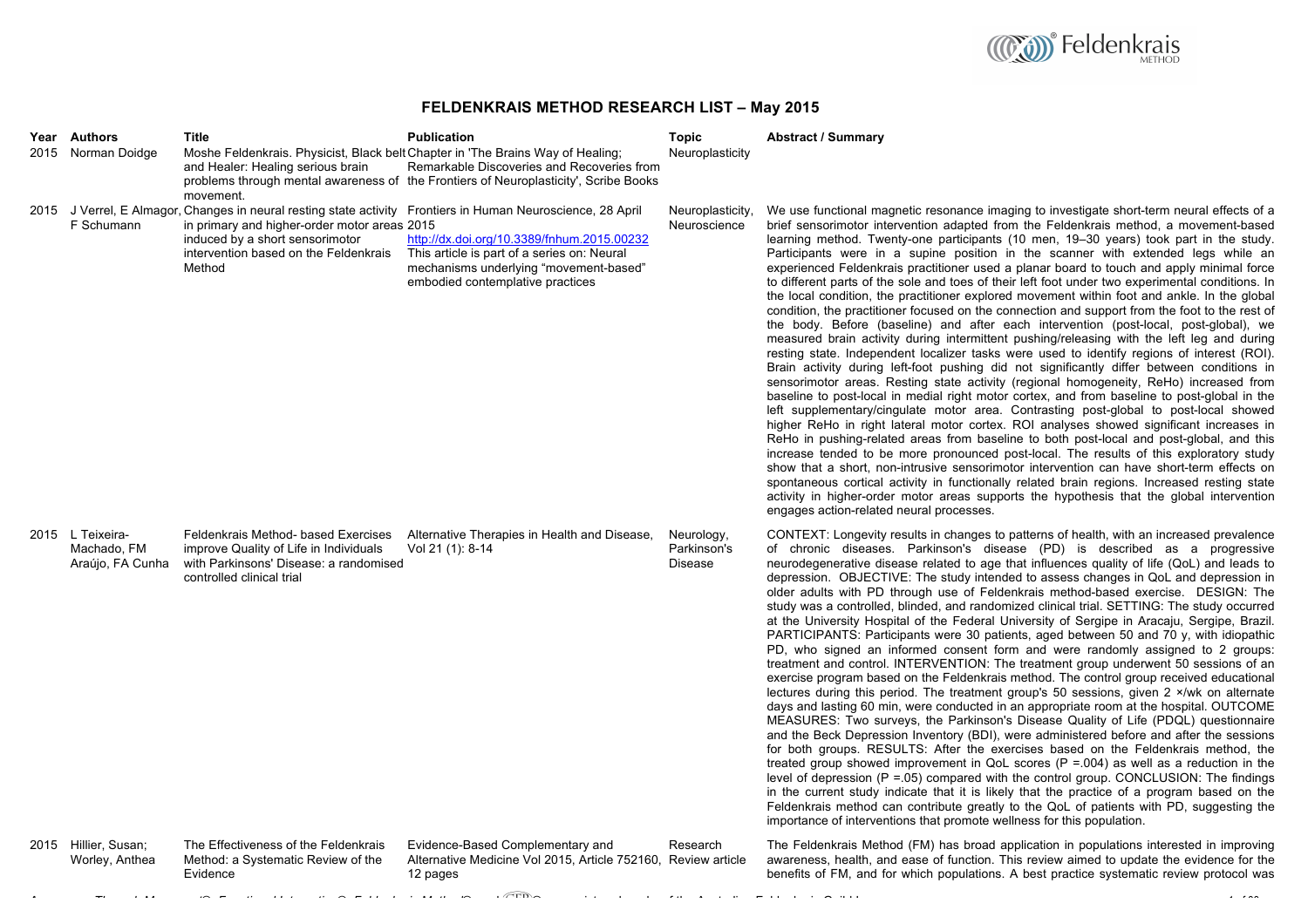# FELDENKRAIS METHOD RESEARCH LIST – May 2015

| Year | Authors | Title | Publication | Topic | Abstract / Summary |
|---|---|---|---|---|---|
| 2015 | Norman Doidge | Moshe Feldenkrais. Physicist, Black belt and Healer: Healing serious brain problems through mental awareness of movement. | Chapter in 'The Brains Way of Healing; Remarkable Discoveries and Recoveries from the Frontiers of Neuroplasticity', Scribe Books | Neuroplasticity | |
| 2015 | J Verrel, E Almagor, F Schumann | Changes in neural resting state activity in primary and higher-order motor areas induced by a short sensorimotor intervention based on the Feldenkrais Method | Frontiers in Human Neuroscience, 28 April 2015 http://dx.doi.org/10.3389/fnhum.2015.00232 This article is part of a series on: Neural mechanisms underlying "movement-based" embodied contemplative practices | Neuroplasticity, Neuroscience | We use functional magnetic resonance imaging to investigate short-term neural effects of a brief sensorimotor intervention adapted from the Feldenkrais method, a movement-based learning method. Twenty-one participants (10 men, 19–30 years) took part in the study. Participants were in a supine position in the scanner with extended legs while an experienced Feldenkrais practitioner used a planar board to touch and apply minimal force to different parts of the sole and toes of their left foot under two experimental conditions. In the local condition, the practitioner explored movement within foot and ankle. In the global condition, the practitioner focused on the connection and support from the foot to the rest of the body. Before (baseline) and after each intervention (post-local, post-global), we measured brain activity during intermittent pushing/releasing with the left leg and during resting state. Independent localizer tasks were used to identify regions of interest (ROI). Brain activity during left-foot pushing did not significantly differ between conditions in sensorimotor areas. Resting state activity (regional homogeneity, ReHo) increased from baseline to post-local in medial right motor cortex, and from baseline to post-global in the left supplementary/cingulate motor area. Contrasting post-global to post-local showed higher ReHo in right lateral motor cortex. ROI analyses showed significant increases in ReHo in pushing-related areas from baseline to both post-local and post-global, and this increase tended to be more pronounced post-local. The results of this exploratory study show that a short, non-intrusive sensorimotor intervention can have short-term effects on spontaneous cortical activity in functionally related brain regions. Increased resting state activity in higher-order motor areas supports the hypothesis that the global intervention engages action-related neural processes. |
| 2015 | L Teixeira-Machado, FM Araújo, FA Cunha | Feldenkrais Method- based Exercises improve Quality of Life in Individuals with Parkinsons' Disease: a randomised controlled clinical trial | Alternative Therapies in Health and Disease, Vol 21 (1): 8-14 | Neurology, Parkinson's Disease | CONTEXT: Longevity results in changes to patterns of health, with an increased prevalence of chronic diseases. Parkinson's disease (PD) is described as a progressive neurodegenerative disease related to age that influences quality of life (QoL) and leads to depression. OBJECTIVE: The study intended to assess changes in QoL and depression in older adults with PD through use of Feldenkrais method-based exercise. DESIGN: The study was a controlled, blinded, and randomized clinical trial. SETTING: The study occurred at the University Hospital of the Federal University of Sergipe in Aracaju, Sergipe, Brazil. PARTICIPANTS: Participants were 30 patients, aged between 50 and 70 y, with idiopathic PD, who signed an informed consent form and were randomly assigned to 2 groups: treatment and control. INTERVENTION: The treatment group underwent 50 sessions of an exercise program based on the Feldenkrais method. The control group received educational lectures during this period. The treatment group's 50 sessions, given 2 ×/wk on alternate days and lasting 60 min, were conducted in an appropriate room at the hospital. OUTCOME MEASURES: Two surveys, the Parkinson's Disease Quality of Life (PDQL) questionnaire and the Beck Depression Inventory (BDI), were administered before and after the sessions for both groups. RESULTS: After the exercises based on the Feldenkrais method, the treated group showed improvement in QoL scores ($P = .004$) as well as a reduction in the level of depression ($P = .05$) compared with the control group. CONCLUSION: The findings in the current study indicate that it is likely that the practice of a program based on the Feldenkrais method can contribute greatly to the QoL of patients with PD, suggesting the importance of interventions that promote wellness for this population. |
| 2015 | Hillier, Susan; Worley, Anthea | The Effectiveness of the Feldenkrais Method: a Systematic Review of the Evidence | Evidence-Based Complementary and Alternative Medicine Vol 2015, Article 752160, 12 pages | Research Review article | The Feldenkrais Method (FM) has broad application in populations interested in improving awareness, health, and ease of function. This review aimed to update the evidence for the benefits of FM, and for which populations. A best practice systematic review protocol was |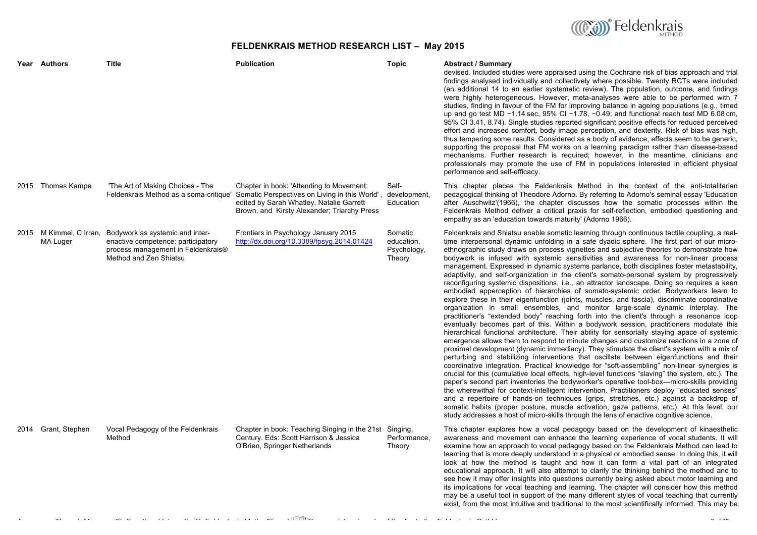# FELDENKRAIS METHOD RESEARCH LIST – May 2015

| Year | Authors | Title | Publication | Topic | Abstract / Summary |
|---|---|---|---|---|---|
| | | | | | devised. Included studies were appraised using the Cochrane risk of bias approach and trial findings analysed individually and collectively where possible. Twenty RCTs were included (an additional 14 to an earlier systematic review). The population, outcome, and findings were highly heterogeneous. However, meta-analyses were able to be performed with 7 studies, finding in favour of the FM for improving balance in ageing populations (e.g., timed up and go test MD −1.14 sec, 95% CI −1.78, −0.49; and functional reach test MD 6.08 cm, 95% CI 3.41, 8.74). Single studies reported significant positive effects for reduced perceived effort and increased comfort, body image perception, and dexterity. Risk of bias was high, thus tempering some results. Considered as a body of evidence, effects seem to be generic, supporting the proposal that FM works on a learning paradigm rather than disease-based mechanisms. Further research is required; however, in the meantime, clinicians and professionals may promote the use of FM in populations interested in efficient physical performance and self-efficacy. |
| 2015 | Thomas Kampe | 'The Art of Making Choices - The Feldenkrais Method as a soma-critique' | Chapter in book: 'Attending to Movement: Somatic Perspectives on Living in this World', edited by Sarah Whatley, Natalie Garrett Brown, and Kirsty Alexander; Triarchy Press | Self-development, Education | This chapter places the Feldenkrais Method in the context of the anti-totalitarian pedagogical thinking of Theodore Adorno. By referring to Adorno's seminal essay 'Education after Auschwitz'(1966), the chapter discusses how the somatic processes within the Feldenkrais Method deliver a critical praxis for self-reflection, embodied questioning and empathy as an 'education towards maturity' (Adorno 1966). |
| 2015 | M Kimmel, C Irran, MA Luger | Bodywork as systemic and inter-enactive competence: participatory process management in Feldenkrais® Method and Zen Shiatsu | Frontiers in Psychology January 2015 http://dx.doi.org/10.3389/fpsyg.2014.01424 | Somatic education, Psychology, Theory | Feldenkrais and Shiatsu enable somatic learning through continuous tactile coupling, a real-time interpersonal dynamic unfolding in a safe dyadic sphere. The first part of our micro-ethnographic study draws on process vignettes and subjective theories to demonstrate how bodywork is infused with systemic sensitivities and awareness for non-linear process management. Expressed in dynamic systems parlance, both disciplines foster metastability, adaptivity, and self-organization in the client's somato-personal system by progressively reconfiguring systemic dispositions, i.e., an attractor landscape. Doing so requires a keen embodied apperception of hierarchies of somato-systemic order. Bodyworkers learn to explore these in their eigenfunction (joints, muscles, and fascia), discriminate coordinative organization in small ensembles, and monitor large-scale dynamic interplay. The practitioner's "extended body" reaching forth into the client's through a resonance loop eventually becomes part of this. Within a bodywork session, practitioners modulate this hierarchical functional architecture. Their ability for sensorially staying apace of systemic emergence allows them to respond to minute changes and customize reactions in a zone of proximal development (dynamic immediacy). They stimulate the client's system with a mix of perturbing and stabilizing interventions that oscillate between eigenfunctions and their coordinative integration. Practical knowledge for "soft-assembling" non-linear synergies is crucial for this (cumulative local effects, high-level functions "slaving" the system, etc.). The paper's second part inventories the bodyworker's operative tool-box—micro-skills providing the wherewithal for context-intelligent intervention. Practitioners deploy "educated senses" and a repertoire of hands-on techniques (grips, stretches, etc.) against a backdrop of somatic habits (proper posture, muscle activation, gaze patterns, etc.). At this level, our study addresses a host of micro-skills through the lens of enactive cognitive science. |
| 2014 | Grant, Stephen | Vocal Pedagogy of the Feldenkrais Method | Chapter in book: Teaching Singing in the 21st Century. Eds: Scott Harrison & Jessica O'Brien, Springer Netherlands | Singing, Performance, Theory | This chapter explores how a vocal pedagogy based on the development of kinaesthetic awareness and movement can enhance the learning experience of vocal students. It will examine how an approach to vocal pedagogy based on the Feldenkrais Method can lead to learning that is more deeply understood in a physical or embodied sense. In doing this, it will look at how the method is taught and how it can form a vital part of an integrated educational approach. It will also attempt to clarify the thinking behind the method and to see how it may offer insights into questions currently being asked about motor learning and its implications for vocal teaching and learning. The chapter will consider how this method may be a useful tool in support of the many different styles of vocal teaching that currently exist, from the most intuitive and traditional to the most scientifically informed. This may be |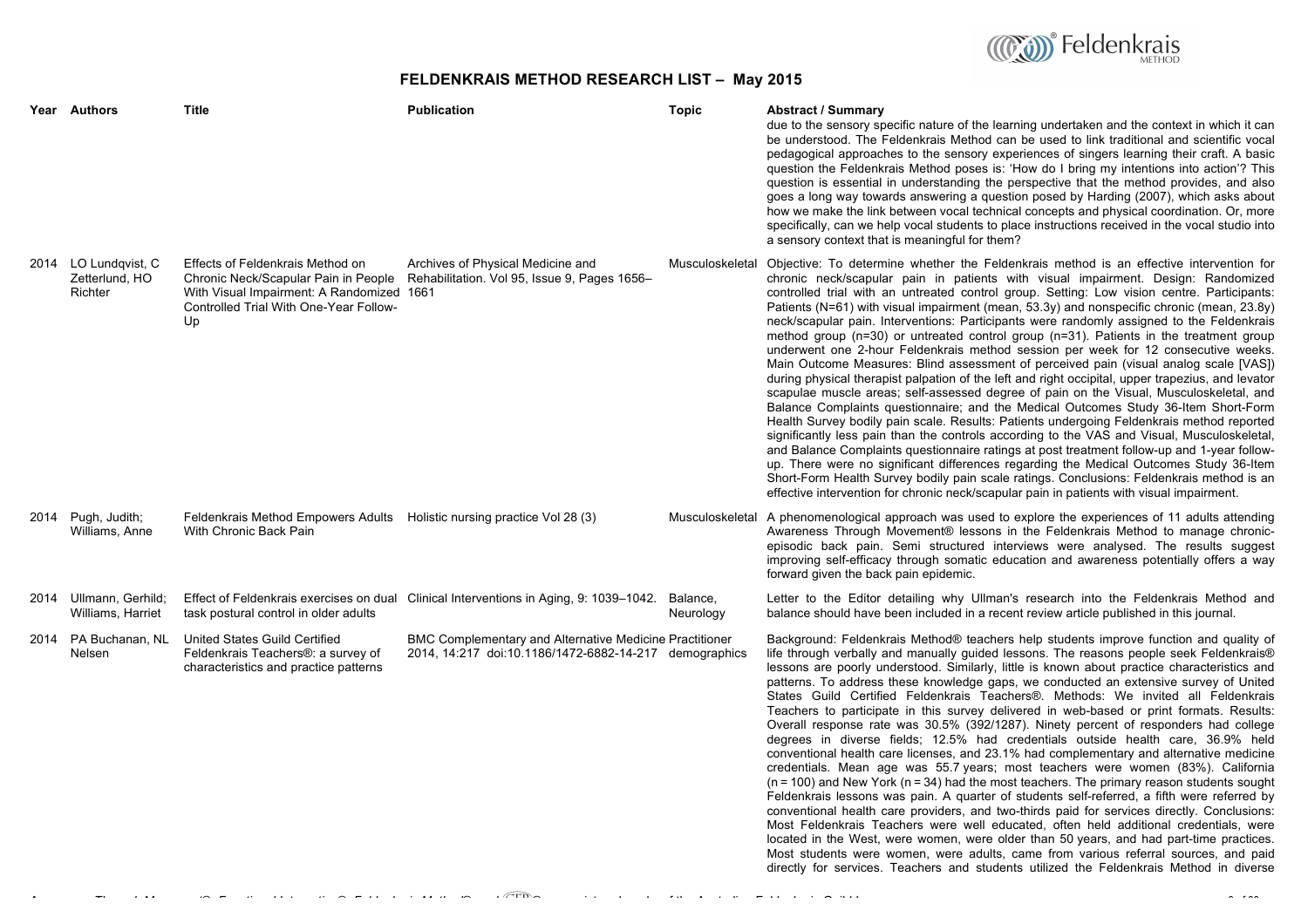# FELDENKRAIS METHOD RESEARCH LIST – May 2015

| Year | Authors | Title | Publication | Topic | Abstract / Summary |
|---|---|---|---|---|---|
| | | | | | due to the sensory specific nature of the learning undertaken and the context in which it can be understood. The Feldenkrais Method can be used to link traditional and scientific vocal pedagogical approaches to the sensory experiences of singers learning their craft. A basic question the Feldenkrais Method poses is: 'How do I bring my intentions into action'? This question is essential in understanding the perspective that the method provides, and also goes a long way towards answering a question posed by Harding (2007), which asks about how we make the link between vocal technical concepts and physical coordination. Or, more specifically, can we help vocal students to place instructions received in the vocal studio into a sensory context that is meaningful for them? |
| 2014 | LO Lundqvist, C Zetterlund, HO Richter | Effects of Feldenkrais Method on Chronic Neck/Scapular Pain in People With Visual Impairment: A Randomized Controlled Trial With One-Year Follow-Up | Archives of Physical Medicine and Rehabilitation. Vol 95, Issue 9, Pages 1656–1661 | Musculoskeletal | Objective: To determine whether the Feldenkrais method is an effective intervention for chronic neck/scapular pain in patients with visual impairment. Design: Randomized controlled trial with an untreated control group. Setting: Low vision centre. Participants: Patients (N=61) with visual impairment (mean, 53.3y) and nonspecific chronic (mean, 23.8y) neck/scapular pain. Interventions: Participants were randomly assigned to the Feldenkrais method group (n=30) or untreated control group (n=31). Patients in the treatment group underwent one 2-hour Feldenkrais method session per week for 12 consecutive weeks. Main Outcome Measures: Blind assessment of perceived pain (visual analog scale [VAS]) during physical therapist palpation of the left and right occipital, upper trapezius, and levator scapulae muscle areas; self-assessed degree of pain on the Visual, Musculoskeletal, and Balance Complaints questionnaire; and the Medical Outcomes Study 36-Item Short-Form Health Survey bodily pain scale. Results: Patients undergoing Feldenkrais method reported significantly less pain than the controls according to the VAS and Visual, Musculoskeletal, and Balance Complaints questionnaire ratings at post treatment follow-up and 1-year follow-up. There were no significant differences regarding the Medical Outcomes Study 36-Item Short-Form Health Survey bodily pain scale ratings. Conclusions: Feldenkrais method is an effective intervention for chronic neck/scapular pain in patients with visual impairment. |
| 2014 | Pugh, Judith; Williams, Anne | Feldenkrais Method Empowers Adults With Chronic Back Pain | Holistic nursing practice Vol 28 (3) | Musculoskeletal | A phenomenological approach was used to explore the experiences of 11 adults attending Awareness Through Movement® lessons in the Feldenkrais Method to manage chronic-episodic back pain. Semi structured interviews were analysed. The results suggest improving self-efficacy through somatic education and awareness potentially offers a way forward given the back pain epidemic. |
| 2014 | Ullmann, Gerhild; Williams, Harriet | Effect of Feldenkrais exercises on dual task postural control in older adults | Clinical Interventions in Aging, 9: 1039–1042. | Balance, Neurology | Letter to the Editor detailing why Ullman's research into the Feldenkrais Method and balance should have been included in a recent review article published in this journal. |
| 2014 | PA Buchanan, NL Nelsen | United States Guild Certified Feldenkrais Teachers®: a survey of characteristics and practice patterns | BMC Complementary and Alternative Medicine 2014, 14:217 doi:10.1186/1472-6882-14-217 | Practitioner demographics | Background: Feldenkrais Method® teachers help students improve function and quality of life through verbally and manually guided lessons. The reasons people seek Feldenkrais® lessons are poorly understood. Similarly, little is known about practice characteristics and patterns. To address these knowledge gaps, we conducted an extensive survey of United States Guild Certified Feldenkrais Teachers®. Methods: We invited all Feldenkrais Teachers to participate in this survey delivered in web-based or print formats. Results: Overall response rate was 30.5% (392/1287). Ninety percent of responders had college degrees in diverse fields; 12.5% had credentials outside health care, 36.9% held conventional health care licenses, and 23.1% had complementary and alternative medicine credentials. Mean age was 55.7 years; most teachers were women (83%). California (n = 100) and New York (n = 34) had the most teachers. The primary reason students sought Feldenkrais lessons was pain. A quarter of students self-referred, a fifth were referred by conventional health care providers, and two-thirds paid for services directly. Conclusions: Most Feldenkrais Teachers were well educated, often held additional credentials, were located in the West, were women, were older than 50 years, and had part-time practices. Most students were women, were adults, came from various referral sources, and paid directly for services. Teachers and students utilized the Feldenkrais Method in diverse |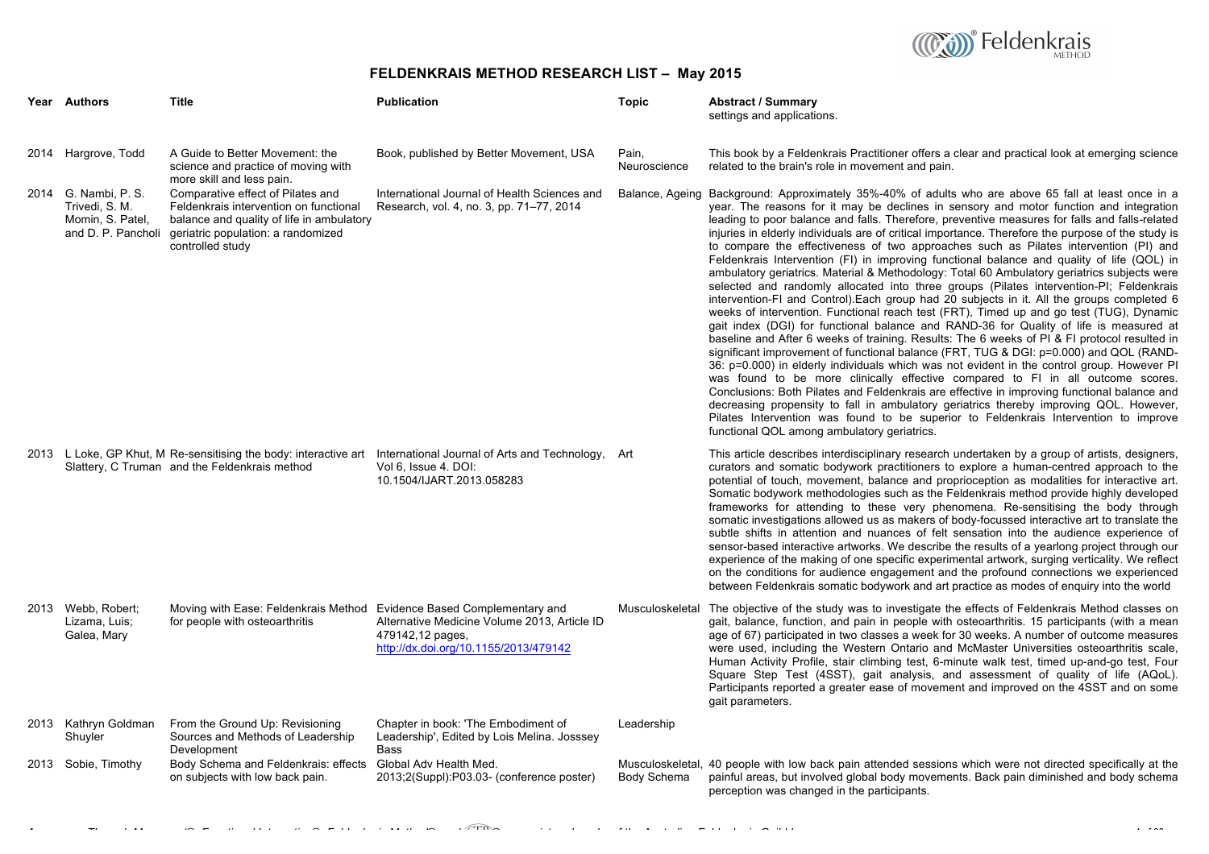# FELDENKRAIS METHOD RESEARCH LIST – May 2015

| Year | Authors | Title | Publication | Topic | Abstract / Summary |
|---|---|---|---|---|---|
| | | | | | settings and applications. |
| 2014 | Hargrove, Todd | A Guide to Better Movement: the science and practice of moving with more skill and less pain. | Book, published by Better Movement, USA | Pain, Neuroscience | This book by a Feldenkrais Practitioner offers a clear and practical look at emerging science related to the brain's role in movement and pain. |
| 2014 | G. Nambi, P. S. Trivedi, S. M. Momin, S. Patel, and D. P. Pancholi | Comparative effect of Pilates and Feldenkrais intervention on functional balance and quality of life in ambulatory geriatric population: a randomized controlled study | International Journal of Health Sciences and Research, vol. 4, no. 3, pp. 71–77, 2014 | Balance, Ageing | Background: Approximately 35%-40% of adults who are above 65 fall at least once in a year. The reasons for it may be declines in sensory and motor function and integration leading to poor balance and falls. Therefore, preventive measures for falls and falls-related injuries in elderly individuals are of critical importance. Therefore the purpose of the study is to compare the effectiveness of two approaches such as Pilates intervention (PI) and Feldenkrais Intervention (FI) in improving functional balance and quality of life (QOL) in ambulatory geriatrics. Material & Methodology: Total 60 Ambulatory geriatrics subjects were selected and randomly allocated into three groups (Pilates intervention-PI; Feldenkrais intervention-FI and Control).Each group had 20 subjects in it. All the groups completed 6 weeks of intervention. Functional reach test (FRT), Timed up and go test (TUG), Dynamic gait index (DGI) for functional balance and RAND-36 for Quality of life is measured at baseline and After 6 weeks of training. Results: The 6 weeks of PI & FI protocol resulted in significant improvement of functional balance (FRT, TUG & DGI: p=0.000) and QOL (RAND-36: p=0.000) in elderly individuals which was not evident in the control group. However PI was found to be more clinically effective compared to FI in all outcome scores. Conclusions: Both Pilates and Feldenkrais are effective in improving functional balance and decreasing propensity to fall in ambulatory geriatrics thereby improving QOL. However, Pilates Intervention was found to be superior to Feldenkrais Intervention to improve functional QOL among ambulatory geriatrics. |
| 2013 | L Loke, GP Khut, M Slattery, C Truman | Re-sensitising the body: interactive art and the Feldenkrais method | International Journal of Arts and Technology, Vol 6, Issue 4. DOI: 10.1504/IJART.2013.058283 | Art | This article describes interdisciplinary research undertaken by a group of artists, designers, curators and somatic bodywork practitioners to explore a human-centred approach to the potential of touch, movement, balance and proprioception as modalities for interactive art. Somatic bodywork methodologies such as the Feldenkrais method provide highly developed frameworks for attending to these very phenomena. Re-sensitising the body through somatic investigations allowed us as makers of body-focussed interactive art to translate the subtle shifts in attention and nuances of felt sensation into the audience experience of sensor-based interactive artworks. We describe the results of a yearlong project through our experience of the making of one specific experimental artwork, surging verticality. We reflect on the conditions for audience engagement and the profound connections we experienced between Feldenkrais somatic bodywork and art practice as modes of enquiry into the world |
| 2013 | Webb, Robert; Lizama, Luis; Galea, Mary | Moving with Ease: Feldenkrais Method for people with osteoarthritis | Evidence Based Complementary and Alternative Medicine Volume 2013, Article ID 479142,12 pages, http://dx.doi.org/10.1155/2013/479142 | Musculoskeletal | The objective of the study was to investigate the effects of Feldenkrais Method classes on gait, balance, function, and pain in people with osteoarthritis. 15 participants (with a mean age of 67) participated in two classes a week for 30 weeks. A number of outcome measures were used, including the Western Ontario and McMaster Universities osteoarthritis scale, Human Activity Profile, stair climbing test, 6-minute walk test, timed up-and-go test, Four Square Step Test (4SST), gait analysis, and assessment of quality of life (AQoL). Participants reported a greater ease of movement and improved on the 4SST and on some gait parameters. |
| 2013 | Kathryn Goldman Shuyler | From the Ground Up: Revisioning Sources and Methods of Leadership Development | Chapter in book: 'The Embodiment of Leadership', Edited by Lois Melina. Josssey Bass | Leadership | |
| 2013 | Sobie, Timothy | Body Schema and Feldenkrais: effects on subjects with low back pain. | Global Adv Health Med. 2013;2(Suppl):P03.03- (conference poster) | Musculoskeletal, Body Schema | 40 people with low back pain attended sessions which were not directed specifically at the painful areas, but involved global body movements. Back pain diminished and body schema perception was changed in the participants. |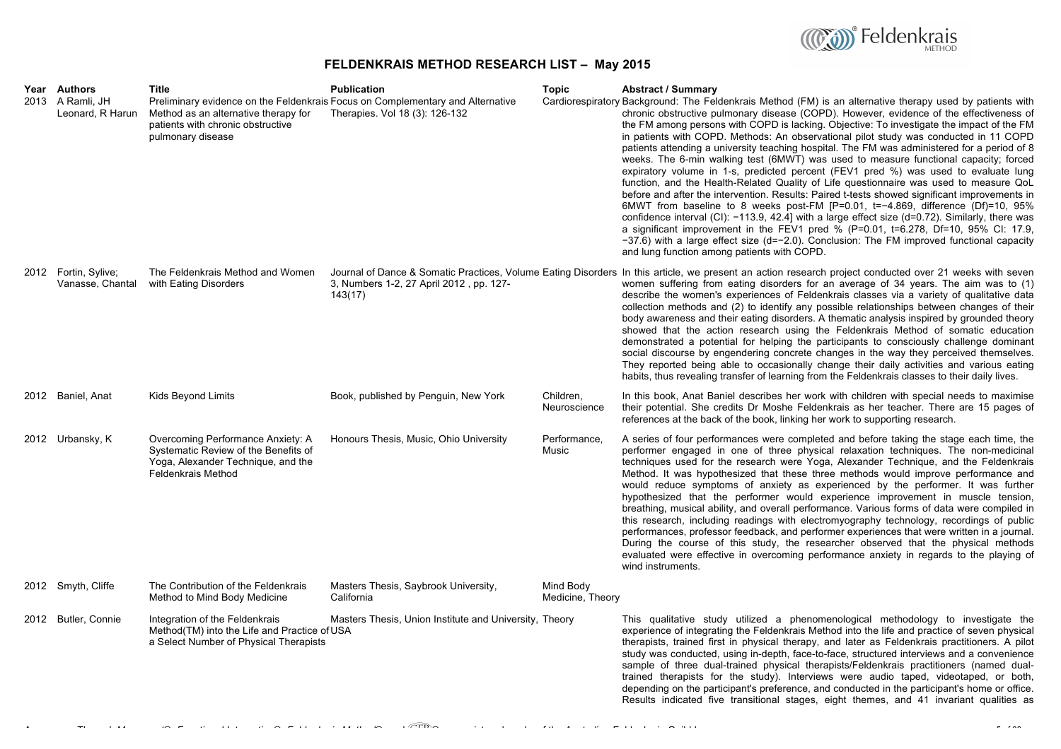# FELDENKRAIS METHOD RESEARCH LIST – May 2015

| Year | Authors | Title | Publication | Topic | Abstract / Summary |
| --- | --- | --- | --- | --- | --- |
| 2013 | A Ramli, JH Leonard, R Harun | Preliminary evidence on the Feldenkrais Method as an alternative therapy for patients with chronic obstructive pulmonary disease | Focus on Complementary and Alternative Therapies. Vol 18 (3): 126-132 | Cardiorespiratory | Background: The Feldenkrais Method (FM) is an alternative therapy used by patients with chronic obstructive pulmonary disease (COPD). However, evidence of the effectiveness of the FM among persons with COPD is lacking. Objective: To investigate the impact of the FM in patients with COPD. Methods: An observational pilot study was conducted in 11 COPD patients attending a university teaching hospital. The FM was administered for a period of 8 weeks. The 6-min walking test (6MWT) was used to measure functional capacity; forced expiratory volume in 1-s, predicted percent (FEV1 pred %) was used to evaluate lung function, and the Health-Related Quality of Life questionnaire was used to measure QoL before and after the intervention. Results: Paired t-tests showed significant improvements in 6MWT from baseline to 8 weeks post-FM [P=0.01, t=−4.869, difference (Df)=10, 95% confidence interval (CI): −113.9, 42.4] with a large effect size (d=0.72). Similarly, there was a significant improvement in the FEV1 pred % (P=0.01, t=6.278, Df=10, 95% CI: 17.9, −37.6) with a large effect size (d=−2.0). Conclusion: The FM improved functional capacity and lung function among patients with COPD. |
| 2012 | Fortin, Sylive; Vanasse, Chantal | The Feldenkrais Method and Women with Eating Disorders | Journal of Dance & Somatic Practices, Volume 3, Numbers 1-2, 27 April 2012 , pp. 127-143(17) | Eating Disorders | In this article, we present an action research project conducted over 21 weeks with seven women suffering from eating disorders for an average of 34 years. The aim was to (1) describe the women's experiences of Feldenkrais classes via a variety of qualitative data collection methods and (2) to identify any possible relationships between changes of their body awareness and their eating disorders. A thematic analysis inspired by grounded theory showed that the action research using the Feldenkrais Method of somatic education demonstrated a potential for helping the participants to consciously challenge dominant social discourse by engendering concrete changes in the way they perceived themselves. They reported being able to occasionally change their daily activities and various eating habits, thus revealing transfer of learning from the Feldenkrais classes to their daily lives. |
| 2012 | Baniel, Anat | Kids Beyond Limits | Book, published by Penguin, New York | Children, Neuroscience | In this book, Anat Baniel describes her work with children with special needs to maximise their potential. She credits Dr Moshe Feldenkrais as her teacher. There are 15 pages of references at the back of the book, linking her work to supporting research. |
| 2012 | Urbansky, K | Overcoming Performance Anxiety: A Systematic Review of the Benefits of Yoga, Alexander Technique, and the Feldenkrais Method | Honours Thesis, Music, Ohio University | Performance, Music | A series of four performances were completed and before taking the stage each time, the performer engaged in one of three physical relaxation techniques. The non-medicinal techniques used for the research were Yoga, Alexander Technique, and the Feldenkrais Method. It was hypothesized that these three methods would improve performance and would reduce symptoms of anxiety as experienced by the performer. It was further hypothesized that the performer would experience improvement in muscle tension, breathing, musical ability, and overall performance. Various forms of data were compiled in this research, including readings with electromyography technology, recordings of public performances, professor feedback, and performer experiences that were written in a journal. During the course of this study, the researcher observed that the physical methods evaluated were effective in overcoming performance anxiety in regards to the playing of wind instruments. |
| 2012 | Smyth, Cliffe | The Contribution of the Feldenkrais Method to Mind Body Medicine | Masters Thesis, Saybrook University, California | Mind Body Medicine, Theory | |
| 2012 | Butler, Connie | Integration of the Feldenkrais Method(TM) into the Life and Practice of a Select Number of Physical Therapists | Masters Thesis, Union Institute and University, USA | Theory | This qualitative study utilized a phenomenological methodology to investigate the experience of integrating the Feldenkrais Method into the life and practice of seven physical therapists, trained first in physical therapy, and later as Feldenkrais practitioners. A pilot study was conducted, using in-depth, face-to-face, structured interviews and a convenience sample of three dual-trained physical therapists/Feldenkrais practitioners (named dual-trained therapists for the study). Interviews were audio taped, videotaped, or both, depending on the participant's preference, and conducted in the participant's home or office. Results indicated five transitional stages, eight themes, and 41 invariant qualities as |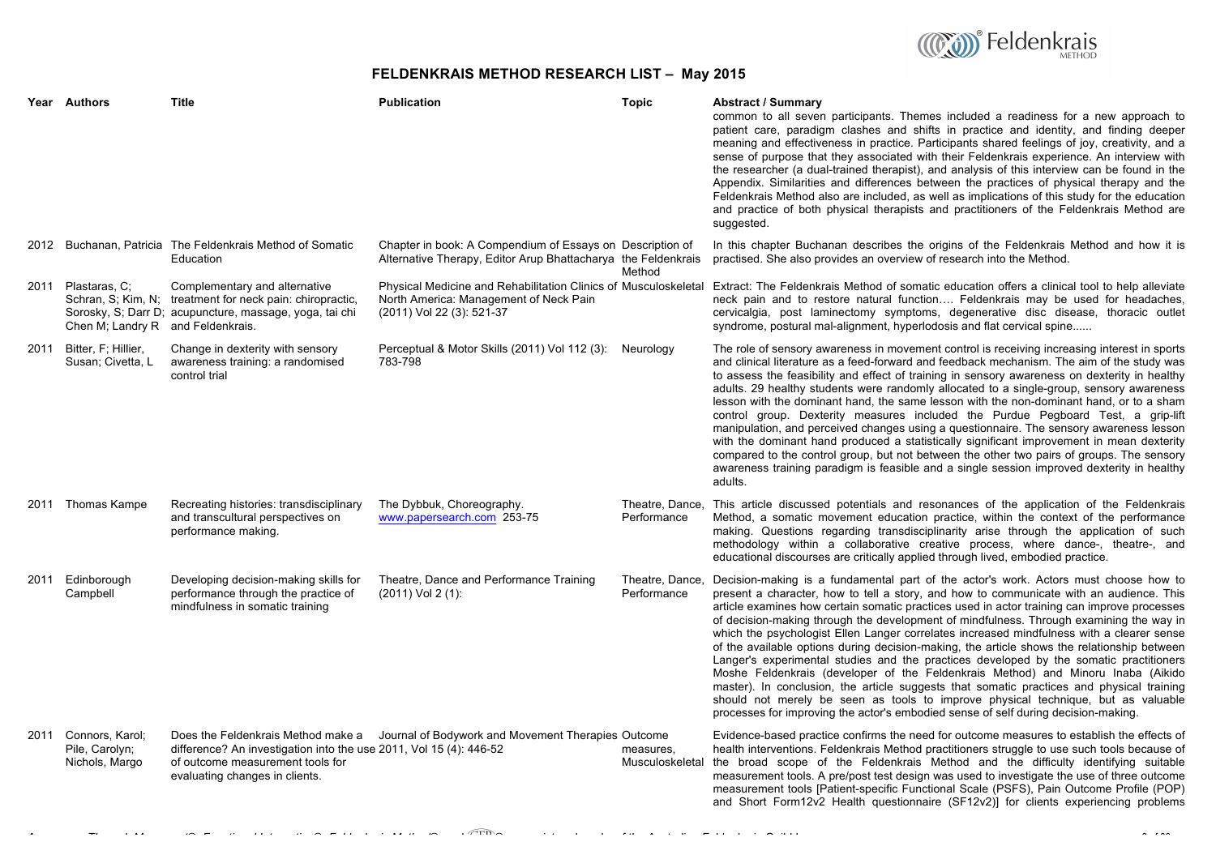## FELDENKRAIS METHOD RESEARCH LIST – May 2015

| Year | Authors | Title | Publication | Topic | Abstract / Summary |
|---|---|---|---|---|---|
| | | | | | common to all seven participants. Themes included a readiness for a new approach to patient care, paradigm clashes and shifts in practice and identity, and finding deeper meaning and effectiveness in practice. Participants shared feelings of joy, creativity, and a sense of purpose that they associated with their Feldenkrais experience. An interview with the researcher (a dual-trained therapist), and analysis of this interview can be found in the Appendix. Similarities and differences between the practices of physical therapy and the Feldenkrais Method also are included, as well as implications of this study for the education and practice of both physical therapists and practitioners of the Feldenkrais Method are suggested. |
| 2012 | Buchanan, Patricia | The Feldenkrais Method of Somatic Education | Chapter in book: A Compendium of Essays on Alternative Therapy, Editor Arup Bhattacharya | Description of the Feldenkrais Method | In this chapter Buchanan describes the origins of the Feldenkrais Method and how it is practised. She also provides an overview of research into the Method. |
| 2011 | Plastaras, C; Schran, S; Kim, N; Sorosky, S; Darr D; Chen M; Landry R | Complementary and alternative treatment for neck pain: chiropractic, acupuncture, massage, yoga, tai chi and Feldenkrais. | Physical Medicine and Rehabilitation Clinics of North America: Management of Neck Pain (2011) Vol 22 (3): 521-37 | Musculoskeletal | Extract: The Feldenkrais Method of somatic education offers a clinical tool to help alleviate neck pain and to restore natural function…. Feldenkrais may be used for headaches, cervicalgia, post laminectomy symptoms, degenerative disc disease, thoracic outlet syndrome, postural mal-alignment, hyperlodosis and flat cervical spine...... |
| 2011 | Bitter, F; Hillier, Susan; Civetta, L | Change in dexterity with sensory awareness training: a randomised control trial | Perceptual & Motor Skills (2011) Vol 112 (3): 783-798 | Neurology | The role of sensory awareness in movement control is receiving increasing interest in sports and clinical literature as a feed-forward and feedback mechanism. The aim of the study was to assess the feasibility and effect of training in sensory awareness on dexterity in healthy adults. 29 healthy students were randomly allocated to a single-group, sensory awareness lesson with the dominant hand, the same lesson with the non-dominant hand, or to a sham control group. Dexterity measures included the Purdue Pegboard Test, a grip-lift manipulation, and perceived changes using a questionnaire. The sensory awareness lesson with the dominant hand produced a statistically significant improvement in mean dexterity compared to the control group, but not between the other two pairs of groups. The sensory awareness training paradigm is feasible and a single session improved dexterity in healthy adults. |
| 2011 | Thomas Kampe | Recreating histories: transdisciplinary and transcultural perspectives on performance making. | The Dybbuk, Choreography. www.papersearch.com 253-75 | Theatre, Dance, Performance | This article discussed potentials and resonances of the application of the Feldenkrais Method, a somatic movement education practice, within the context of the performance making. Questions regarding transdisciplinarity arise through the application of such methodology within a collaborative creative process, where dance-, theatre-, and educational discourses are critically applied through lived, embodied practice. |
| 2011 | Edinborough Campbell | Developing decision-making skills for performance through the practice of mindfulness in somatic training | Theatre, Dance and Performance Training (2011) Vol 2 (1): | Theatre, Dance, Performance | Decision-making is a fundamental part of the actor's work. Actors must choose how to present a character, how to tell a story, and how to communicate with an audience. This article examines how certain somatic practices used in actor training can improve processes of decision-making through the development of mindfulness. Through examining the way in which the psychologist Ellen Langer correlates increased mindfulness with a clearer sense of the available options during decision-making, the article shows the relationship between Langer's experimental studies and the practices developed by the somatic practitioners Moshe Feldenkrais (developer of the Feldenkrais Method) and Minoru Inaba (Aikido master). In conclusion, the article suggests that somatic practices and physical training should not merely be seen as tools to improve physical technique, but as valuable processes for improving the actor's embodied sense of self during decision-making. |
| 2011 | Connors, Karol; Pile, Carolyn; Nichols, Margo | Does the Feldenkrais Method make a difference? An investigation into the use of outcome measurement tools for evaluating changes in clients. | Journal of Bodywork and Movement Therapies 2011, Vol 15 (4): 446-52 | Outcome measures, Musculoskeletal | Evidence-based practice confirms the need for outcome measures to establish the effects of health interventions. Feldenkrais Method practitioners struggle to use such tools because of the broad scope of the Feldenkrais Method and the difficulty identifying suitable measurement tools. A pre/post test design was used to investigate the use of three outcome measurement tools [Patient-specific Functional Scale (PSFS), Pain Outcome Profile (POP) and Short Form12v2 Health questionnaire (SF12v2)] for clients experiencing problems |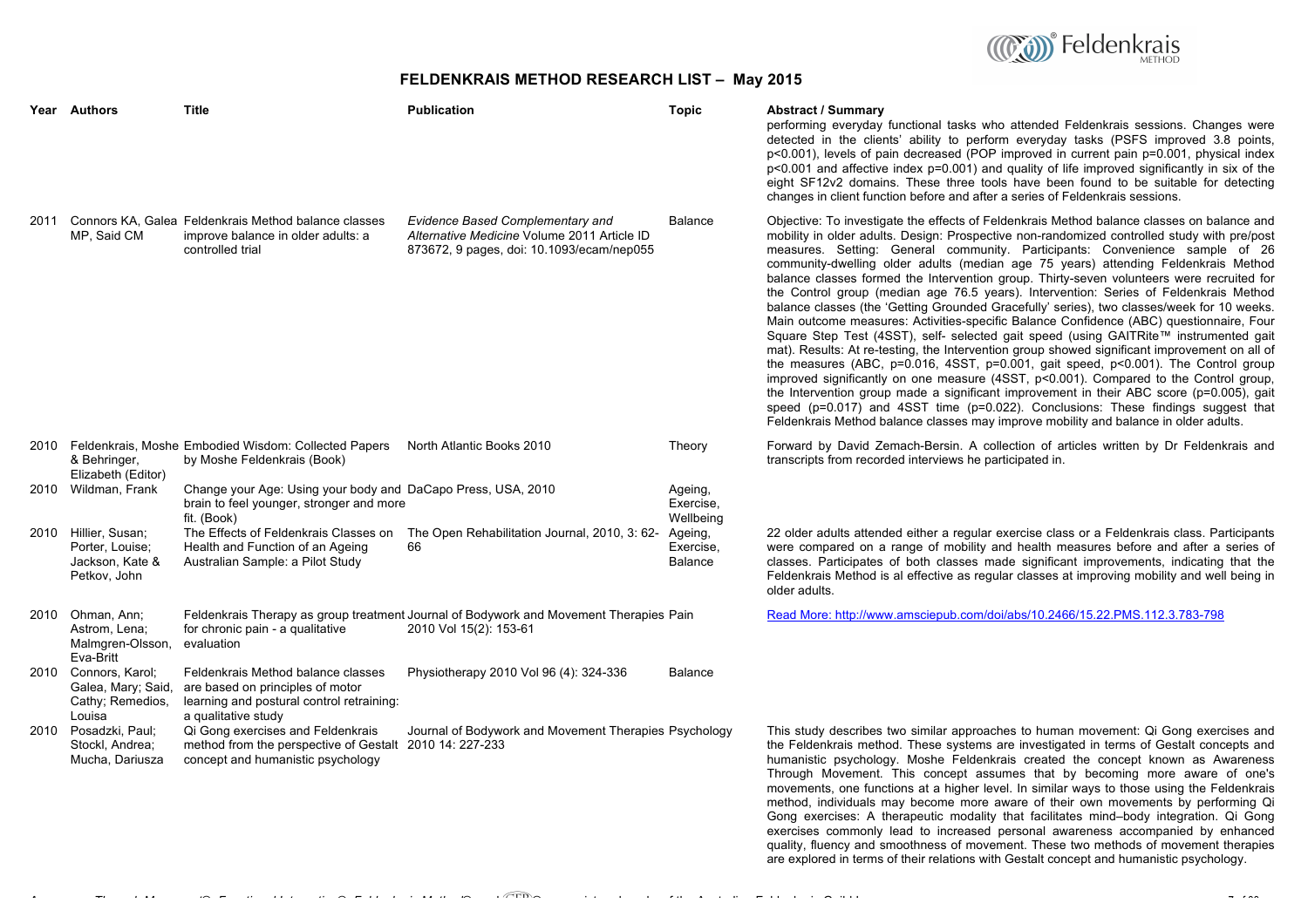# FELDENKRAIS METHOD RESEARCH LIST – May 2015

| Year | Authors | Title | Publication | Topic | Abstract / Summary |
|---|---|---|---|---|---|
| | | | | | performing everyday functional tasks who attended Feldenkrais sessions. Changes were detected in the clients' ability to perform everyday tasks (PSFS improved 3.8 points, p<0.001), levels of pain decreased (POP improved in current pain p=0.001, physical index p<0.001 and affective index p=0.001) and quality of life improved significantly in six of the eight SF12v2 domains. These three tools have been found to be suitable for detecting changes in client function before and after a series of Feldenkrais sessions. |
| 2011 | Connors KA, Galea MP, Said CM | Feldenkrais Method balance classes improve balance in older adults: a controlled trial | *Evidence Based Complementary and Alternative Medicine* Volume 2011 Article ID 873672, 9 pages, doi: 10.1093/ecam/nep055 | Balance | Objective: To investigate the effects of Feldenkrais Method balance classes on balance and mobility in older adults. Design: Prospective non-randomized controlled study with pre/post measures. Setting: General community. Participants: Convenience sample of 26 community-dwelling older adults (median age 75 years) attending Feldenkrais Method balance classes formed the Intervention group. Thirty-seven volunteers were recruited for the Control group (median age 76.5 years). Intervention: Series of Feldenkrais Method balance classes (the 'Getting Grounded Gracefully' series), two classes/week for 10 weeks. Main outcome measures: Activities-specific Balance Confidence (ABC) questionnaire, Four Square Step Test (4SST), self- selected gait speed (using GAITRite™ instrumented gait mat). Results: At re-testing, the Intervention group showed significant improvement on all of the measures (ABC, p=0.016, 4SST, p=0.001, gait speed, p<0.001). The Control group improved significantly on one measure (4SST, p<0.001). Compared to the Control group, the Intervention group made a significant improvement in their ABC score (p=0.005), gait speed (p=0.017) and 4SST time (p=0.022). Conclusions: These findings suggest that Feldenkrais Method balance classes may improve mobility and balance in older adults. |
| 2010 | Feldenkrais, Moshe & Behringer, Elizabeth (Editor) | Embodied Wisdom: Collected Papers by Moshe Feldenkrais (Book) | North Atlantic Books 2010 | Theory | Forward by David Zemach-Bersin. A collection of articles written by Dr Feldenkrais and transcripts from recorded interviews he participated in. |
| 2010 | Wildman, Frank | Change your Age: Using your body and brain to feel younger, stronger and more fit. (Book) | DaCapo Press, USA, 2010 | Ageing, Exercise, Wellbeing | |
| 2010 | Hillier, Susan; Porter, Louise; Jackson, Kate & Petkov, John | The Effects of Feldenkrais Classes on Health and Function of an Ageing Australian Sample: a Pilot Study | The Open Rehabilitation Journal, 2010, 3: 62-66 | Ageing, Exercise, Balance | 22 older adults attended either a regular exercise class or a Feldenkrais class. Participants were compared on a range of mobility and health measures before and after a series of classes. Participates of both classes made significant improvements, indicating that the Feldenkrais Method is al effective as regular classes at improving mobility and well being in older adults. |
| 2010 | Ohman, Ann; Astrom, Lena; Malmgren-Olsson, Eva-Britt | Feldenkrais Therapy as group treatment for chronic pain - a qualitative evaluation | Journal of Bodywork and Movement Therapies 2010 Vol 15(2): 153-61 | Pain | [Read More: http://www.amsciepub.com/doi/abs/10.2466/15.22.PMS.112.3.783-798](http://www.amsciepub.com/doi/abs/10.2466/15.22.PMS.112.3.783-798) |
| 2010 | Connors, Karol; Galea, Mary; Said, Cathy; Remedios, Louisa | Feldenkrais Method balance classes are based on principles of motor learning and postural control retraining: a qualitative study | Physiotherapy 2010 Vol 96 (4): 324-336 | Balance | |
| 2010 | Posadzki, Paul; Stockl, Andrea; Mucha, Dariusza | Qi Gong exercises and Feldenkrais method from the perspective of Gestalt concept and humanistic psychology | Journal of Bodywork and Movement Therapies 2010 14: 227-233 | Psychology | This study describes two similar approaches to human movement: Qi Gong exercises and the Feldenkrais method. These systems are investigated in terms of Gestalt concepts and humanistic psychology. Moshe Feldenkrais created the concept known as Awareness Through Movement. This concept assumes that by becoming more aware of one's movements, one functions at a higher level. In similar ways to those using the Feldenkrais method, individuals may become more aware of their own movements by performing Qi Gong exercises: A therapeutic modality that facilitates mind–body integration. Qi Gong exercises commonly lead to increased personal awareness accompanied by enhanced quality, fluency and smoothness of movement. These two methods of movement therapies are explored in terms of their relations with Gestalt concept and humanistic psychology. |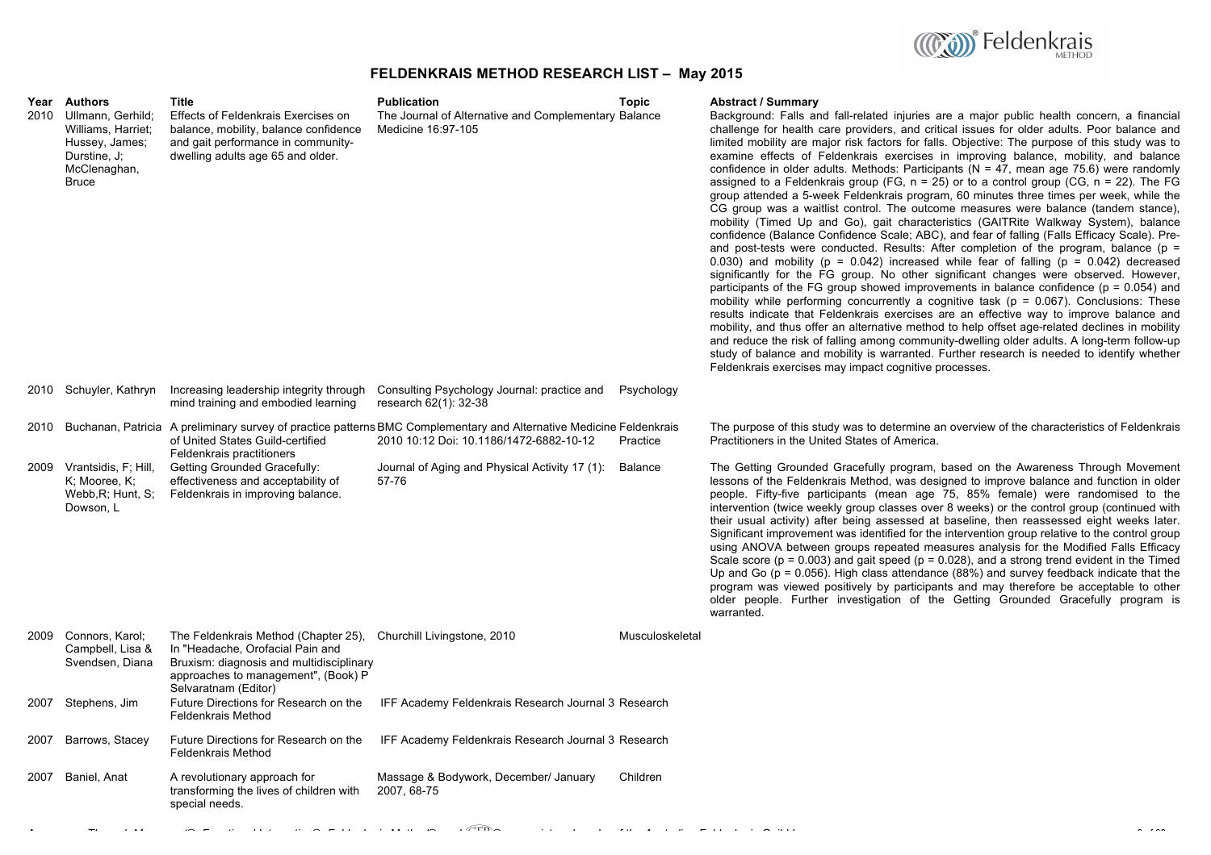# FELDENKRAIS METHOD RESEARCH LIST – May 2015

| Year | Authors | Title | Publication | Topic | Abstract / Summary |
|---|---|---|---|---|---|
| 2010 | Ullmann, Gerhild; Williams, Harriet; Hussey, James; Durstine, J; McClenaghan, Bruce | Effects of Feldenkrais Exercises on balance, mobility, balance confidence and gait performance in community-dwelling adults age 65 and older. | The Journal of Alternative and Complementary Medicine 16:97-105 | Balance | Background: Falls and fall-related injuries are a major public health concern, a financial challenge for health care providers, and critical issues for older adults. Poor balance and limited mobility are major risk factors for falls. Objective: The purpose of this study was to examine effects of Feldenkrais exercises in improving balance, mobility, and balance confidence in older adults. Methods: Participants (N = 47, mean age 75.6) were randomly assigned to a Feldenkrais group (FG, n = 25) or to a control group (CG, n = 22). The FG group attended a 5-week Feldenkrais program, 60 minutes three times per week, while the CG group was a waitlist control. The outcome measures were balance (tandem stance), mobility (Timed Up and Go), gait characteristics (GAITRite Walkway System), balance confidence (Balance Confidence Scale; ABC), and fear of falling (Falls Efficacy Scale). Pre- and post-tests were conducted. Results: After completion of the program, balance ($p = 0.030$) and mobility ($p = 0.042$) increased while fear of falling ($p = 0.042$) decreased significantly for the FG group. No other significant changes were observed. However, participants of the FG group showed improvements in balance confidence ($p = 0.054$) and mobility while performing concurrently a cognitive task ($p = 0.067$). Conclusions: These results indicate that Feldenkrais exercises are an effective way to improve balance and mobility, and thus offer an alternative method to help offset age-related declines in mobility and reduce the risk of falling among community-dwelling older adults. A long-term follow-up study of balance and mobility is warranted. Further research is needed to identify whether Feldenkrais exercises may impact cognitive processes. |
| 2010 | Schuyler, Kathryn | Increasing leadership integrity through mind training and embodied learning | Consulting Psychology Journal: practice and research 62(1): 32-38 | Psychology | |
| 2010 | Buchanan, Patricia | A preliminary survey of practice patterns of United States Guild-certified Feldenkrais practitioners | BMC Complementary and Alternative Medicine 2010 10:12 Doi: 10.1186/1472-6882-10-12 | Feldenkrais Practice | The purpose of this study was to determine an overview of the characteristics of Feldenkrais Practitioners in the United States of America. |
| 2009 | Vrantsidis, F; Hill, K; Mooree, K; Webb,R; Hunt, S; Dowson, L | Getting Grounded Gracefully: effectiveness and acceptability of Feldenkrais in improving balance. | Journal of Aging and Physical Activity 17 (1): 57-76 | Balance | The Getting Grounded Gracefully program, based on the Awareness Through Movement lessons of the Feldenkrais Method, was designed to improve balance and function in older people. Fifty-five participants (mean age 75, 85% female) were randomised to the intervention (twice weekly group classes over 8 weeks) or the control group (continued with their usual activity) after being assessed at baseline, then reassessed eight weeks later. Significant improvement was identified for the intervention group relative to the control group using ANOVA between groups repeated measures analysis for the Modified Falls Efficacy Scale score ($p = 0.003$) and gait speed ($p = 0.028$), and a strong trend evident in the Timed Up and Go ($p = 0.056$). High class attendance (88%) and survey feedback indicate that the program was viewed positively by participants and may therefore be acceptable to other older people. Further investigation of the Getting Grounded Gracefully program is warranted. |
| 2009 | Connors, Karol; Campbell, Lisa & Svendsen, Diana | The Feldenkrais Method (Chapter 25), In "Headache, Orofacial Pain and Bruxism: diagnosis and multidisciplinary approaches to management", (Book) P Selvaratnam (Editor) | Churchill Livingstone, 2010 | Musculoskeletal | |
| 2007 | Stephens, Jim | Future Directions for Research on the Feldenkrais Method | IFF Academy Feldenkrais Research Journal 3 | Research | |
| 2007 | Barrows, Stacey | Future Directions for Research on the Feldenkrais Method | IFF Academy Feldenkrais Research Journal 3 | Research | |
| 2007 | Baniel, Anat | A revolutionary approach for transforming the lives of children with special needs. | Massage & Bodywork, December/ January 2007, 68-75 | Children | |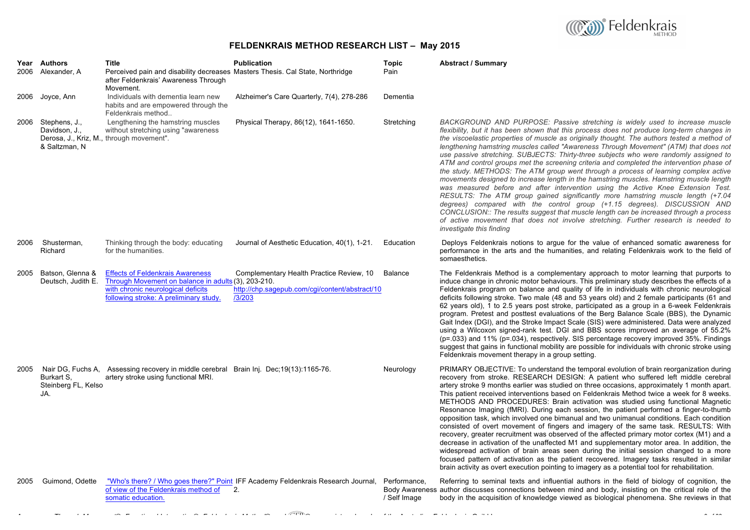# FELDENKRAIS METHOD RESEARCH LIST – May 2015

| Year | Authors | Title | Publication | Topic | Abstract / Summary |
| --- | --- | --- | --- | --- | --- |
| 2006 | Alexander, A | Perceived pain and disability decreases after Feldenkrais' Awareness Through Movement. | Masters Thesis. Cal State, Northridge | Pain | |
| 2006 | Joyce, Ann | Individuals with dementia learn new habits and are empowered through the Feldenkrais method.. | Alzheimer's Care Quarterly, 7(4), 278-286 | Dementia | |
| 2006 | Stephens, J., Davidson, J., Derosa, J., Kriz, M., & Saltzman, N | Lengthening the hamstring muscles without stretching using "awareness through movement". | Physical Therapy, 86(12), 1641-1650. | Stretching | *BACKGROUND AND PURPOSE: Passive stretching is widely used to increase muscle flexibility, but it has been shown that this process does not produce long-term changes in the viscoelastic properties of muscle as originally thought. The authors tested a method of lengthening hamstring muscles called "Awareness Through Movement" (ATM) that does not use passive stretching. SUBJECTS: Thirty-three subjects who were randomly assigned to ATM and control groups met the screening criteria and completed the intervention phase of the study. METHODS: The ATM group went through a process of learning complex active movements designed to increase length in the hamstring muscles. Hamstring muscle length was measured before and after intervention using the Active Knee Extension Test. RESULTS: The ATM group gained significantly more hamstring muscle length (+7.04 degrees) compared with the control group (+1.15 degrees). DISCUSSION AND CONCLUSION:: The results suggest that muscle length can be increased through a process of active movement that does not involve stretching. Further research is needed to investigate this finding* |
| 2006 | Shusterman, Richard | Thinking through the body: educating for the humanities. | Journal of Aesthetic Education, 40(1), 1-21. | Education | Deploys Feldenkrais notions to argue for the value of enhanced somatic awareness for performance in the arts and the humanities, and relating Feldenkrais work to the field of somaesthetics. |
| 2005 | Batson, Glenna & Deutsch, Judith E. | Effects of Feldenkrais Awareness Through Movement on balance in adults with chronic neurological deficits following stroke: A preliminary study. | Complementary Health Practice Review, 10 (3), 203-210. http://chp.sagepub.com/cgi/content/abstract/10/3/203 | Balance | The Feldenkrais Method is a complementary approach to motor learning that purports to induce change in chronic motor behaviours. This preliminary study describes the effects of a Feldenkrais program on balance and quality of life in individuals with chronic neurological deficits following stroke. Two male (48 and 53 years old) and 2 female participants (61 and 62 years old), 1 to 2.5 years post stroke, participated as a group in a 6-week Feldenkrais program. Pretest and posttest evaluations of the Berg Balance Scale (BBS), the Dynamic Gait Index (DGI), and the Stroke Impact Scale (SIS) were administered. Data were analyzed using a Wilcoxon signed-rank test. DGI and BBS scores improved an average of 55.2% ($p=.033$) and 11% ($p=.034$), respectively. SIS percentage recovery improved 35%. Findings suggest that gains in functional mobility are possible for individuals with chronic stroke using Feldenkrais movement therapy in a group setting. |
| 2005 | Nair DG, Fuchs A, Burkart S, Steinberg FL, Kelso JA. | Assessing recovery in middle cerebral artery stroke using functional MRI. | Brain Inj. Dec;19(13):1165-76. | Neurology | PRIMARY OBJECTIVE: To understand the temporal evolution of brain reorganization during recovery from stroke. RESEARCH DESIGN: A patient who suffered left middle cerebral artery stroke 9 months earlier was studied on three occasions, approximately 1 month apart. This patient received interventions based on Feldenkrais Method twice a week for 8 weeks. METHODS AND PROCEDURES: Brain activation was studied using functional Magnetic Resonance Imaging (fMRI). During each session, the patient performed a finger-to-thumb opposition task, which involved one bimanual and two unimanual conditions. Each condition consisted of overt movement of fingers and imagery of the same task. RESULTS: With recovery, greater recruitment was observed of the affected primary motor cortex (M1) and a decrease in activation of the unaffected M1 and supplementary motor area. In addition, the widespread activation of brain areas seen during the initial session changed to a more focused pattern of activation as the patient recovered. Imagery tasks resulted in similar brain activity as overt execution pointing to imagery as a potential tool for rehabilitation. |
| 2005 | Guimond, Odette | "Who's there? / Who goes there?" Point of view of the Feldenkrais method of somatic education. | IFF Academy Feldenkrais Research Journal, 2. | Performance, Body Awareness / Self Image | Referring to seminal texts and influential authors in the field of biology of cognition, the author discusses connections between mind and body, insisting on the critical role of the body in the acquisition of knowledge viewed as biological phenomena. She reviews in that |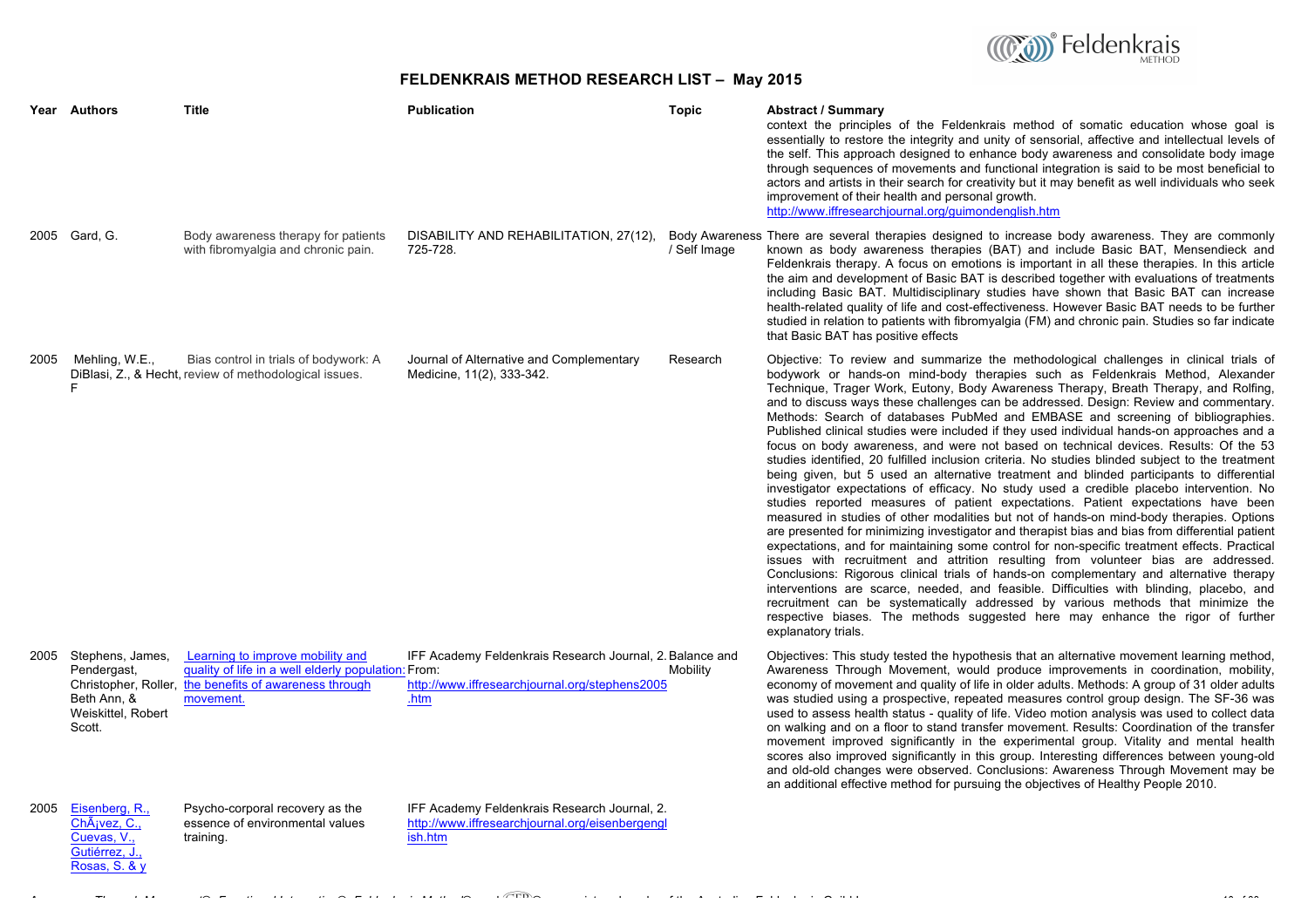# FELDENKRAIS METHOD RESEARCH LIST – May 2015

| Year | Authors | Title | Publication | Topic | Abstract / Summary |
|---|---|---|---|---|---|
| | | | | | context the principles of the Feldenkrais method of somatic education whose goal is essentially to restore the integrity and unity of sensorial, affective and intellectual levels of the self. This approach designed to enhance body awareness and consolidate body image through sequences of movements and functional integration is said to be most beneficial to actors and artists in their search for creativity but it may benefit as well individuals who seek improvement of their health and personal growth. http://www.iffresearchjournal.org/guimondenglish.htm |
| 2005 | Gard, G. | Body awareness therapy for patients with fibromyalgia and chronic pain. | DISABILITY AND REHABILITATION, 27(12), 725-728. | Body Awareness / Self Image | There are several therapies designed to increase body awareness. They are commonly known as body awareness therapies (BAT) and include Basic BAT, Mensendieck and Feldenkrais therapy. A focus on emotions is important in all these therapies. In this article the aim and development of Basic BAT is described together with evaluations of treatments including Basic BAT. Multidisciplinary studies have shown that Basic BAT can increase health-related quality of life and cost-effectiveness. However Basic BAT needs to be further studied in relation to patients with fibromyalgia (FM) and chronic pain. Studies so far indicate that Basic BAT has positive effects |
| 2005 | Mehling, W.E., DiBlasi, Z., & Hecht, F | Bias control in trials of bodywork: A review of methodological issues. | Journal of Alternative and Complementary Medicine, 11(2), 333-342. | Research | Objective: To review and summarize the methodological challenges in clinical trials of bodywork or hands-on mind-body therapies such as Feldenkrais Method, Alexander Technique, Trager Work, Eutony, Body Awareness Therapy, Breath Therapy, and Rolfing, and to discuss ways these challenges can be addressed. Design: Review and commentary. Methods: Search of databases PubMed and EMBASE and screening of bibliographies. Published clinical studies were included if they used individual hands-on approaches and a focus on body awareness, and were not based on technical devices. Results: Of the 53 studies identified, 20 fulfilled inclusion criteria. No studies blinded subject to the treatment being given, but 5 used an alternative treatment and blinded participants to differential investigator expectations of efficacy. No study used a credible placebo intervention. No studies reported measures of patient expectations. Patient expectations have been measured in studies of other modalities but not of hands-on mind-body therapies. Options are presented for minimizing investigator and therapist bias and bias from differential patient expectations, and for maintaining some control for non-specific treatment effects. Practical issues with recruitment and attrition resulting from volunteer bias are addressed. Conclusions: Rigorous clinical trials of hands-on complementary and alternative therapy interventions are scarce, needed, and feasible. Difficulties with blinding, placebo, and recruitment can be systematically addressed by various methods that minimize the respective biases. The methods suggested here may enhance the rigor of further explanatory trials. |
| 2005 | Stephens, James, Pendergast, Christopher, Roller, Beth Ann, & Weiskittel, Robert Scott. | Learning to improve mobility and quality of life in a well elderly population: the benefits of awareness through movement. | IFF Academy Feldenkrais Research Journal, 2. From: http://www.iffresearchjournal.org/stephens2005.htm | Balance and Mobility | Objectives: This study tested the hypothesis that an alternative movement learning method, Awareness Through Movement, would produce improvements in coordination, mobility, economy of movement and quality of life in older adults. Methods: A group of 31 older adults was studied using a prospective, repeated measures control group design. The SF-36 was used to assess health status - quality of life. Video motion analysis was used to collect data on walking and on a floor to stand transfer movement. Results: Coordination of the transfer movement improved significantly in the experimental group. Vitality and mental health scores also improved significantly in this group. Interesting differences between young-old and old-old changes were observed. Conclusions: Awareness Through Movement may be an additional effective method for pursuing the objectives of Healthy People 2010. |
| 2005 | Eisenberg, R., ChÃ¡vez, C., Cuevas, V., Gutiérrez, J., Rosas, S. & y | Psycho-corporal recovery as the essence of environmental values training. | IFF Academy Feldenkrais Research Journal, 2. http://www.iffresearchjournal.org/eisenbergenglish.htm | | |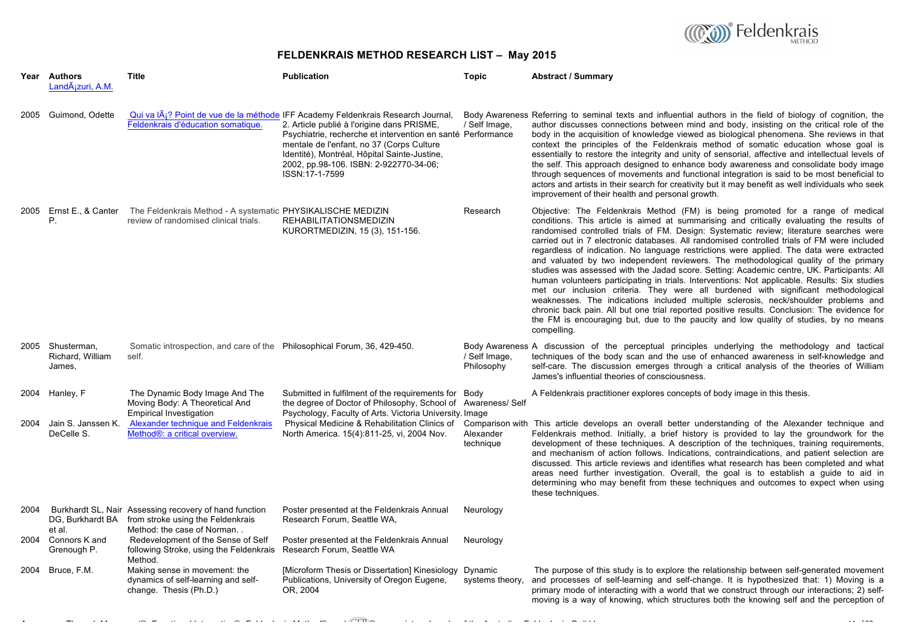# FELDENKRAIS METHOD RESEARCH LIST – May 2015

| Year | Authors | Title | Publication | Topic | Abstract / Summary |
|---|---|---|---|---|---|
| | LandÃ¡zuri, A.M. | | | | |
| 2005 | Guimond, Odette | Qui va lÃ¡? Point de vue de la méthode Feldenkrais d'éducation somatique. | IFF Academy Feldenkrais Research Journal, 2. Article publié à l'origine dans PRISME, Psychiatrie, recherche et intervention en santé mentale de l'enfant, no 37 (Corps Culture Identité), Montréal, Hôpital Sainte-Justine, 2002, pp.98-106. ISBN: 2-922770-34-06; ISSN:17-1-7599 | Body Awareness / Self Image, Performance | Referring to seminal texts and influential authors in the field of biology of cognition, the author discusses connections between mind and body, insisting on the critical role of the body in the acquisition of knowledge viewed as biological phenomena. She reviews in that context the principles of the Feldenkrais method of somatic education whose goal is essentially to restore the integrity and unity of sensorial, affective and intellectual levels of the self. This approach designed to enhance body awareness and consolidate body image through sequences of movements and functional integration is said to be most beneficial to actors and artists in their search for creativity but it may benefit as well individuals who seek improvement of their health and personal growth. |
| 2005 | Ernst E., & Canter P. | The Feldenkrais Method - A systematic review of randomised clinical trials. | PHYSIKALISCHE MEDIZIN REHABILITATIONSMEDIZIN KURORTMEDIZIN, 15 (3), 151-156. | Research | Objective: The Feldenkrais Method (FM) is being promoted for a range of medical conditions. This article is aimed at summarising and critically evaluating the results of randomised controlled trials of FM. Design: Systematic review; literature searches were carried out in 7 electronic databases. All randomised controlled trials of FM were included regardless of indication. No language restrictions were applied. The data were extracted and valuated by two independent reviewers. The methodological quality of the primary studies was assessed with the Jadad score. Setting: Academic centre, UK. Participants: All human volunteers participating in trials. Interventions: Not applicable. Results: Six studies met our inclusion criteria. They were all burdened with significant methodological weaknesses. The indications included multiple sclerosis, neck/shoulder problems and chronic back pain. All but one trial reported positive results. Conclusion: The evidence for the FM is encouraging but, due to the paucity and low quality of studies, by no means compelling. |
| 2005 | Shusterman, Richard, William James, | Somatic introspection, and care of the self. | Philosophical Forum, 36, 429-450. | Body Awareness / Self Image, Philosophy | A discussion of the perceptual principles underlying the methodology and tactical techniques of the body scan and the use of enhanced awareness in self-knowledge and self-care. The discussion emerges through a critical analysis of the theories of William James's influential theories of consciousness. |
| 2004 | Hanley, F | The Dynamic Body Image And The Moving Body: A Theoretical And Empirical Investigation | Submitted in fulfilment of the requirements for the degree of Doctor of Philosophy, School of Psychology, Faculty of Arts. Victoria University. | Body Awareness/ Self Image | A Feldenkrais practitioner explores concepts of body image in this thesis. |
| 2004 | Jain S. Janssen K. DeCelle S. | Alexander technique and Feldenkrais Method®: a critical overview. | Physical Medicine & Rehabilitation Clinics of North America. 15(4):811-25, vi, 2004 Nov. | Comparison with Alexander technique | This article develops an overall better understanding of the Alexander technique and Feldenkrais method. Initially, a brief history is provided to lay the groundwork for the development of these techniques. A description of the techniques, training requirements, and mechanism of action follows. Indications, contraindications, and patient selection are discussed. This article reviews and identifies what research has been completed and what areas need further investigation. Overall, the goal is to establish a guide to aid in determining who may benefit from these techniques and outcomes to expect when using these techniques. |
| 2004 | Burkhardt SL, Nair DG, Burkhardt BA et al. | Assessing recovery of hand function from stroke using the Feldenkrais Method: the case of Norman. . | Poster presented at the Feldenkrais Annual Research Forum, Seattle WA, | Neurology | |
| 2004 | Connors K and Grenough P. | Redevelopment of the Sense of Self following Stroke, using the Feldenkrais Method. | Poster presented at the Feldenkrais Annual Research Forum, Seattle WA | Neurology | |
| 2004 | Bruce, F.M. | Making sense in movement: the dynamics of self-learning and self-change. Thesis (Ph.D.) | [Microform Thesis or Dissertation] Kinesiology Publications, University of Oregon Eugene, OR, 2004 | Dynamic systems theory, | The purpose of this study is to explore the relationship between self-generated movement and processes of self-learning and self-change. It is hypothesized that: 1) Moving is a primary mode of interacting with a world that we construct through our interactions; 2) self-moving is a way of knowing, which structures both the knowing self and the perception of |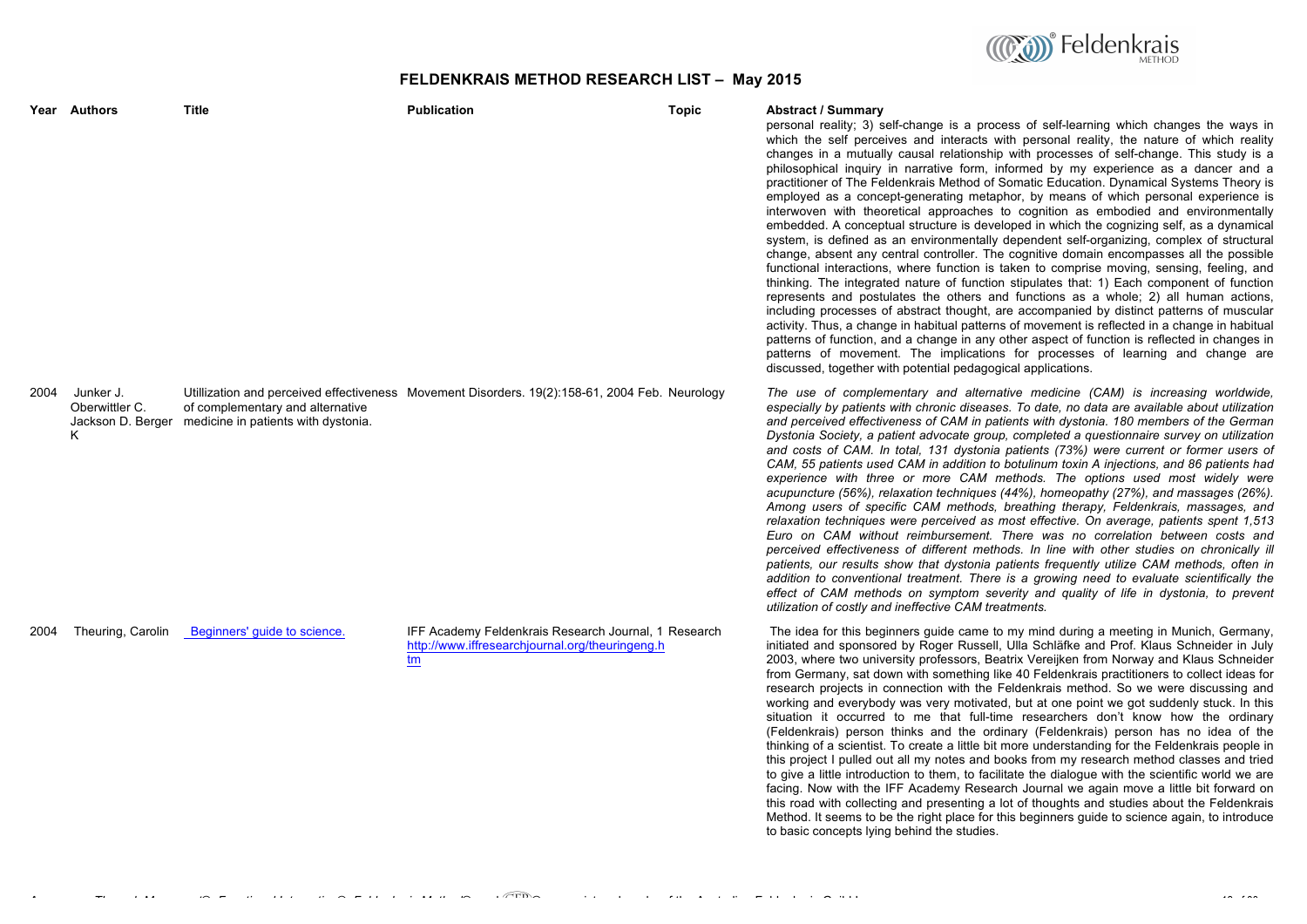# FELDENKRAIS METHOD RESEARCH LIST – May 2015

| Year | Authors | Title | Publication | Topic | Abstract / Summary |
|---|---|---|---|---|---|
| | | | | | personal reality; 3) self-change is a process of self-learning which changes the ways in which the self perceives and interacts with personal reality, the nature of which reality changes in a mutually causal relationship with processes of self-change. This study is a philosophical inquiry in narrative form, informed by my experience as a dancer and a practitioner of The Feldenkrais Method of Somatic Education. Dynamical Systems Theory is employed as a concept-generating metaphor, by means of which personal experience is interwoven with theoretical approaches to cognition as embodied and environmentally embedded. A conceptual structure is developed in which the cognizing self, as a dynamical system, is defined as an environmentally dependent self-organizing, complex of structural change, absent any central controller. The cognitive domain encompasses all the possible functional interactions, where function is taken to comprise moving, sensing, feeling, and thinking. The integrated nature of function stipulates that: 1) Each component of function represents and postulates the others and functions as a whole; 2) all human actions, including processes of abstract thought, are accompanied by distinct patterns of muscular activity. Thus, a change in habitual patterns of movement is reflected in a change in habitual patterns of function, and a change in any other aspect of function is reflected in changes in patterns of movement. The implications for processes of learning and change are discussed, together with potential pedagogical applications. |
| 2004 | Junker J. Oberwittler C. Jackson D. Berger K | Utillization and perceived effectiveness of complementary and alternative medicine in patients with dystonia. | Movement Disorders. 19(2):158-61, 2004 Feb. | Neurology | *The use of complementary and alternative medicine (CAM) is increasing worldwide, especially by patients with chronic diseases. To date, no data are available about utilization and perceived effectiveness of CAM in patients with dystonia. 180 members of the German Dystonia Society, a patient advocate group, completed a questionnaire survey on utilization and costs of CAM. In total, 131 dystonia patients (73%) were current or former users of CAM, 55 patients used CAM in addition to botulinum toxin A injections, and 86 patients had experience with three or more CAM methods. The options used most widely were acupuncture (56%), relaxation techniques (44%), homeopathy (27%), and massages (26%). Among users of specific CAM methods, breathing therapy, Feldenkrais, massages, and relaxation techniques were perceived as most effective. On average, patients spent 1,513 Euro on CAM without reimbursement. There was no correlation between costs and perceived effectiveness of different methods. In line with other studies on chronically ill patients, our results show that dystonia patients frequently utilize CAM methods, often in addition to conventional treatment. There is a growing need to evaluate scientifically the effect of CAM methods on symptom severity and quality of life in dystonia, to prevent utilization of costly and ineffective CAM treatments.* |
| 2004 | Theuring, Carolin | Beginners' guide to science. | IFF Academy Feldenkrais Research Journal, 1 http://www.iffresearchjournal.org/theuringeng.htm | Research | The idea for this beginners guide came to my mind during a meeting in Munich, Germany, initiated and sponsored by Roger Russell, Ulla Schläfke and Prof. Klaus Schneider in July 2003, where two university professors, Beatrix Vereijken from Norway and Klaus Schneider from Germany, sat down with something like 40 Feldenkrais practitioners to collect ideas for research projects in connection with the Feldenkrais method. So we were discussing and working and everybody was very motivated, but at one point we got suddenly stuck. In this situation it occurred to me that full-time researchers don't know how the ordinary (Feldenkrais) person thinks and the ordinary (Feldenkrais) person has no idea of the thinking of a scientist. To create a little bit more understanding for the Feldenkrais people in this project I pulled out all my notes and books from my research method classes and tried to give a little introduction to them, to facilitate the dialogue with the scientific world we are facing. Now with the IFF Academy Research Journal we again move a little bit forward on this road with collecting and presenting a lot of thoughts and studies about the Feldenkrais Method. It seems to be the right place for this beginners guide to science again, to introduce to basic concepts lying behind the studies. |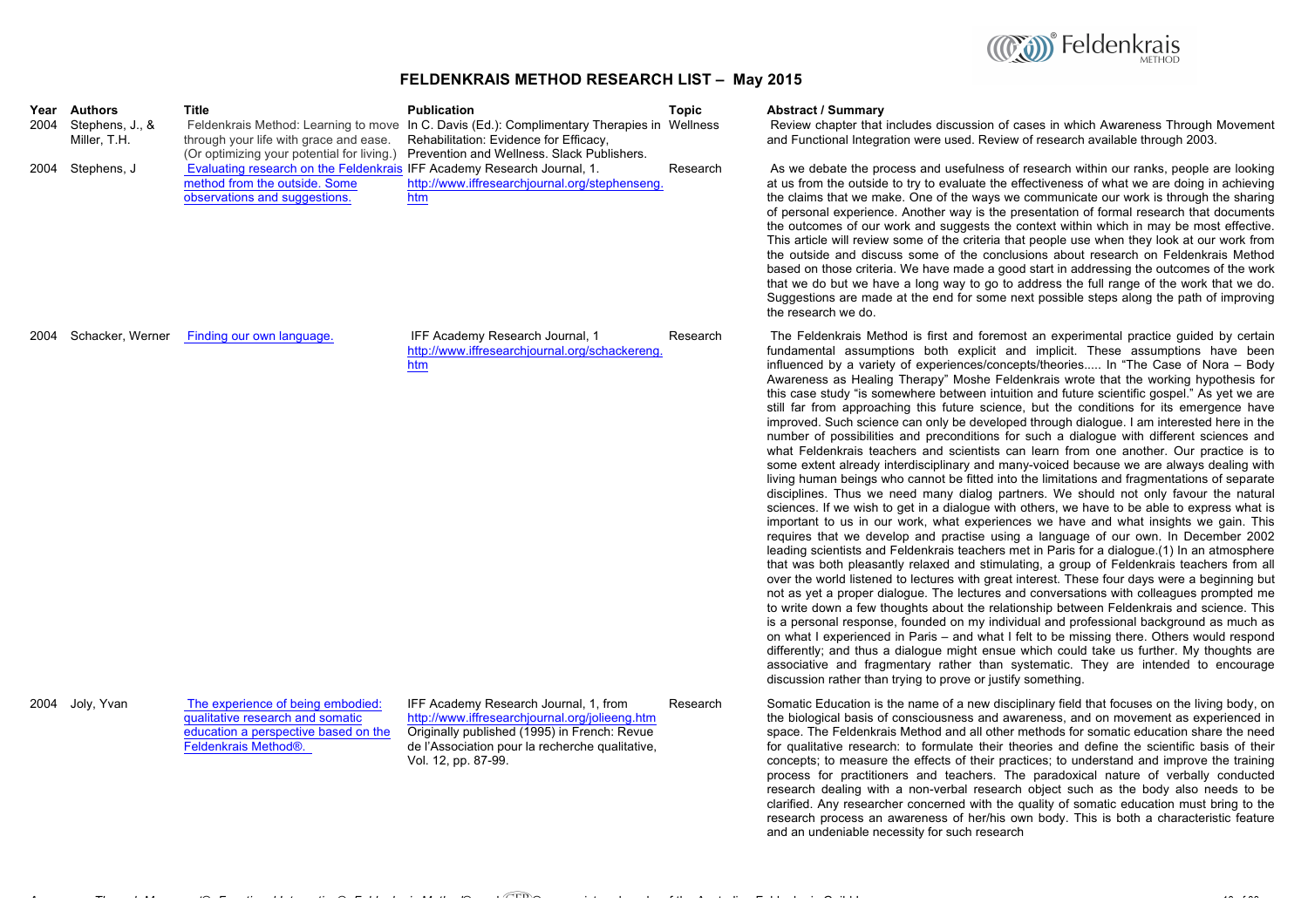# FELDENKRAIS METHOD RESEARCH LIST – May 2015

| Year | Authors | Title | Publication | Topic | Abstract / Summary |
|---|---|---|---|---|---|
| 2004 | Stephens, J., & Miller, T.H. | Feldenkrais Method: Learning to move through your life with grace and ease. (Or optimizing your potential for living.) | In C. Davis (Ed.): Complimentary Therapies in Rehabilitation: Evidence for Efficacy, Prevention and Wellness. Slack Publishers. | Wellness | Review chapter that includes discussion of cases in which Awareness Through Movement and Functional Integration were used. Review of research available through 2003. |
| 2004 | Stephens, J | Evaluating research on the Feldenkrais method from the outside. Some observations and suggestions. | IFF Academy Research Journal, 1. http://www.iffresearchjournal.org/stephenseng.htm | Research | As we debate the process and usefulness of research within our ranks, people are looking at us from the outside to try to evaluate the effectiveness of what we are doing in achieving the claims that we make. One of the ways we communicate our work is through the sharing of personal experience. Another way is the presentation of formal research that documents the outcomes of our work and suggests the context within which in may be most effective. This article will review some of the criteria that people use when they look at our work from the outside and discuss some of the conclusions about research on Feldenkrais Method based on those criteria. We have made a good start in addressing the outcomes of the work that we do but we have a long way to go to address the full range of the work that we do. Suggestions are made at the end for some next possible steps along the path of improving the research we do. |
| 2004 | Schacker, Werner | Finding our own language. | IFF Academy Research Journal, 1 http://www.iffresearchjournal.org/schackereng.htm | Research | The Feldenkrais Method is first and foremost an experimental practice guided by certain fundamental assumptions both explicit and implicit. These assumptions have been influenced by a variety of experiences/concepts/theories..... In "The Case of Nora – Body Awareness as Healing Therapy" Moshe Feldenkrais wrote that the working hypothesis for this case study "is somewhere between intuition and future scientific gospel." As yet we are still far from approaching this future science, but the conditions for its emergence have improved. Such science can only be developed through dialogue. I am interested here in the number of possibilities and preconditions for such a dialogue with different sciences and what Feldenkrais teachers and scientists can learn from one another. Our practice is to some extent already interdisciplinary and many-voiced because we are always dealing with living human beings who cannot be fitted into the limitations and fragmentations of separate disciplines. Thus we need many dialog partners. We should not only favour the natural sciences. If we wish to get in a dialogue with others, we have to be able to express what is important to us in our work, what experiences we have and what insights we gain. This requires that we develop and practise using a language of our own. In December 2002 leading scientists and Feldenkrais teachers met in Paris for a dialogue.(1) In an atmosphere that was both pleasantly relaxed and stimulating, a group of Feldenkrais teachers from all over the world listened to lectures with great interest. These four days were a beginning but not as yet a proper dialogue. The lectures and conversations with colleagues prompted me to write down a few thoughts about the relationship between Feldenkrais and science. This is a personal response, founded on my individual and professional background as much as on what I experienced in Paris – and what I felt to be missing there. Others would respond differently; and thus a dialogue might ensue which could take us further. My thoughts are associative and fragmentary rather than systematic. They are intended to encourage discussion rather than trying to prove or justify something. |
| 2004 | Joly, Yvan | The experience of being embodied: qualitative research and somatic education a perspective based on the Feldenkrais Method®. | IFF Academy Research Journal, 1, from http://www.iffresearchjournal.org/jolieeng.htm Originally published (1995) in French: Revue de l'Association pour la recherche qualitative, Vol. 12, pp. 87-99. | Research | Somatic Education is the name of a new disciplinary field that focuses on the living body, on the biological basis of consciousness and awareness, and on movement as experienced in space. The Feldenkrais Method and all other methods for somatic education share the need for qualitative research: to formulate their theories and define the scientific basis of their concepts; to measure the effects of their practices; to understand and improve the training process for practitioners and teachers. The paradoxical nature of verbally conducted research dealing with a non-verbal research object such as the body also needs to be clarified. Any researcher concerned with the quality of somatic education must bring to the research process an awareness of her/his own body. This is both a characteristic feature and an undeniable necessity for such research |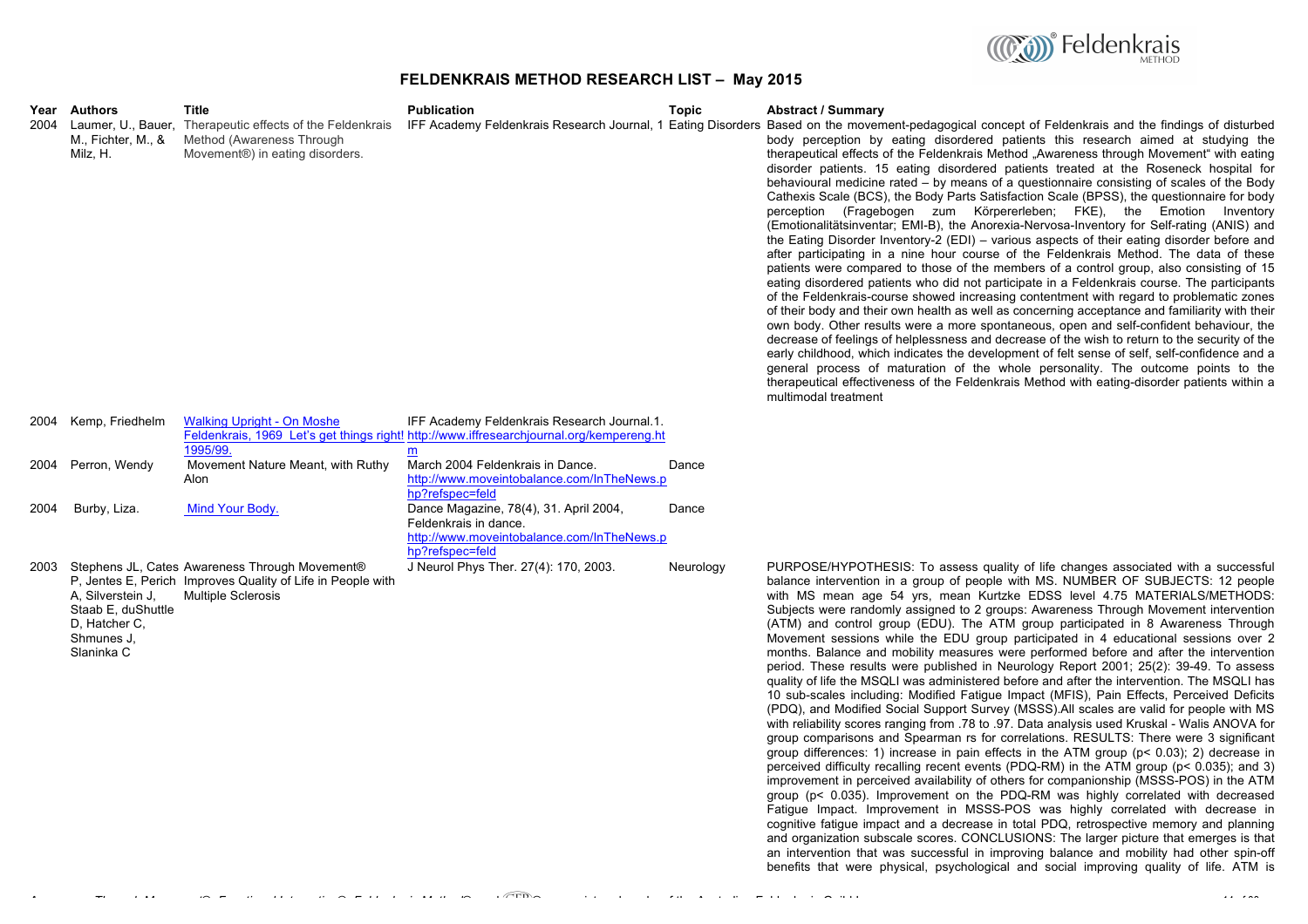# FELDENKRAIS METHOD RESEARCH LIST – May 2015

| Year | Authors | Title | Publication | Topic | Abstract / Summary |
|---|---|---|---|---|---|
| 2004 | Laumer, U., Bauer, M., Fichter, M., & Milz, H. | Therapeutic effects of the Feldenkrais Method (Awareness Through Movement®) in eating disorders. | IFF Academy Feldenkrais Research Journal, 1 | Eating Disorders | Based on the movement-pedagogical concept of Feldenkrais and the findings of disturbed body perception by eating disordered patients this research aimed at studying the therapeutical effects of the Feldenkrais Method „Awareness through Movement" with eating disorder patients. 15 eating disordered patients treated at the Roseneck hospital for behavioural medicine rated – by means of a questionnaire consisting of scales of the Body Cathexis Scale (BCS), the Body Parts Satisfaction Scale (BPSS), the questionnaire for body perception (Fragebogen zum Körpererleben; FKE), the Emotion Inventory (Emotionalitätsinventar; EMI-B), the Anorexia-Nervosa-Inventory for Self-rating (ANIS) and the Eating Disorder Inventory-2 (EDI) – various aspects of their eating disorder before and after participating in a nine hour course of the Feldenkrais Method. The data of these patients were compared to those of the members of a control group, also consisting of 15 eating disordered patients who did not participate in a Feldenkrais course. The participants of the Feldenkrais-course showed increasing contentment with regard to problematic zones of their body and their own health as well as concerning acceptance and familiarity with their own body. Other results were a more spontaneous, open and self-confident behaviour, the decrease of feelings of helplessness and decrease of the wish to return to the security of the early childhood, which indicates the development of felt sense of self, self-confidence and a general process of maturation of the whole personality. The outcome points to the therapeutical effectiveness of the Feldenkrais Method with eating-disorder patients within a multimodal treatment |
| 2004 | Kemp, Friedhelm | Walking Upright - On Moshe Feldenkrais, 1969 Let's get things right! 1995/99. | IFF Academy Feldenkrais Research Journal.1. http://www.iffresearchjournal.org/kempereng.htm | | |
| 2004 | Perron, Wendy | Movement Nature Meant, with Ruthy Alon | March 2004 Feldenkrais in Dance. http://www.moveintobalance.com/InTheNews.php?refspec=feld | Dance | |
| 2004 | Burby, Liza. | Mind Your Body. | Dance Magazine, 78(4), 31. April 2004, Feldenkrais in dance. http://www.moveintobalance.com/InTheNews.php?refspec=feld | Dance | |
| 2003 | Stephens JL, Cates P, Jentes E, Perich A, Silverstein J, Staab E, duShuttle D, Hatcher C, Shmunes J, Slaninka C | Awareness Through Movement® Improves Quality of Life in People with Multiple Sclerosis | J Neurol Phys Ther. 27(4): 170, 2003. | Neurology | PURPOSE/HYPOTHESIS: To assess quality of life changes associated with a successful balance intervention in a group of people with MS. NUMBER OF SUBJECTS: 12 people with MS mean age 54 yrs, mean Kurtzke EDSS level 4.75 MATERIALS/METHODS: Subjects were randomly assigned to 2 groups: Awareness Through Movement intervention (ATM) and control group (EDU). The ATM group participated in 8 Awareness Through Movement sessions while the EDU group participated in 4 educational sessions over 2 months. Balance and mobility measures were performed before and after the intervention period. These results were published in Neurology Report 2001; 25(2): 39-49. To assess quality of life the MSQLI was administered before and after the intervention. The MSQLI has 10 sub-scales including: Modified Fatigue Impact (MFIS), Pain Effects, Perceived Deficits (PDQ), and Modified Social Support Survey (MSSS).All scales are valid for people with MS with reliability scores ranging from .78 to .97. Data analysis used Kruskal - Walis ANOVA for group comparisons and Spearman rs for correlations. RESULTS: There were 3 significant group differences: 1) increase in pain effects in the ATM group ($p < 0.03$); 2) decrease in perceived difficulty recalling recent events (PDQ-RM) in the ATM group ($p < 0.035$); and 3) improvement in perceived availability of others for companionship (MSSS-POS) in the ATM group ($p < 0.035$). Improvement on the PDQ-RM was highly correlated with decreased Fatigue Impact. Improvement in MSSS-POS was highly correlated with decrease in cognitive fatigue impact and a decrease in total PDQ, retrospective memory and planning and organization subscale scores. CONCLUSIONS: The larger picture that emerges is that an intervention that was successful in improving balance and mobility had other spin-off benefits that were physical, psychological and social improving quality of life. ATM is |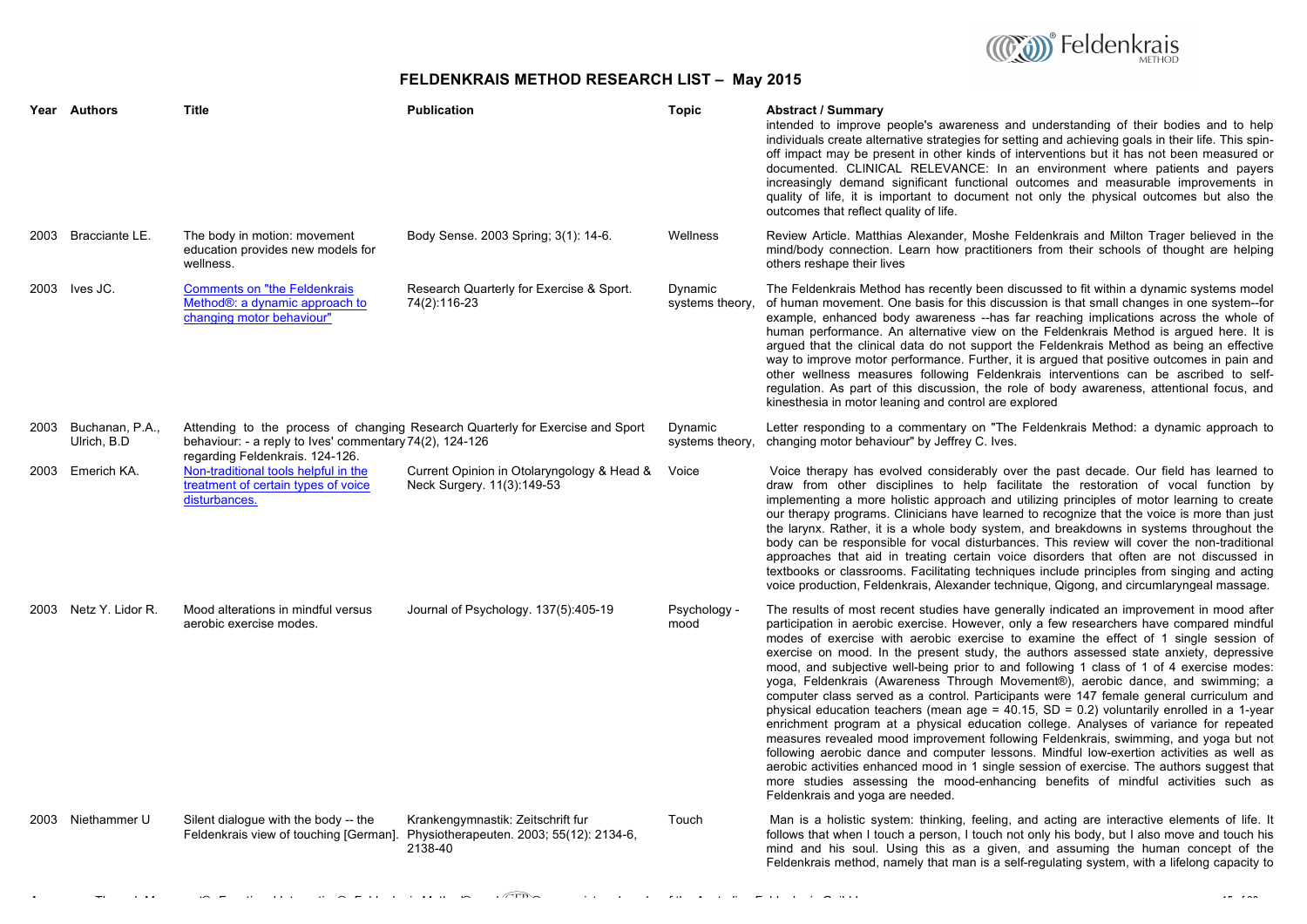# FELDENKRAIS METHOD RESEARCH LIST – May 2015

| Year | Authors | Title | Publication | Topic | Abstract / Summary |
|---|---|---|---|---|---|
| | | | | | intended to improve people's awareness and understanding of their bodies and to help individuals create alternative strategies for setting and achieving goals in their life. This spin-off impact may be present in other kinds of interventions but it has not been measured or documented. CLINICAL RELEVANCE: In an environment where patients and payers increasingly demand significant functional outcomes and measurable improvements in quality of life, it is important to document not only the physical outcomes but also the outcomes that reflect quality of life. |
| 2003 | Bracciante LE. | The body in motion: movement education provides new models for wellness. | Body Sense. 2003 Spring; 3(1): 14-6. | Wellness | Review Article. Matthias Alexander, Moshe Feldenkrais and Milton Trager believed in the mind/body connection. Learn how practitioners from their schools of thought are helping others reshape their lives |
| 2003 | Ives JC. | Comments on "the Feldenkrais Method®: a dynamic approach to changing motor behaviour" | Research Quarterly for Exercise & Sport. 74(2):116-23 | Dynamic systems theory, | The Feldenkrais Method has recently been discussed to fit within a dynamic systems model of human movement. One basis for this discussion is that small changes in one system--for example, enhanced body awareness --has far reaching implications across the whole of human performance. An alternative view on the Feldenkrais Method is argued here. It is argued that the clinical data do not support the Feldenkrais Method as being an effective way to improve motor performance. Further, it is argued that positive outcomes in pain and other wellness measures following Feldenkrais interventions can be ascribed to self-regulation. As part of this discussion, the role of body awareness, attentional focus, and kinesthesia in motor leaning and control are explored |
| 2003 | Buchanan, P.A., Ulrich, B.D | Attending to the process of changing behaviour: - a reply to Ives' commentary regarding Feldenkrais. 124-126. | Research Quarterly for Exercise and Sport 74(2), 124-126 | Dynamic systems theory, | Letter responding to a commentary on "The Feldenkrais Method: a dynamic approach to changing motor behaviour" by Jeffrey C. Ives. |
| 2003 | Emerich KA. | Non-traditional tools helpful in the treatment of certain types of voice disturbances. | Current Opinion in Otolaryngology & Head & Neck Surgery. 11(3):149-53 | Voice | Voice therapy has evolved considerably over the past decade. Our field has learned to draw from other disciplines to help facilitate the restoration of vocal function by implementing a more holistic approach and utilizing principles of motor learning to create our therapy programs. Clinicians have learned to recognize that the voice is more than just the larynx. Rather, it is a whole body system, and breakdowns in systems throughout the body can be responsible for vocal disturbances. This review will cover the non-traditional approaches that aid in treating certain voice disorders that often are not discussed in textbooks or classrooms. Facilitating techniques include principles from singing and acting voice production, Feldenkrais, Alexander technique, Qigong, and circumlaryngeal massage. |
| 2003 | Netz Y. Lidor R. | Mood alterations in mindful versus aerobic exercise modes. | Journal of Psychology. 137(5):405-19 | Psychology - mood | The results of most recent studies have generally indicated an improvement in mood after participation in aerobic exercise. However, only a few researchers have compared mindful modes of exercise with aerobic exercise to examine the effect of 1 single session of exercise on mood. In the present study, the authors assessed state anxiety, depressive mood, and subjective well-being prior to and following 1 class of 1 of 4 exercise modes: yoga, Feldenkrais (Awareness Through Movement®), aerobic dance, and swimming; a computer class served as a control. Participants were 147 female general curriculum and physical education teachers (mean age = 40.15, SD = 0.2) voluntarily enrolled in a 1-year enrichment program at a physical education college. Analyses of variance for repeated measures revealed mood improvement following Feldenkrais, swimming, and yoga but not following aerobic dance and computer lessons. Mindful low-exertion activities as well as aerobic activities enhanced mood in 1 single session of exercise. The authors suggest that more studies assessing the mood-enhancing benefits of mindful activities such as Feldenkrais and yoga are needed. |
| 2003 | Niethammer U | Silent dialogue with the body -- the Feldenkrais view of touching [German]. | Krankengymnastik: Zeitschrift fur Physiotherapeuten. 2003; 55(12): 2134-6, 2138-40 | Touch | Man is a holistic system: thinking, feeling, and acting are interactive elements of life. It follows that when I touch a person, I touch not only his body, but I also move and touch his mind and his soul. Using this as a given, and assuming the human concept of the Feldenkrais method, namely that man is a self-regulating system, with a lifelong capacity to |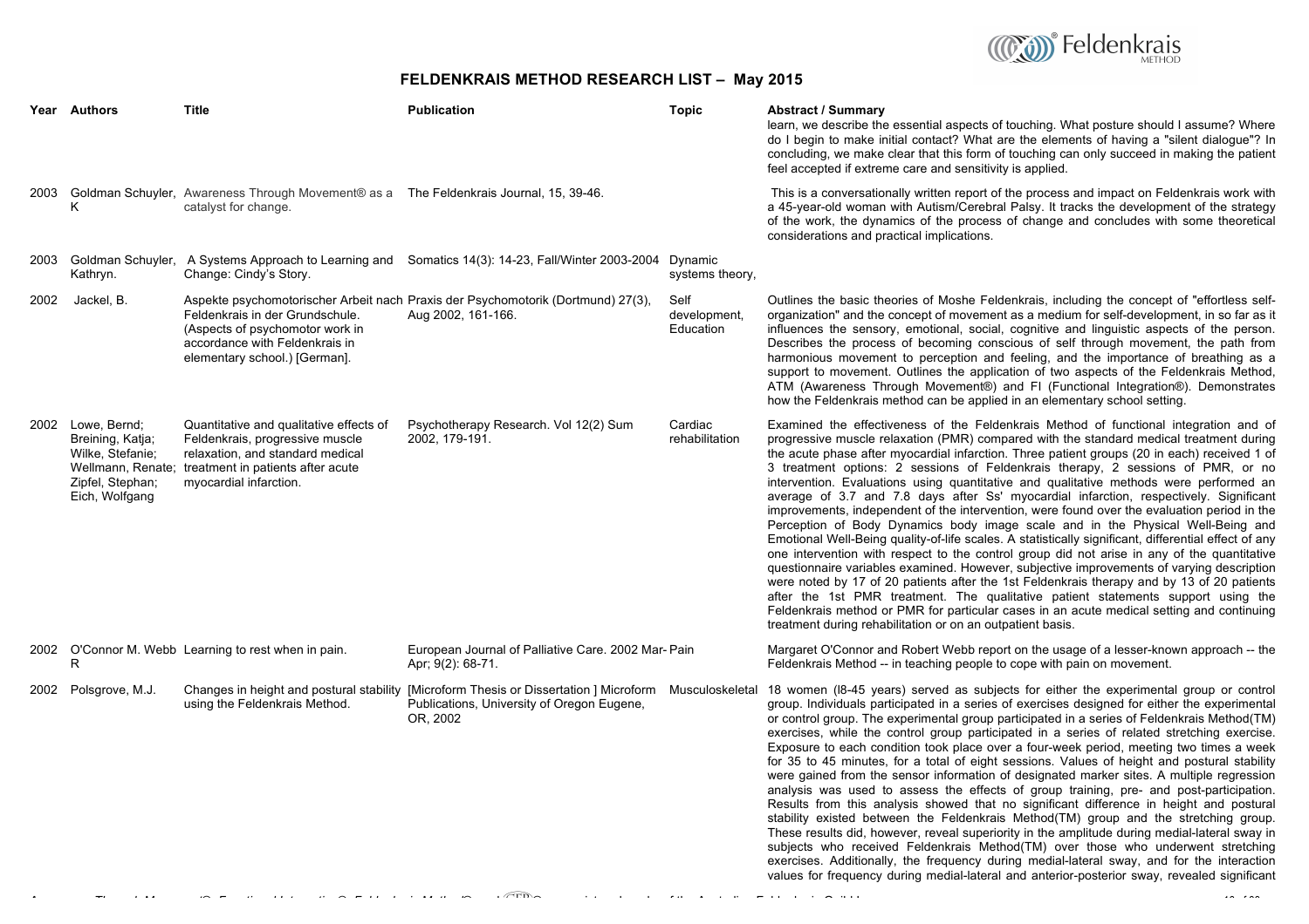## FELDENKRAIS METHOD RESEARCH LIST – May 2015

| Year | Authors | Title | Publication | Topic | Abstract / Summary |
|---|---|---|---|---|---|
| | | | | | learn, we describe the essential aspects of touching. What posture should I assume? Where do I begin to make initial contact? What are the elements of having a "silent dialogue"? In concluding, we make clear that this form of touching can only succeed in making the patient feel accepted if extreme care and sensitivity is applied. |
| 2003 | Goldman Schuyler, K | Awareness Through Movement® as a catalyst for change. | The Feldenkrais Journal, 15, 39-46. | | This is a conversationally written report of the process and impact on Feldenkrais work with a 45-year-old woman with Autism/Cerebral Palsy. It tracks the development of the strategy of the work, the dynamics of the process of change and concludes with some theoretical considerations and practical implications. |
| 2003 | Goldman Schuyler, Kathryn. | A Systems Approach to Learning and Change: Cindy's Story. | Somatics 14(3): 14-23, Fall/Winter 2003-2004 | Dynamic systems theory, | |
| 2002 | Jackel, B. | Aspekte psychomotorischer Arbeit nach Feldenkrais in der Grundschule. (Aspects of psychomotor work in accordance with Feldenkrais in elementary school.) [German]. | Praxis der Psychomotorik (Dortmund) 27(3), Aug 2002, 161-166. | Self development, Education | Outlines the basic theories of Moshe Feldenkrais, including the concept of "effortless self-organization" and the concept of movement as a medium for self-development, in so far as it influences the sensory, emotional, social, cognitive and linguistic aspects of the person. Describes the process of becoming conscious of self through movement, the path from harmonious movement to perception and feeling, and the importance of breathing as a support to movement. Outlines the application of two aspects of the Feldenkrais Method, ATM (Awareness Through Movement®) and FI (Functional Integration®). Demonstrates how the Feldenkrais method can be applied in an elementary school setting. |
| 2002 | Lowe, Bernd; Breining, Katja; Wilke, Stefanie; Wellmann, Renate; Zipfel, Stephan; Eich, Wolfgang | Quantitative and qualitative effects of Feldenkrais, progressive muscle relaxation, and standard medical treatment in patients after acute myocardial infarction. | Psychotherapy Research. Vol 12(2) Sum 2002, 179-191. | Cardiac rehabilitation | Examined the effectiveness of the Feldenkrais Method of functional integration and of progressive muscle relaxation (PMR) compared with the standard medical treatment during the acute phase after myocardial infarction. Three patient groups (20 in each) received 1 of 3 treatment options: 2 sessions of Feldenkrais therapy, 2 sessions of PMR, or no intervention. Evaluations using quantitative and qualitative methods were performed an average of 3.7 and 7.8 days after Ss' myocardial infarction, respectively. Significant improvements, independent of the intervention, were found over the evaluation period in the Perception of Body Dynamics body image scale and in the Physical Well-Being and Emotional Well-Being quality-of-life scales. A statistically significant, differential effect of any one intervention with respect to the control group did not arise in any of the quantitative questionnaire variables examined. However, subjective improvements of varying description were noted by 17 of 20 patients after the 1st Feldenkrais therapy and by 13 of 20 patients after the 1st PMR treatment. The qualitative patient statements support using the Feldenkrais method or PMR for particular cases in an acute medical setting and continuing treatment during rehabilitation or on an outpatient basis. |
| 2002 | O'Connor M. Webb R | Learning to rest when in pain. | European Journal of Palliative Care. 2002 Mar-Apr; 9(2): 68-71. | Pain | Margaret O'Connor and Robert Webb report on the usage of a lesser-known approach -- the Feldenkrais Method -- in teaching people to cope with pain on movement. |
| 2002 | Polsgrove, M.J. | Changes in height and postural stability using the Feldenkrais Method. | [Microform Thesis or Dissertation ] Microform Publications, University of Oregon Eugene, OR, 2002 | Musculoskeletal | 18 women (l8-45 years) served as subjects for either the experimental group or control group. Individuals participated in a series of exercises designed for either the experimental or control group. The experimental group participated in a series of Feldenkrais Method(TM) exercises, while the control group participated in a series of related stretching exercise. Exposure to each condition took place over a four-week period, meeting two times a week for 35 to 45 minutes, for a total of eight sessions. Values of height and postural stability were gained from the sensor information of designated marker sites. A multiple regression analysis was used to assess the effects of group training, pre- and post-participation. Results from this analysis showed that no significant difference in height and postural stability existed between the Feldenkrais Method(TM) group and the stretching group. These results did, however, reveal superiority in the amplitude during medial-lateral sway in subjects who received Feldenkrais Method(TM) over those who underwent stretching exercises. Additionally, the frequency during medial-lateral sway, and for the interaction values for frequency during medial-lateral and anterior-posterior sway, revealed significant |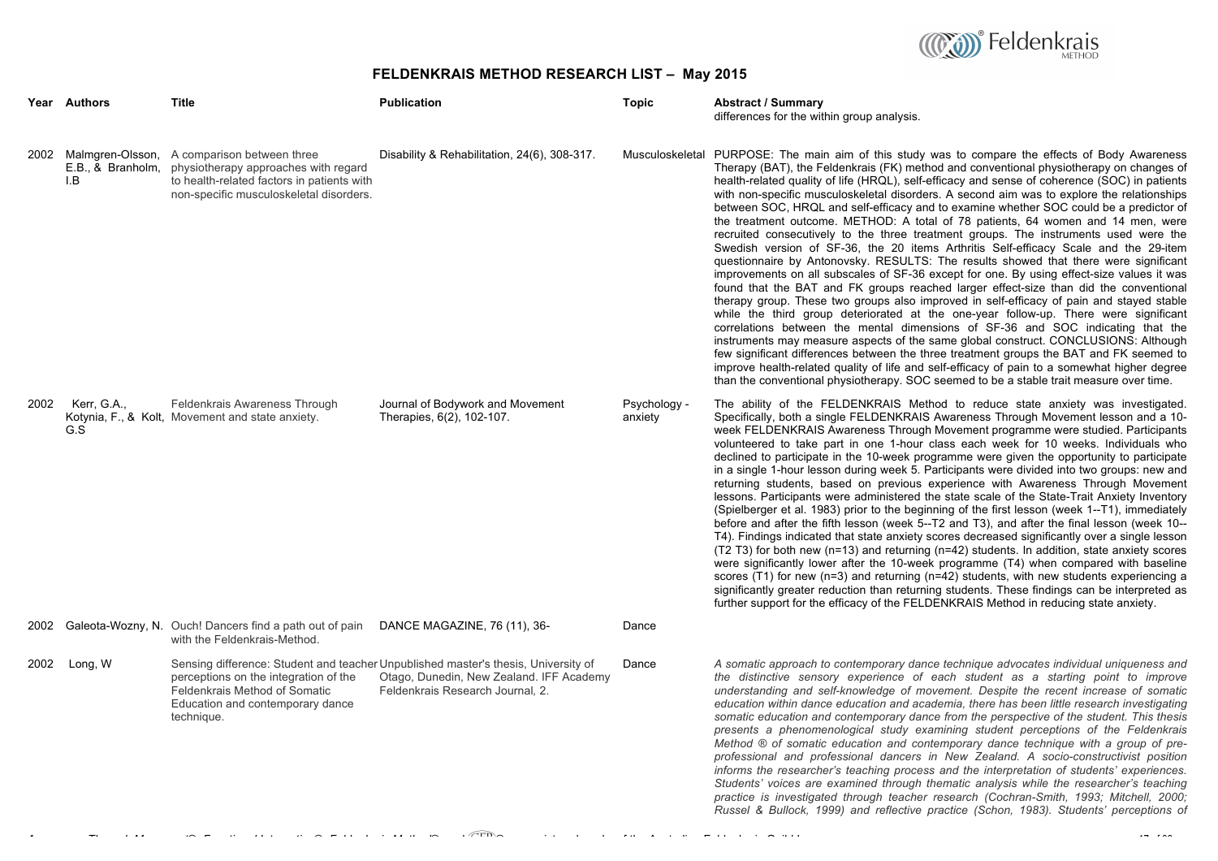# FELDENKRAIS METHOD RESEARCH LIST – May 2015

| Year | Authors | Title | Publication | Topic | Abstract / Summary |
|---|---|---|---|---|---|
| | | | | | differences for the within group analysis. |
| 2002 | Malmgren-Olsson, E.B., & Branholm, I.B | A comparison between three physiotherapy approaches with regard to health-related factors in patients with non-specific musculoskeletal disorders. | Disability & Rehabilitation, 24(6), 308-317. | Musculoskeletal | PURPOSE: The main aim of this study was to compare the effects of Body Awareness Therapy (BAT), the Feldenkrais (FK) method and conventional physiotherapy on changes of health-related quality of life (HRQL), self-efficacy and sense of coherence (SOC) in patients with non-specific musculoskeletal disorders. A second aim was to explore the relationships between SOC, HRQL and self-efficacy and to examine whether SOC could be a predictor of the treatment outcome. METHOD: A total of 78 patients, 64 women and 14 men, were recruited consecutively to the three treatment groups. The instruments used were the Swedish version of SF-36, the 20 items Arthritis Self-efficacy Scale and the 29-item questionnaire by Antonovsky. RESULTS: The results showed that there were significant improvements on all subscales of SF-36 except for one. By using effect-size values it was found that the BAT and FK groups reached larger effect-size than did the conventional therapy group. These two groups also improved in self-efficacy of pain and stayed stable while the third group deteriorated at the one-year follow-up. There were significant correlations between the mental dimensions of SF-36 and SOC indicating that the instruments may measure aspects of the same global construct. CONCLUSIONS: Although few significant differences between the three treatment groups the BAT and FK seemed to improve health-related quality of life and self-efficacy of pain to a somewhat higher degree than the conventional physiotherapy. SOC seemed to be a stable trait measure over time. |
| 2002 | Kerr, G.A., Kotynia, F., & Kolt, G.S | Feldenkrais Awareness Through Movement and state anxiety. | Journal of Bodywork and Movement Therapies, 6(2), 102-107. | Psychology - anxiety | The ability of the FELDENKRAIS Method to reduce state anxiety was investigated. Specifically, both a single FELDENKRAIS Awareness Through Movement lesson and a 10-week FELDENKRAIS Awareness Through Movement programme were studied. Participants volunteered to take part in one 1-hour class each week for 10 weeks. Individuals who declined to participate in the 10-week programme were given the opportunity to participate in a single 1-hour lesson during week 5. Participants were divided into two groups: new and returning students, based on previous experience with Awareness Through Movement lessons. Participants were administered the state scale of the State-Trait Anxiety Inventory (Spielberger et al. 1983) prior to the beginning of the first lesson (week 1--T1), immediately before and after the fifth lesson (week 5--T2 and T3), and after the final lesson (week 10--T4). Findings indicated that state anxiety scores decreased significantly over a single lesson (T2 T3) for both new (n=13) and returning (n=42) students. In addition, state anxiety scores were significantly lower after the 10-week programme (T4) when compared with baseline scores (T1) for new (n=3) and returning (n=42) students, with new students experiencing a significantly greater reduction than returning students. These findings can be interpreted as further support for the efficacy of the FELDENKRAIS Method in reducing state anxiety. |
| 2002 | Galeota-Wozny, N. | Ouch! Dancers find a path out of pain with the Feldenkrais-Method. | DANCE MAGAZINE, 76 (11), 36- | Dance | |
| 2002 | Long, W | Sensing difference: Student and teacher perceptions on the integration of the Feldenkrais Method of Somatic Education and contemporary dance technique. | Unpublished master's thesis, University of Otago, Dunedin, New Zealand. IFF Academy Feldenkrais Research Journal, 2. | Dance | *A somatic approach to contemporary dance technique advocates individual uniqueness and the distinctive sensory experience of each student as a starting point to improve understanding and self-knowledge of movement. Despite the recent increase of somatic education within dance education and academia, there has been little research investigating somatic education and contemporary dance from the perspective of the student. This thesis presents a phenomenological study examining student perceptions of the Feldenkrais Method ® of somatic education and contemporary dance technique with a group of pre-professional and professional dancers in New Zealand. A socio-constructivist position informs the researcher's teaching process and the interpretation of students' experiences. Students' voices are examined through thematic analysis while the researcher's teaching practice is investigated through teacher research (Cochran-Smith, 1993; Mitchell, 2000; Russel & Bullock, 1999) and reflective practice (Schon, 1983). Students' perceptions of* |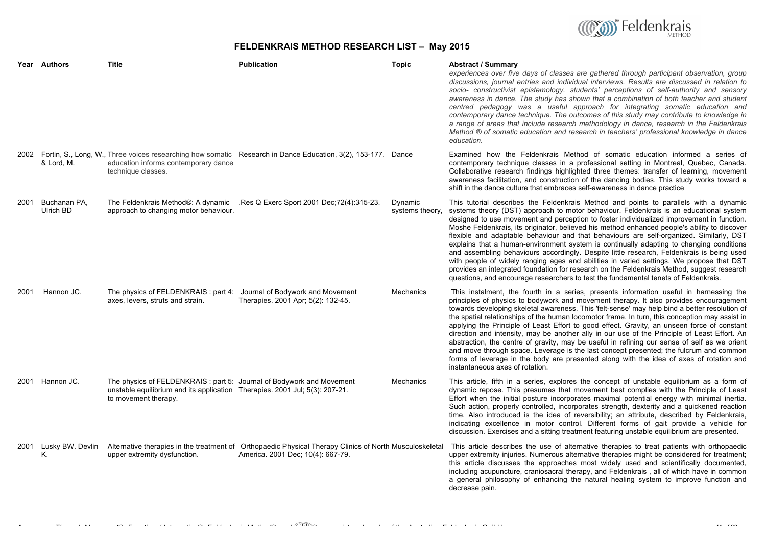## FELDENKRAIS METHOD RESEARCH LIST – May 2015

| Year | Authors | Title | Publication | Topic | Abstract / Summary |
|---|---|---|---|---|---|
| | | | | | *experiences over five days of classes are gathered through participant observation, group discussions, journal entries and individual interviews. Results are discussed in relation to socio- constructivist epistemology, students' perceptions of self-authority and sensory awareness in dance. The study has shown that a combination of both teacher and student centred pedagogy was a useful approach for integrating somatic education and contemporary dance technique. The outcomes of this study may contribute to knowledge in a range of areas that include research methodology in dance, research in the Feldenkrais Method ® of somatic education and research in teachers' professional knowledge in dance education.* |
| 2002 | Fortin, S., Long, W., & Lord, M. | Three voices researching how somatic education informs contemporary dance technique classes. | Research in Dance Education, 3(2), 153-177. | Dance | Examined how the Feldenkrais Method of somatic education informed a series of contemporary technique classes in a professional setting in Montreal, Quebec, Canada. Collaborative research findings highlighted three themes: transfer of learning, movement awareness facilitation, and construction of the dancing bodies. This study works toward a shift in the dance culture that embraces self-awareness in dance practice |
| 2001 | Buchanan PA, Ulrich BD | The Feldenkrais Method®: A dynamic approach to changing motor behaviour. | .Res Q Exerc Sport 2001 Dec;72(4):315-23. | Dynamic systems theory, | This tutorial describes the Feldenkrais Method and points to parallels with a dynamic systems theory (DST) approach to motor behaviour. Feldenkrais is an educational system designed to use movement and perception to foster individualized improvement in function. Moshe Feldenkrais, its originator, believed his method enhanced people's ability to discover flexible and adaptable behaviour and that behaviours are self-organized. Similarly, DST explains that a human-environment system is continually adapting to changing conditions and assembling behaviours accordingly. Despite little research, Feldenkrais is being used with people of widely ranging ages and abilities in varied settings. We propose that DST provides an integrated foundation for research on the Feldenkrais Method, suggest research questions, and encourage researchers to test the fundamental tenets of Feldenkrais. |
| 2001 | Hannon JC. | The physics of FELDENKRAIS : part 4: axes, levers, struts and strain. | Journal of Bodywork and Movement Therapies. 2001 Apr; 5(2): 132-45. | Mechanics | This instalment, the fourth in a series, presents information useful in harnessing the principles of physics to bodywork and movement therapy. It also provides encouragement towards developing skeletal awareness. This 'felt-sense' may help bind a better resolution of the spatial relationships of the human locomotor frame. In turn, this conception may assist in applying the Principle of Least Effort to good effect. Gravity, an unseen force of constant direction and intensity, may be another ally in our use of the Principle of Least Effort. An abstraction, the centre of gravity, may be useful in refining our sense of self as we orient and move through space. Leverage is the last concept presented; the fulcrum and common forms of leverage in the body are presented along with the idea of axes of rotation and instantaneous axes of rotation. |
| 2001 | Hannon JC. | The physics of FELDENKRAIS : part 5: unstable equilibrium and its application to movement therapy. | Journal of Bodywork and Movement Therapies. 2001 Jul; 5(3): 207-21. | Mechanics | This article, fifth in a series, explores the concept of unstable equilibrium as a form of dynamic repose. This presumes that movement best complies with the Principle of Least Effort when the initial posture incorporates maximal potential energy with minimal inertia. Such action, properly controlled, incorporates strength, dexterity and a quickened reaction time. Also introduced is the idea of reversibility; an attribute, described by Feldenkrais, indicating excellence in motor control. Different forms of gait provide a vehicle for discussion. Exercises and a sitting treatment featuring unstable equilibrium are presented. |
| 2001 | Lusky BW. Devlin K. | Alternative therapies in the treatment of upper extremity dysfunction. | Orthopaedic Physical Therapy Clinics of North America. 2001 Dec; 10(4): 667-79. | Musculoskeletal | This article describes the use of alternative therapies to treat patients with orthopaedic upper extremity injuries. Numerous alternative therapies might be considered for treatment; this article discusses the approaches most widely used and scientifically documented, including acupuncture, craniosacral therapy, and Feldenkrais , all of which have in common a general philosophy of enhancing the natural healing system to improve function and decrease pain. |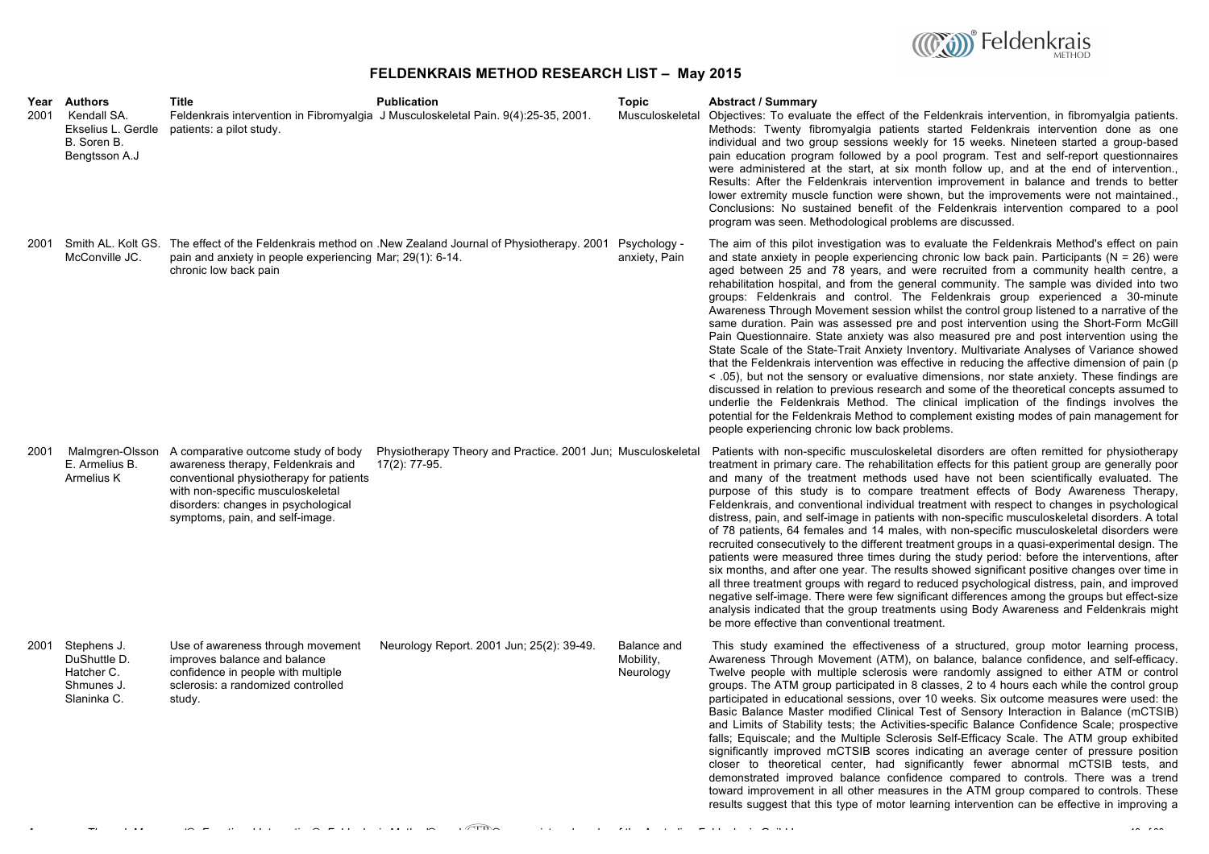## FELDENKRAIS METHOD RESEARCH LIST – May 2015

| Year | Authors | Title | Publication | Topic | Abstract / Summary |
|---|---|---|---|---|---|
| 2001 | Kendall SA. Ekselius L. Gerdle B. Soren B. Bengtsson A.J | Feldenkrais intervention in Fibromyalgia patients: a pilot study. | J Musculoskeletal Pain. 9(4):25-35, 2001. | Musculoskeletal | Objectives: To evaluate the effect of the Feldenkrais intervention, in fibromyalgia patients. Methods: Twenty fibromyalgia patients started Feldenkrais intervention done as one individual and two group sessions weekly for 15 weeks. Nineteen started a group-based pain education program followed by a pool program. Test and self-report questionnaires were administered at the start, at six month follow up, and at the end of intervention., Results: After the Feldenkrais intervention improvement in balance and trends to better lower extremity muscle function were shown, but the improvements were not maintained., Conclusions: No sustained benefit of the Feldenkrais intervention compared to a pool program was seen. Methodological problems are discussed. |
| 2001 | Smith AL. Kolt GS. McConville JC. | The effect of the Feldenkrais method on pain and anxiety in people experiencing chronic low back pain | .New Zealand Journal of Physiotherapy. 2001 Mar; 29(1): 6-14. | Psychology - anxiety, Pain | The aim of this pilot investigation was to evaluate the Feldenkrais Method's effect on pain and state anxiety in people experiencing chronic low back pain. Participants (N = 26) were aged between 25 and 78 years, and were recruited from a community health centre, a rehabilitation hospital, and from the general community. The sample was divided into two groups: Feldenkrais and control. The Feldenkrais group experienced a 30-minute Awareness Through Movement session whilst the control group listened to a narrative of the same duration. Pain was assessed pre and post intervention using the Short-Form McGill Pain Questionnaire. State anxiety was also measured pre and post intervention using the State Scale of the State-Trait Anxiety Inventory. Multivariate Analyses of Variance showed that the Feldenkrais intervention was effective in reducing the affective dimension of pain ($p < .05$), but not the sensory or evaluative dimensions, nor state anxiety. These findings are discussed in relation to previous research and some of the theoretical concepts assumed to underlie the Feldenkrais Method. The clinical implication of the findings involves the potential for the Feldenkrais Method to complement existing modes of pain management for people experiencing chronic low back problems. |
| 2001 | Malmgren-Olsson E. Armelius B. Armelius K | A comparative outcome study of body awareness therapy, Feldenkrais and conventional physiotherapy for patients with non-specific musculoskeletal disorders: changes in psychological symptoms, pain, and self-image. | Physiotherapy Theory and Practice. 2001 Jun; 17(2): 77-95. | Musculoskeletal | Patients with non-specific musculoskeletal disorders are often remitted for physiotherapy treatment in primary care. The rehabilitation effects for this patient group are generally poor and many of the treatment methods used have not been scientifically evaluated. The purpose of this study is to compare treatment effects of Body Awareness Therapy, Feldenkrais, and conventional individual treatment with respect to changes in psychological distress, pain, and self-image in patients with non-specific musculoskeletal disorders. A total of 78 patients, 64 females and 14 males, with non-specific musculoskeletal disorders were recruited consecutively to the different treatment groups in a quasi-experimental design. The patients were measured three times during the study period: before the interventions, after six months, and after one year. The results showed significant positive changes over time in all three treatment groups with regard to reduced psychological distress, pain, and improved negative self-image. There were few significant differences among the groups but effect-size analysis indicated that the group treatments using Body Awareness and Feldenkrais might be more effective than conventional treatment. |
| 2001 | Stephens J. DuShuttle D. Hatcher C. Shmunes J. Slaninka C. | Use of awareness through movement improves balance and balance confidence in people with multiple sclerosis: a randomized controlled study. | Neurology Report. 2001 Jun; 25(2): 39-49. | Balance and Mobility, Neurology | This study examined the effectiveness of a structured, group motor learning process, Awareness Through Movement (ATM), on balance, balance confidence, and self-efficacy. Twelve people with multiple sclerosis were randomly assigned to either ATM or control groups. The ATM group participated in 8 classes, 2 to 4 hours each while the control group participated in educational sessions, over 10 weeks. Six outcome measures were used: the Basic Balance Master modified Clinical Test of Sensory Interaction in Balance (mCTSIB) and Limits of Stability tests; the Activities-specific Balance Confidence Scale; prospective falls; Equiscale; and the Multiple Sclerosis Self-Efficacy Scale. The ATM group exhibited significantly improved mCTSIB scores indicating an average center of pressure position closer to theoretical center, had significantly fewer abnormal mCTSIB tests, and demonstrated improved balance confidence compared to controls. There was a trend toward improvement in all other measures in the ATM group compared to controls. These results suggest that this type of motor learning intervention can be effective in improving a |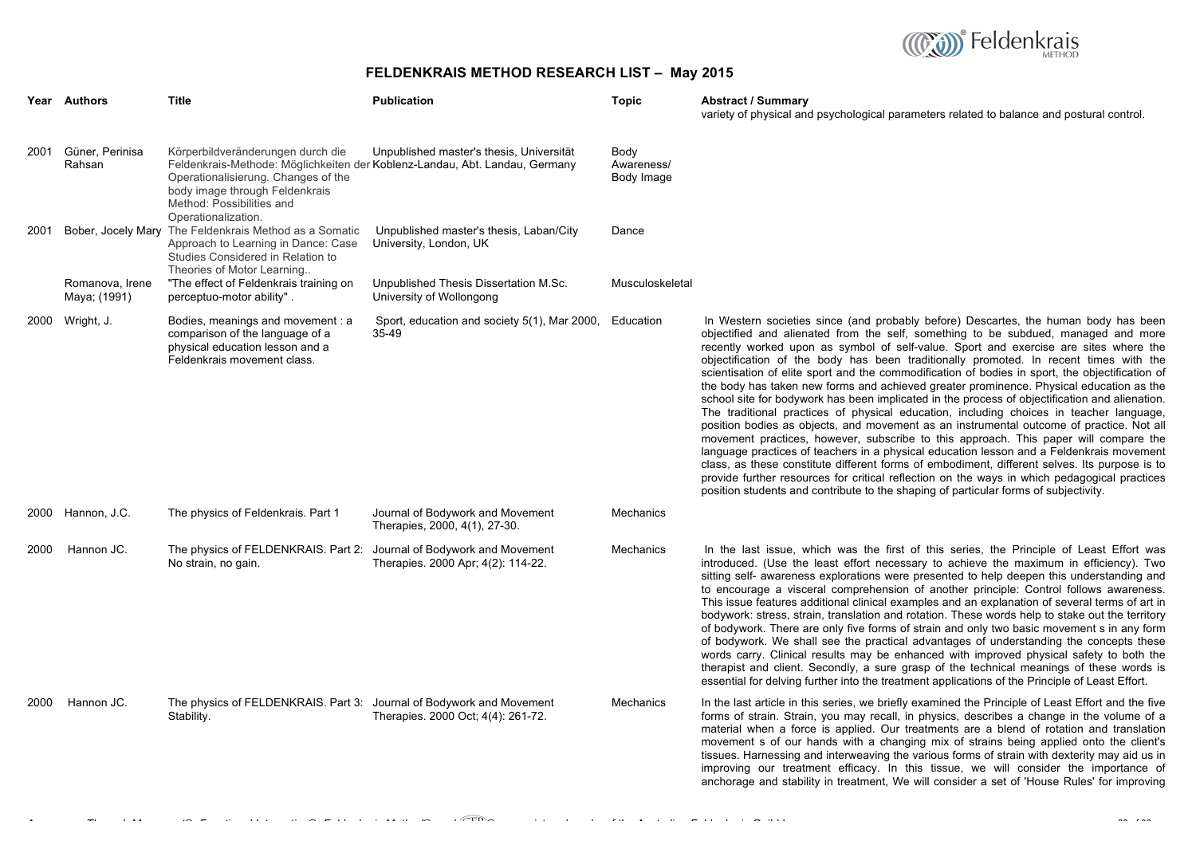# FELDENKRAIS METHOD RESEARCH LIST – May 2015

| Year | Authors | Title | Publication | Topic | Abstract / Summary |
|---|---|---|---|---|---|
| | | | | | variety of physical and psychological parameters related to balance and postural control. |
| 2001 | Güner, Perinisa Rahsan | Körperbildveränderungen durch die Feldenkrais-Methode: Möglichkeiten der Operationalisierung. Changes of the body image through Feldenkrais Method: Possibilities and Operationalization. | Unpublished master's thesis, Universität Koblenz-Landau, Abt. Landau, Germany | Body Awareness/ Body Image | |
| 2001 | Bober, Jocely Mary | The Feldenkrais Method as a Somatic Approach to Learning in Dance: Case Studies Considered in Relation to Theories of Motor Learning.. | Unpublished master's thesis, Laban/City University, London, UK | Dance | |
| | Romanova, Irene Maya; (1991) | "The effect of Feldenkrais training on perceptuo-motor ability" . | Unpublished Thesis Dissertation M.Sc. University of Wollongong | Musculoskeletal | |
| 2000 | Wright, J. | Bodies, meanings and movement : a comparison of the language of a physical education lesson and a Feldenkrais movement class. | Sport, education and society 5(1), Mar 2000, 35-49 | Education | In Western societies since (and probably before) Descartes, the human body has been objectified and alienated from the self, something to be subdued, managed and more recently worked upon as symbol of self-value. Sport and exercise are sites where the objectification of the body has been traditionally promoted. In recent times with the scientisation of elite sport and the commodification of bodies in sport, the objectification of the body has taken new forms and achieved greater prominence. Physical education as the school site for bodywork has been implicated in the process of objectification and alienation. The traditional practices of physical education, including choices in teacher language, position bodies as objects, and movement as an instrumental outcome of practice. Not all movement practices, however, subscribe to this approach. This paper will compare the language practices of teachers in a physical education lesson and a Feldenkrais movement class, as these constitute different forms of embodiment, different selves. Its purpose is to provide further resources for critical reflection on the ways in which pedagogical practices position students and contribute to the shaping of particular forms of subjectivity. |
| 2000 | Hannon, J.C. | The physics of Feldenkrais. Part 1 | Journal of Bodywork and Movement Therapies, 2000, 4(1), 27-30. | Mechanics | |
| 2000 | Hannon JC. | The physics of FELDENKRAIS. Part 2: No strain, no gain. | Journal of Bodywork and Movement Therapies. 2000 Apr; 4(2): 114-22. | Mechanics | In the last issue, which was the first of this series, the Principle of Least Effort was introduced. (Use the least effort necessary to achieve the maximum in efficiency.) Two sitting self- awareness explorations were presented to help deepen this understanding and to encourage a visceral comprehension of another principle: Control follows awareness. This issue features additional clinical examples and an explanation of several terms of art in bodywork: stress, strain, translation and rotation. These words help to stake out the territory of bodywork. There are only five forms of strain and only two basic movement s in any form of bodywork. We shall see the practical advantages of understanding the concepts these words carry. Clinical results may be enhanced with improved physical safety to both the therapist and client. Secondly, a sure grasp of the technical meanings of these words is essential for delving further into the treatment applications of the Principle of Least Effort. |
| 2000 | Hannon JC. | The physics of FELDENKRAIS. Part 3: Stability. | Journal of Bodywork and Movement Therapies. 2000 Oct; 4(4): 261-72. | Mechanics | In the last article in this series, we briefly examined the Principle of Least Effort and the five forms of strain. Strain, you may recall, in physics, describes a change in the volume of a material when a force is applied. Our treatments are a blend of rotation and translation movement s of our hands with a changing mix of strains being applied onto the client's tissues. Harnessing and interweaving the various forms of strain with dexterity may aid us in improving our treatment efficacy. In this tissue, we will consider the importance of anchorage and stability in treatment, We will consider a set of 'House Rules' for improving |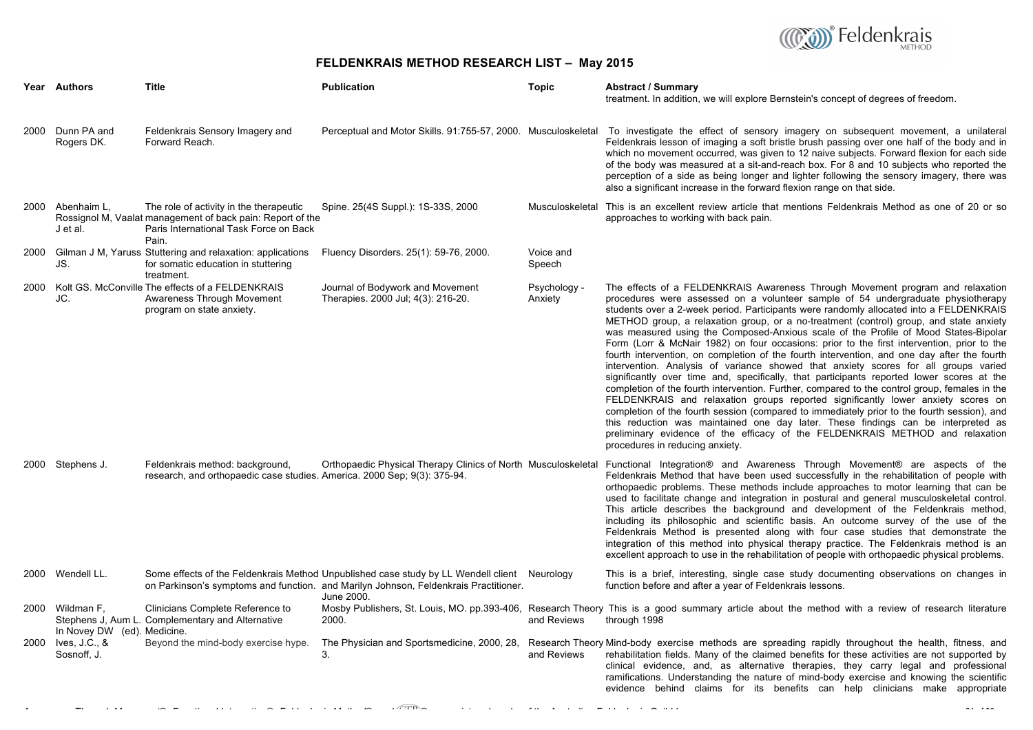# FELDENKRAIS METHOD RESEARCH LIST – May 2015

| Year | Authors | Title | Publication | Topic | Abstract / Summary |
|---|---|---|---|---|---|
| | | | | | treatment. In addition, we will explore Bernstein's concept of degrees of freedom. |
| 2000 | Dunn PA and Rogers DK. | Feldenkrais Sensory Imagery and Forward Reach. | Perceptual and Motor Skills. 91:755-57, 2000. | Musculoskeletal | To investigate the effect of sensory imagery on subsequent movement, a unilateral Feldenkrais lesson of imaging a soft bristle brush passing over one half of the body and in which no movement occurred, was given to 12 naive subjects. Forward flexion for each side of the body was measured at a sit-and-reach box. For 8 and 10 subjects who reported the perception of a side as being longer and lighter following the sensory imagery, there was also a significant increase in the forward flexion range on that side. |
| 2000 | Abenhaim L, Rossignol M, Vaalat J et al. | The role of activity in the therapeutic management of back pain: Report of the Paris International Task Force on Back Pain. | Spine. 25(4S Suppl.): 1S-33S, 2000 | Musculoskeletal | This is an excellent review article that mentions Feldenkrais Method as one of 20 or so approaches to working with back pain. |
| 2000 | Gilman J M, Yaruss JS. | Stuttering and relaxation: applications for somatic education in stuttering treatment. | Fluency Disorders. 25(1): 59-76, 2000. | Voice and Speech | |
| 2000 | Kolt GS. McConville JC. | The effects of a FELDENKRAIS Awareness Through Movement program on state anxiety. | Journal of Bodywork and Movement Therapies. 2000 Jul; 4(3): 216-20. | Psychology - Anxiety | The effects of a FELDENKRAIS Awareness Through Movement program and relaxation procedures were assessed on a volunteer sample of 54 undergraduate physiotherapy students over a 2-week period. Participants were randomly allocated into a FELDENKRAIS METHOD group, a relaxation group, or a no-treatment (control) group, and state anxiety was measured using the Composed-Anxious scale of the Profile of Mood States-Bipolar Form (Lorr & McNair 1982) on four occasions: prior to the first intervention, prior to the fourth intervention, on completion of the fourth intervention, and one day after the fourth intervention. Analysis of variance showed that anxiety scores for all groups varied significantly over time and, specifically, that participants reported lower scores at the completion of the fourth intervention. Further, compared to the control group, females in the FELDENKRAIS and relaxation groups reported significantly lower anxiety scores on completion of the fourth session (compared to immediately prior to the fourth session), and this reduction was maintained one day later. These findings can be interpreted as preliminary evidence of the efficacy of the FELDENKRAIS METHOD and relaxation procedures in reducing anxiety. |
| 2000 | Stephens J. | Feldenkrais method: background, research, and orthopaedic case studies. | Orthopaedic Physical Therapy Clinics of North America. 2000 Sep; 9(3): 375-94. | Musculoskeletal | Functional Integration® and Awareness Through Movement® are aspects of the Feldenkrais Method that have been used successfully in the rehabilitation of people with orthopaedic problems. These methods include approaches to motor learning that can be used to facilitate change and integration in postural and general musculoskeletal control. This article describes the background and development of the Feldenkrais method, including its philosophic and scientific basis. An outcome survey of the use of the Feldenkrais Method is presented along with four case studies that demonstrate the integration of this method into physical therapy practice. The Feldenkrais method is an excellent approach to use in the rehabilitation of people with orthopaedic physical problems. |
| 2000 | Wendell LL. | Some effects of the Feldenkrais Method on Parkinson's symptoms and function. | Unpublished case study by LL Wendell client and Marilyn Johnson, Feldenkrais Practitioner. June 2000. | Neurology | This is a brief, interesting, single case study documenting observations on changes in function before and after a year of Feldenkrais lessons. |
| 2000 | Wildman F, Stephens J, Aum L. In Novey DW (ed). | Clinicians Complete Reference to Complementary and Alternative Medicine. | Mosby Publishers, St. Louis, MO. pp.393-406, 2000. | Research Theory and Reviews | This is a good summary article about the method with a review of research literature through 1998 |
| 2000 | Ives, J.C., & Sosnoff, J. | Beyond the mind-body exercise hype. | The Physician and Sportsmedicine, 2000, 28, 3. | Research Theory and Reviews | Mind-body exercise methods are spreading rapidly throughout the health, fitness, and rehabilitation fields. Many of the claimed benefits for these activities are not supported by clinical evidence, and, as alternative therapies, they carry legal and professional ramifications. Understanding the nature of mind-body exercise and knowing the scientific evidence behind claims for its benefits can help clinicians make appropriate |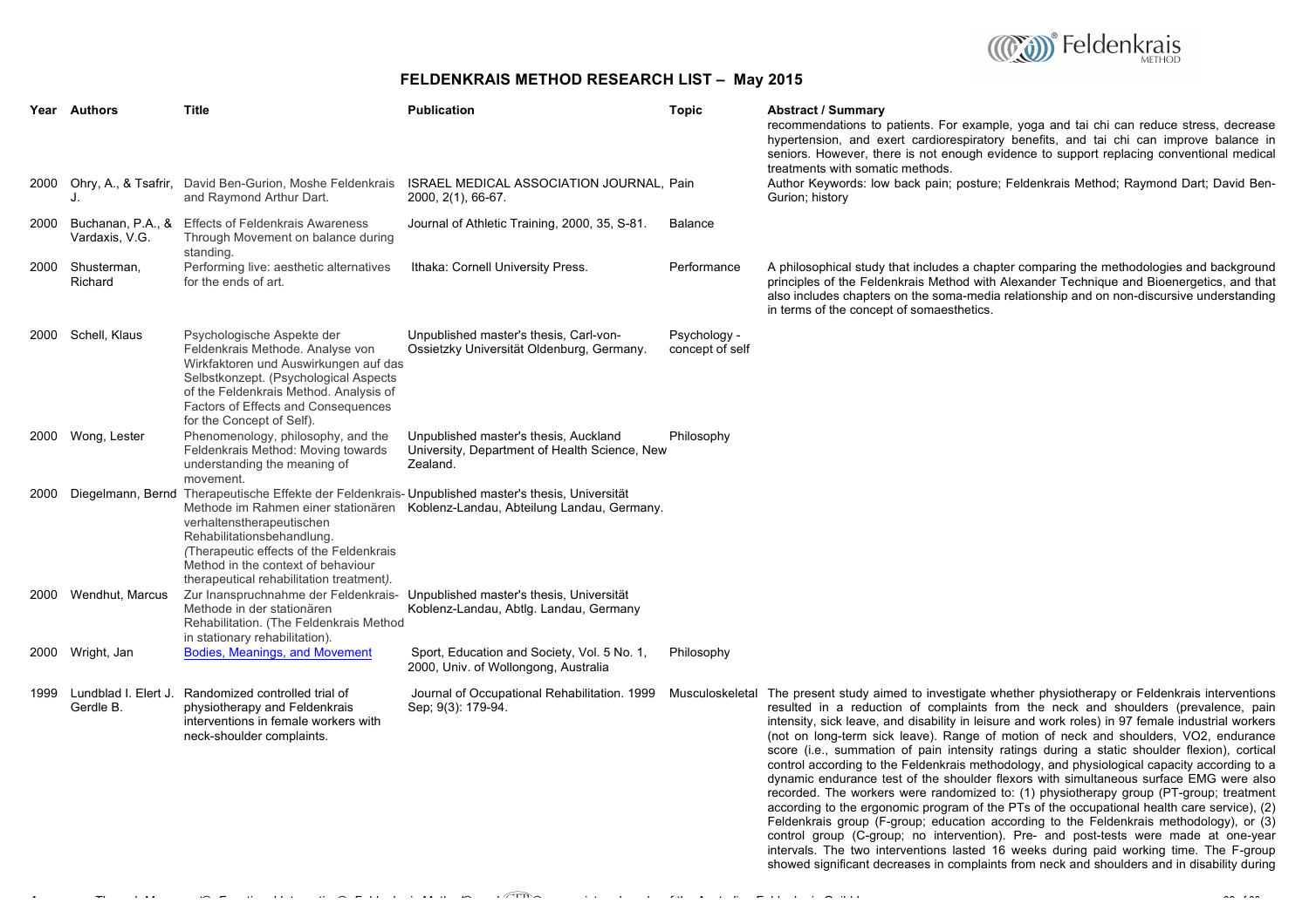# FELDENKRAIS METHOD RESEARCH LIST – May 2015

| Year | Authors | Title | Publication | Topic | Abstract / Summary |
|---|---|---|---|---|---|
| | | | | | recommendations to patients. For example, yoga and tai chi can reduce stress, decrease hypertension, and exert cardiorespiratory benefits, and tai chi can improve balance in seniors. However, there is not enough evidence to support replacing conventional medical treatments with somatic methods. |
| 2000 | Ohry, A., & Tsafrir, J. | David Ben-Gurion, Moshe Feldenkrais and Raymond Arthur Dart. | ISRAEL MEDICAL ASSOCIATION JOURNAL, 2000, 2(1), 66-67. | Pain | Author Keywords: low back pain; posture; Feldenkrais Method; Raymond Dart; David Ben-Gurion; history |
| 2000 | Buchanan, P.A., & Vardaxis, V.G. | Effects of Feldenkrais Awareness Through Movement on balance during standing. | Journal of Athletic Training, 2000, 35, S-81. | Balance | |
| 2000 | Shusterman, Richard | Performing live: aesthetic alternatives for the ends of art. | Ithaka: Cornell University Press. | Performance | A philosophical study that includes a chapter comparing the methodologies and background principles of the Feldenkrais Method with Alexander Technique and Bioenergetics, and that also includes chapters on the soma-media relationship and on non-discursive understanding in terms of the concept of somaesthetics. |
| 2000 | Schell, Klaus | Psychologische Aspekte der Feldenkrais Methode. Analyse von Wirkfaktoren und Auswirkungen auf das Selbstkonzept. (Psychological Aspects of the Feldenkrais Method. Analysis of Factors of Effects and Consequences for the Concept of Self). | Unpublished master's thesis, Carl-von-Ossietzky Universität Oldenburg, Germany. | Psychology - concept of self | |
| 2000 | Wong, Lester | Phenomenology, philosophy, and the Feldenkrais Method: Moving towards understanding the meaning of movement. | Unpublished master's thesis, Auckland University, Department of Health Science, New Zealand. | Philosophy | |
| 2000 | Diegelmann, Bernd | Therapeutische Effekte der Feldenkrais-Methode im Rahmen einer stationären verhaltenstherapeutischen Rehabilitationsbehandlung. *(Therapeutic effects of the Feldenkrais Method in the context of behaviour therapeutical rehabilitation treatment).* | Unpublished master's thesis, Universität Koblenz-Landau, Abteilung Landau, Germany. | | |
| 2000 | Wendhut, Marcus | Zur Inanspruchnahme der Feldenkrais-Methode in der stationären Rehabilitation. (The Feldenkrais Method in stationary rehabilitation). | Unpublished master's thesis, Universität Koblenz-Landau, Abtlg. Landau, Germany | | |
| 2000 | Wright, Jan | Bodies, Meanings, and Movement | Sport, Education and Society, Vol. 5 No. 1, 2000, Univ. of Wollongong, Australia | Philosophy | |
| 1999 | Lundblad I. Elert J. Gerdle B. | Randomized controlled trial of physiotherapy and Feldenkrais interventions in female workers with neck-shoulder complaints. | Journal of Occupational Rehabilitation. 1999 Sep; 9(3): 179-94. | Musculoskeletal | The present study aimed to investigate whether physiotherapy or Feldenkrais interventions resulted in a reduction of complaints from the neck and shoulders (prevalence, pain intensity, sick leave, and disability in leisure and work roles) in 97 female industrial workers (not on long-term sick leave). Range of motion of neck and shoulders, VO2, endurance score (i.e., summation of pain intensity ratings during a static shoulder flexion), cortical control according to the Feldenkrais methodology, and physiological capacity according to a dynamic endurance test of the shoulder flexors with simultaneous surface EMG were also recorded. The workers were randomized to: (1) physiotherapy group (PT-group; treatment according to the ergonomic program of the PTs of the occupational health care service), (2) Feldenkrais group (F-group; education according to the Feldenkrais methodology), or (3) control group (C-group; no intervention). Pre- and post-tests were made at one-year intervals. The two interventions lasted 16 weeks during paid working time. The F-group showed significant decreases in complaints from neck and shoulders and in disability during |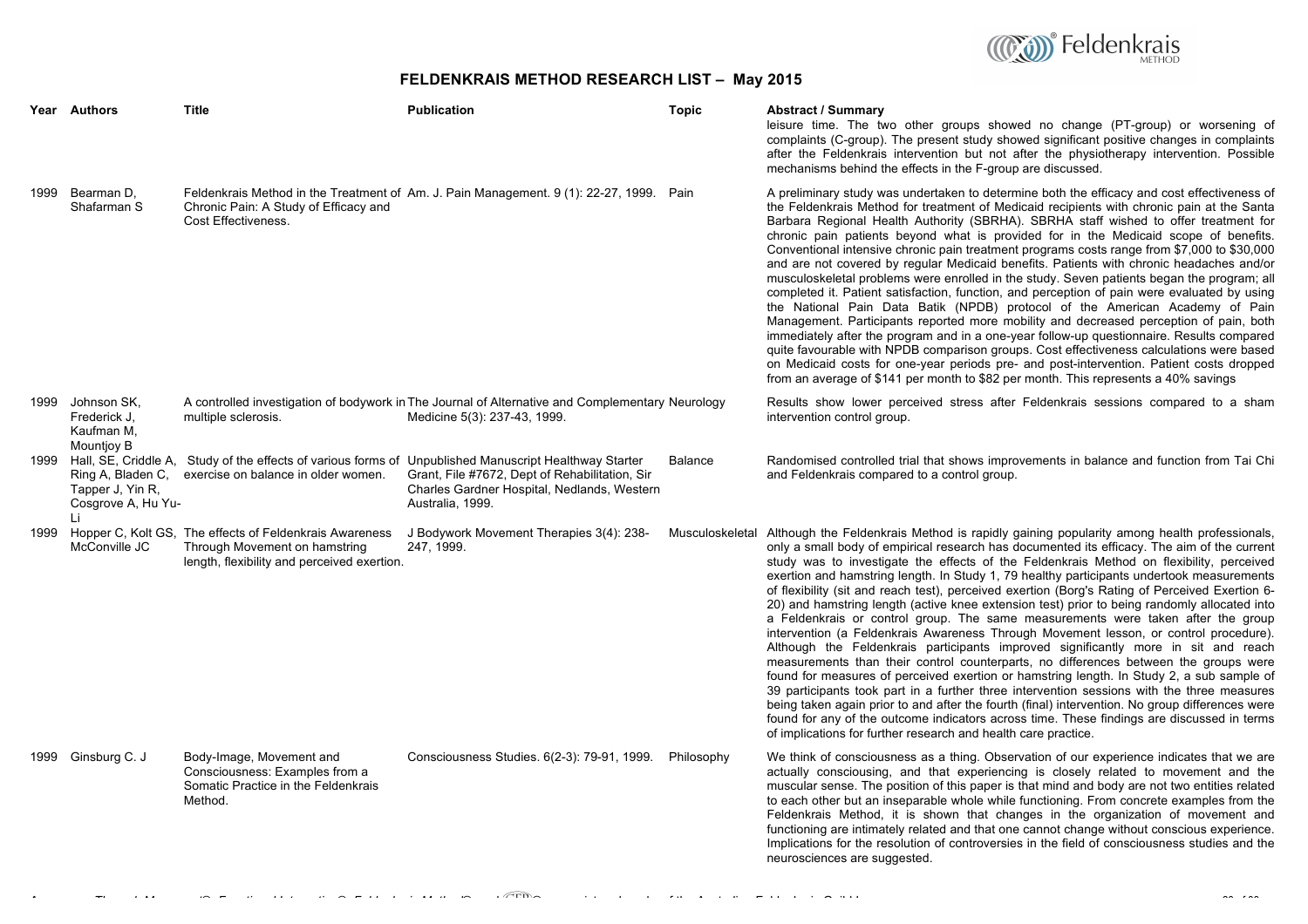# FELDENKRAIS METHOD RESEARCH LIST – May 2015

| Year | Authors | Title | Publication | Topic | Abstract / Summary |
|---|---|---|---|---|---|
| | | | | | leisure time. The two other groups showed no change (PT-group) or worsening of complaints (C-group). The present study showed significant positive changes in complaints after the Feldenkrais intervention but not after the physiotherapy intervention. Possible mechanisms behind the effects in the F-group are discussed. |
| 1999 | Bearman D, Shafarman S | Feldenkrais Method in the Treatment of Chronic Pain: A Study of Efficacy and Cost Effectiveness. | Am. J. Pain Management. 9 (1): 22-27, 1999. | Pain | A preliminary study was undertaken to determine both the efficacy and cost effectiveness of the Feldenkrais Method for treatment of Medicaid recipients with chronic pain at the Santa Barbara Regional Health Authority (SBRHA). SBRHA staff wished to offer treatment for chronic pain patients beyond what is provided for in the Medicaid scope of benefits. Conventional intensive chronic pain treatment programs costs range from $7,000 to $30,000 and are not covered by regular Medicaid benefits. Patients with chronic headaches and/or musculoskeletal problems were enrolled in the study. Seven patients began the program; all completed it. Patient satisfaction, function, and perception of pain were evaluated by using the National Pain Data Batik (NPDB) protocol of the American Academy of Pain Management. Participants reported more mobility and decreased perception of pain, both immediately after the program and in a one-year follow-up questionnaire. Results compared quite favourable with NPDB comparison groups. Cost effectiveness calculations were based on Medicaid costs for one-year periods pre- and post-intervention. Patient costs dropped from an average of $141 per month to $82 per month. This represents a 40% savings |
| 1999 | Johnson SK, Frederick J, Kaufman M, Mountjoy B | A controlled investigation of bodywork in multiple sclerosis. | The Journal of Alternative and Complementary Medicine 5(3): 237-43, 1999. | Neurology | Results show lower perceived stress after Feldenkrais sessions compared to a sham intervention control group. |
| 1999 | Hall, SE, Criddle A, Ring A, Bladen C, Tapper J, Yin R, Cosgrove A, Hu Yu-Li | Study of the effects of various forms of exercise on balance in older women. | Unpublished Manuscript Healthway Starter Grant, File #7672, Dept of Rehabilitation, Sir Charles Gardner Hospital, Nedlands, Western Australia, 1999. | Balance | Randomised controlled trial that shows improvements in balance and function from Tai Chi and Feldenkrais compared to a control group. |
| 1999 | Hopper C, Kolt GS, McConville JC | The effects of Feldenkrais Awareness Through Movement on hamstring length, flexibility and perceived exertion. | J Bodywork Movement Therapies 3(4): 238-247, 1999. | Musculoskeletal | Although the Feldenkrais Method is rapidly gaining popularity among health professionals, only a small body of empirical research has documented its efficacy. The aim of the current study was to investigate the effects of the Feldenkrais Method on flexibility, perceived exertion and hamstring length. In Study 1, 79 healthy participants undertook measurements of flexibility (sit and reach test), perceived exertion (Borg's Rating of Perceived Exertion 6-20) and hamstring length (active knee extension test) prior to being randomly allocated into a Feldenkrais or control group. The same measurements were taken after the group intervention (a Feldenkrais Awareness Through Movement lesson, or control procedure). Although the Feldenkrais participants improved significantly more in sit and reach measurements than their control counterparts, no differences between the groups were found for measures of perceived exertion or hamstring length. In Study 2, a sub sample of 39 participants took part in a further three intervention sessions with the three measures being taken again prior to and after the fourth (final) intervention. No group differences were found for any of the outcome indicators across time. These findings are discussed in terms of implications for further research and health care practice. |
| 1999 | Ginsburg C. J | Body-Image, Movement and Consciousness: Examples from a Somatic Practice in the Feldenkrais Method. | Consciousness Studies. 6(2-3): 79-91, 1999. | Philosophy | We think of consciousness as a thing. Observation of our experience indicates that we are actually consciousing, and that experiencing is closely related to movement and the muscular sense. The position of this paper is that mind and body are not two entities related to each other but an inseparable whole while functioning. From concrete examples from the Feldenkrais Method, it is shown that changes in the organization of movement and functioning are intimately related and that one cannot change without conscious experience. Implications for the resolution of controversies in the field of consciousness studies and the neurosciences are suggested. |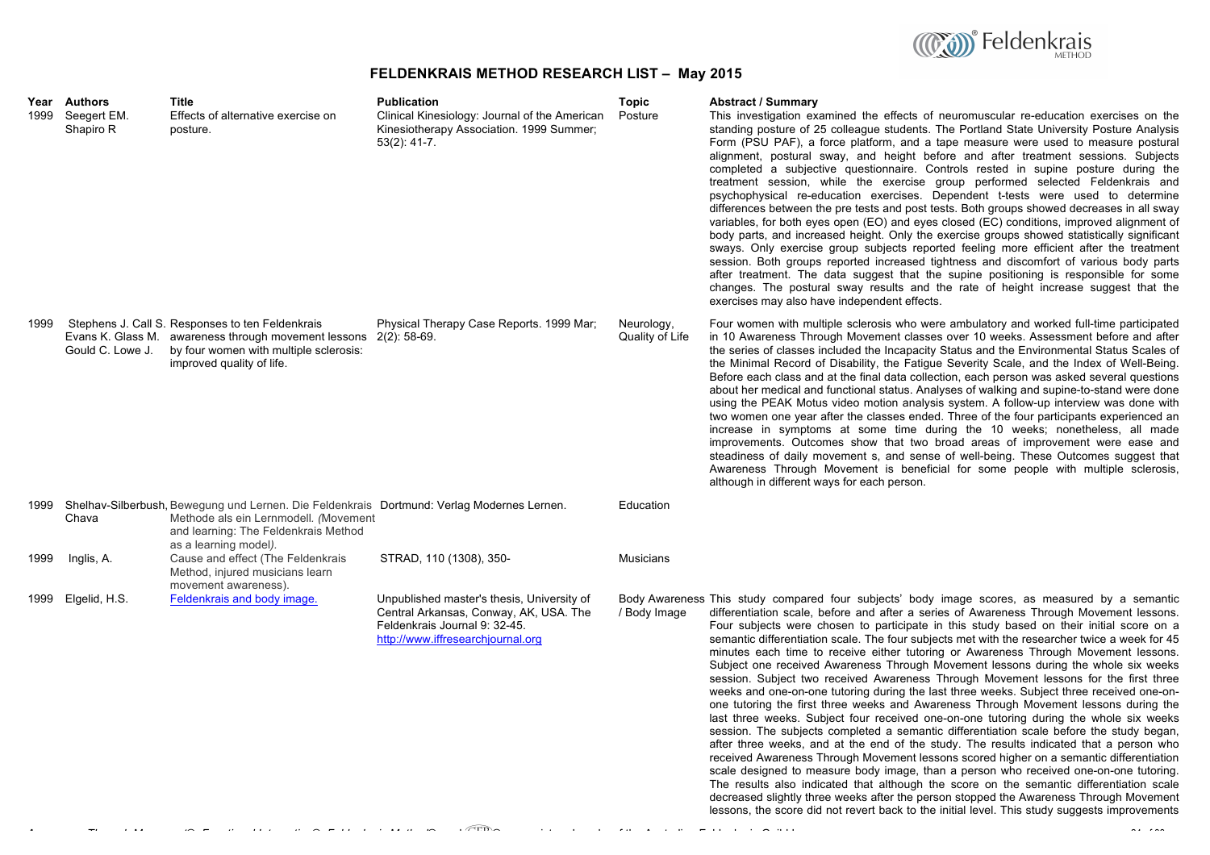# FELDENKRAIS METHOD RESEARCH LIST – May 2015

| Year | Authors | Title | Publication | Topic | Abstract / Summary |
|---|---|---|---|---|---|
| 1999 | Seegert EM. Shapiro R | Effects of alternative exercise on posture. | Clinical Kinesiology: Journal of the American Kinesiotherapy Association. 1999 Summer; 53(2): 41-7. | Posture | This investigation examined the effects of neuromuscular re-education exercises on the standing posture of 25 colleague students. The Portland State University Posture Analysis Form (PSU PAF), a force platform, and a tape measure were used to measure postural alignment, postural sway, and height before and after treatment sessions. Subjects completed a subjective questionnaire. Controls rested in supine posture during the treatment session, while the exercise group performed selected Feldenkrais and psychophysical re-education exercises. Dependent t-tests were used to determine differences between the pre tests and post tests. Both groups showed decreases in all sway variables, for both eyes open (EO) and eyes closed (EC) conditions, improved alignment of body parts, and increased height. Only the exercise groups showed statistically significant sways. Only exercise group subjects reported feeling more efficient after the treatment session. Both groups reported increased tightness and discomfort of various body parts after treatment. The data suggest that the supine positioning is responsible for some changes. The postural sway results and the rate of height increase suggest that the exercises may also have independent effects. |
| 1999 | Stephens J. Call S. Evans K. Glass M. Gould C. Lowe J. | Responses to ten Feldenkrais awareness through movement lessons by four women with multiple sclerosis: improved quality of life. | Physical Therapy Case Reports. 1999 Mar; 2(2): 58-69. | Neurology, Quality of Life | Four women with multiple sclerosis who were ambulatory and worked full-time participated in 10 Awareness Through Movement classes over 10 weeks. Assessment before and after the series of classes included the Incapacity Status and the Environmental Status Scales of the Minimal Record of Disability, the Fatigue Severity Scale, and the Index of Well-Being. Before each class and at the final data collection, each person was asked several questions about her medical and functional status. Analyses of walking and supine-to-stand were done using the PEAK Motus video motion analysis system. A follow-up interview was done with two women one year after the classes ended. Three of the four participants experienced an increase in symptoms at some time during the 10 weeks; nonetheless, all made improvements. Outcomes show that two broad areas of improvement were ease and steadiness of daily movement s, and sense of well-being. These Outcomes suggest that Awareness Through Movement is beneficial for some people with multiple sclerosis, although in different ways for each person. |
| 1999 | Shelhav-Silberbush, Chava | Bewegung und Lernen. Die Feldenkrais Methode als ein Lernmodell. *(Movement and learning: The Feldenkrais Method as a learning model).* | Dortmund: Verlag Modernes Lernen. | Education | |
| 1999 | Inglis, A. | Cause and effect (The Feldenkrais Method, injured musicians learn movement awareness). | STRAD, 110 (1308), 350- | Musicians | |
| 1999 | Elgelid, H.S. | [Feldenkrais and body image.]() | Unpublished master's thesis, University of Central Arkansas, Conway, AK, USA. The Feldenkrais Journal 9: 32-45. [http://www.iffresearchjournal.org](http://www.iffresearchjournal.org) | Body Awareness / Body Image | This study compared four subjects' body image scores, as measured by a semantic differentiation scale, before and after a series of Awareness Through Movement lessons. Four subjects were chosen to participate in this study based on their initial score on a semantic differentiation scale. The four subjects met with the researcher twice a week for 45 minutes each time to receive either tutoring or Awareness Through Movement lessons. Subject one received Awareness Through Movement lessons during the whole six weeks session. Subject two received Awareness Through Movement lessons for the first three weeks and one-on-one tutoring during the last three weeks. Subject three received one-on-one tutoring the first three weeks and Awareness Through Movement lessons during the last three weeks. Subject four received one-on-one tutoring during the whole six weeks session. The subjects completed a semantic differentiation scale before the study began, after three weeks, and at the end of the study. The results indicated that a person who received Awareness Through Movement lessons scored higher on a semantic differentiation scale designed to measure body image, than a person who received one-on-one tutoring. The results also indicated that although the score on the semantic differentiation scale decreased slightly three weeks after the person stopped the Awareness Through Movement lessons, the score did not revert back to the initial level. This study suggests improvements |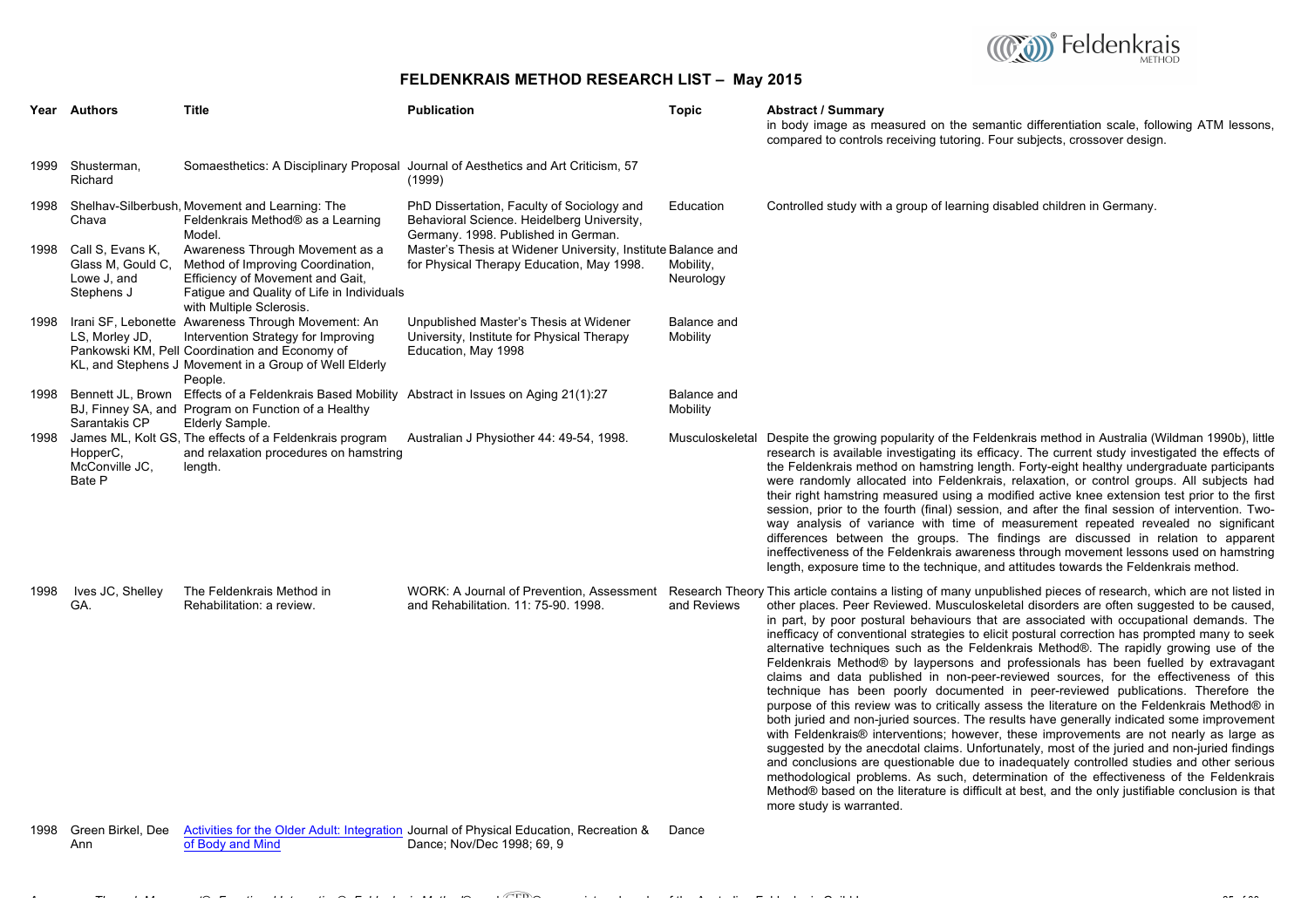# FELDENKRAIS METHOD RESEARCH LIST – May 2015

| Year | Authors | Title | Publication | Topic | Abstract / Summary |
|---|---|---|---|---|---|
| | | | | | in body image as measured on the semantic differentiation scale, following ATM lessons, compared to controls receiving tutoring. Four subjects, crossover design. |
| 1999 | Shusterman, Richard | Somaesthetics: A Disciplinary Proposal | Journal of Aesthetics and Art Criticism, 57 (1999) | | |
| 1998 | Shelhav-Silberbush, Chava | Movement and Learning: The Feldenkrais Method® as a Learning Model. | PhD Dissertation, Faculty of Sociology and Behavioral Science. Heidelberg University, Germany. 1998. Published in German. | Education | Controlled study with a group of learning disabled children in Germany. |
| 1998 | Call S, Evans K, Glass M, Gould C, Lowe J, and Stephens J | Awareness Through Movement as a Method of Improving Coordination, Efficiency of Movement and Gait, Fatigue and Quality of Life in Individuals with Multiple Sclerosis. | Master's Thesis at Widener University, Institute for Physical Therapy Education, May 1998. | Balance and Mobility, Neurology | |
| 1998 | Irani SF, Lebonette LS, Morley JD, Pankowski KM, Pell KL, and Stephens J | Awareness Through Movement: An Intervention Strategy for Improving Coordination and Economy of Movement in a Group of Well Elderly People. | Unpublished Master's Thesis at Widener University, Institute for Physical Therapy Education, May 1998 | Balance and Mobility | |
| 1998 | Bennett JL, Brown BJ, Finney SA, and Sarantakis CP | Effects of a Feldenkrais Based Mobility Program on Function of a Healthy Elderly Sample. | Abstract in Issues on Aging 21(1):27 | Balance and Mobility | |
| 1998 | James ML, Kolt GS, HopperC, McConville JC, Bate P | The effects of a Feldenkrais program and relaxation procedures on hamstring length. | Australian J Physiother 44: 49-54, 1998. | Musculoskeletal | Despite the growing popularity of the Feldenkrais method in Australia (Wildman 1990b), little research is available investigating its efficacy. The current study investigated the effects of the Feldenkrais method on hamstring length. Forty-eight healthy undergraduate participants were randomly allocated into Feldenkrais, relaxation, or control groups. All subjects had their right hamstring measured using a modified active knee extension test prior to the first session, prior to the fourth (final) session, and after the final session of intervention. Two-way analysis of variance with time of measurement repeated revealed no significant differences between the groups. The findings are discussed in relation to apparent ineffectiveness of the Feldenkrais awareness through movement lessons used on hamstring length, exposure time to the technique, and attitudes towards the Feldenkrais method. |
| 1998 | Ives JC, Shelley GA. | The Feldenkrais Method in Rehabilitation: a review. | WORK: A Journal of Prevention, Assessment and Rehabilitation. 11: 75-90. 1998. | Research Theory and Reviews | This article contains a listing of many unpublished pieces of research, which are not listed in other places. Peer Reviewed. Musculoskeletal disorders are often suggested to be caused, in part, by poor postural behaviours that are associated with occupational demands. The inefficacy of conventional strategies to elicit postural correction has prompted many to seek alternative techniques such as the Feldenkrais Method®. The rapidly growing use of the Feldenkrais Method® by laypersons and professionals has been fuelled by extravagant claims and data published in non-peer-reviewed sources, for the effectiveness of this technique has been poorly documented in peer-reviewed publications. Therefore the purpose of this review was to critically assess the literature on the Feldenkrais Method® in both juried and non-juried sources. The results have generally indicated some improvement with Feldenkrais® interventions; however, these improvements are not nearly as large as suggested by the anecdotal claims. Unfortunately, most of the juried and non-juried findings and conclusions are questionable due to inadequately controlled studies and other serious methodological problems. As such, determination of the effectiveness of the Feldenkrais Method® based on the literature is difficult at best, and the only justifiable conclusion is that more study is warranted. |
| 1998 | Green Birkel, Dee Ann | Activities for the Older Adult: Integration of Body and Mind | Journal of Physical Education, Recreation & Dance; Nov/Dec 1998; 69, 9 | Dance | |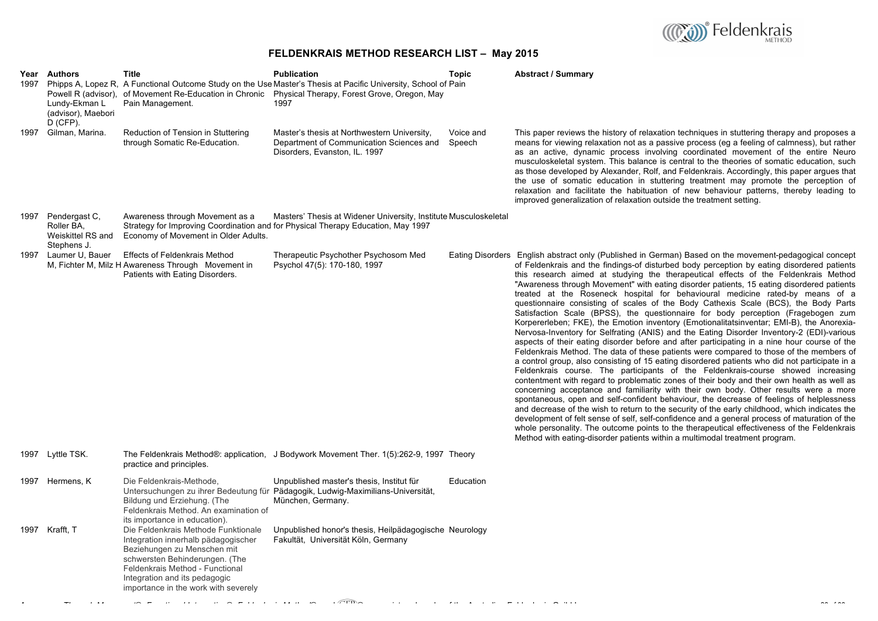# FELDENKRAIS METHOD RESEARCH LIST – May 2015

| Year | Authors | Title | Publication | Topic | Abstract / Summary |
|---|---|---|---|---|---|
| 1997 | Phipps A, Lopez R, Powell R (advisor), Lundy-Ekman L (advisor), Maebori D (CFP). | A Functional Outcome Study on the Use of Movement Re-Education in Chronic Pain Management. | Master's Thesis at Pacific University, School of Physical Therapy, Forest Grove, Oregon, May 1997 | Pain | |
| 1997 | Gilman, Marina. | Reduction of Tension in Stuttering through Somatic Re-Education. | Master's thesis at Northwestern University, Department of Communication Sciences and Disorders, Evanston, IL. 1997 | Voice and Speech | This paper reviews the history of relaxation techniques in stuttering therapy and proposes a means for viewing relaxation not as a passive process (eg a feeling of calmness), but rather as an active, dynamic process involving coordinated movement of the entire Neuro musculoskeletal system. This balance is central to the theories of somatic education, such as those developed by Alexander, Rolf, and Feldenkrais. Accordingly, this paper argues that the use of somatic education in stuttering treatment may promote the perception of relaxation and facilitate the habituation of new behaviour patterns, thereby leading to improved generalization of relaxation outside the treatment setting. |
| 1997 | Pendergast C, Roller BA, Weiskittel RS and Stephens J. | Awareness through Movement as a Strategy for Improving Coordination and Economy of Movement in Older Adults. | Masters' Thesis at Widener University, Institute for Physical Therapy Education, May 1997 | Musculoskeletal | |
| 1997 | Laumer U, Bauer M, Fichter M, Milz H | Effects of Feldenkrais Method Awareness Through Movement in Patients with Eating Disorders. | Therapeutic Psychother Psychosom Med Psychol 47(5): 170-180, 1997 | Eating Disorders | English abstract only (Published in German) Based on the movement-pedagogical concept of Feldenkrais and the findings-of disturbed body perception by eating disordered patients this research aimed at studying the therapeutical effects of the Feldenkrais Method "Awareness through Movement" with eating disorder patients, 15 eating disordered patients treated at the Roseneck hospital for behavioural medicine rated-by means of a questionnaire consisting of scales of the Body Cathexis Scale (BCS), the Body Parts Satisfaction Scale (BPSS), the questionnaire for body perception (Fragebogen zum Korpererleben; FKE), the Emotion inventory (Emotionalitatsinventar; EMI-B), the Anorexia-Nervosa-Inventory for Selfrating (ANIS) and the Eating Disorder Inventory-2 (EDI)-various aspects of their eating disorder before and after participating in a nine hour course of the Feldenkrais Method. The data of these patients were compared to those of the members of a control group, also consisting of 15 eating disordered patients who did not participate in a Feldenkrais course. The participants of the Feldenkrais-course showed increasing contentment with regard to problematic zones of their body and their own health as well as concerning acceptance and familiarity with their own body. Other results were a more spontaneous, open and self-confident behaviour, the decrease of feelings of helplessness and decrease of the wish to return to the security of the early childhood, which indicates the development of felt sense of self, self-confidence and a general process of maturation of the whole personality. The outcome points to the therapeutical effectiveness of the Feldenkrais Method with eating-disorder patients within a multimodal treatment program. |
| 1997 | Lyttle TSK. | The Feldenkrais Method®: application, practice and principles. | J Bodywork Movement Ther. 1(5):262-9, 1997 | Theory | |
| 1997 | Hermens, K | Die Feldenkrais-Methode, Untersuchungen zu ihrer Bedeutung für Bildung und Erziehung. (The Feldenkrais Method. An examination of its importance in education). | Unpublished master's thesis, Institut für Pädagogik, Ludwig-Maximilians-Universität, München, Germany. | Education | |
| 1997 | Krafft, T | Die Feldenkrais Methode Funktionale Integration innerhalb pädagogischer Beziehungen zu Menschen mit schwersten Behinderungen. (The Feldenkrais Method - Functional Integration and its pedagogic importance in the work with severely | Unpublished honor's thesis, Heilpädagogische Fakultät, Universität Köln, Germany | Neurology | |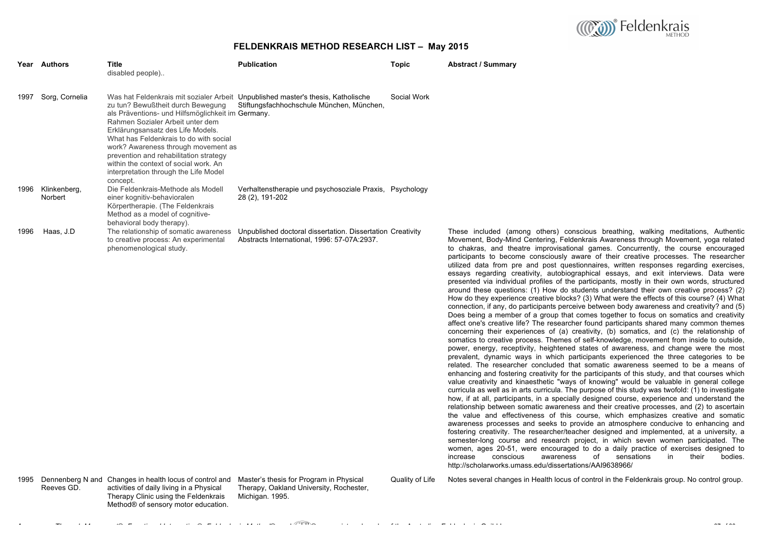# FELDENKRAIS METHOD RESEARCH LIST – May 2015

| Year | Authors | Title | Publication | Topic | Abstract / Summary |
|---|---|---|---|---|---|
| | | disabled people).. | | | |
| 1997 | Sorg, Cornelia | Was hat Feldenkrais mit sozialer Arbeit zu tun? Bewußtheit durch Bewegung als Präventions- und Hilfsmöglichkeit im Rahmen Sozialer Arbeit unter dem Erklärungsansatz des Life Models. What has Feldenkrais to do with social work? Awareness through movement as prevention and rehabilitation strategy within the context of social work. An interpretation through the Life Model concept. | Unpublished master's thesis, Katholische Stiftungsfachhochschule München, München, Germany. | Social Work | |
| 1996 | Klinkenberg, Norbert | Die Feldenkrais-Methode als Modell einer kognitiv-behavioralen Körpertherapie. (The Feldenkrais Method as a model of cognitive-behavioral body therapy). | Verhaltenstherapie und psychosoziale Praxis, 28 (2), 191-202 | Psychology | |
| 1996 | Haas, J.D | The relationship of somatic awareness to creative process: An experimental phenomenological study. | Unpublished doctoral dissertation. Dissertation Abstracts International, 1996: 57-07A:2937. | Creativity | These included (among others) conscious breathing, walking meditations, Authentic Movement, Body-Mind Centering, Feldenkrais Awareness through Movement, yoga related to chakras, and theatre improvisational games. Concurrently, the course encouraged participants to become consciously aware of their creative processes. The researcher utilized data from pre and post questionnaires, written responses regarding exercises, essays regarding creativity, autobiographical essays, and exit interviews. Data were presented via individual profiles of the participants, mostly in their own words, structured around these questions: (1) How do students understand their own creative process? (2) How do they experience creative blocks? (3) What were the effects of this course? (4) What connection, if any, do participants perceive between body awareness and creativity? and (5) Does being a member of a group that comes together to focus on somatics and creativity affect one's creative life? The researcher found participants shared many common themes concerning their experiences of (a) creativity, (b) somatics, and (c) the relationship of somatics to creative process. Themes of self-knowledge, movement from inside to outside, power, energy, receptivity, heightened states of awareness, and change were the most prevalent, dynamic ways in which participants experienced the three categories to be related. The researcher concluded that somatic awareness seemed to be a means of enhancing and fostering creativity for the participants of this study, and that courses which value creativity and kinaesthetic "ways of knowing" would be valuable in general college curricula as well as in arts curricula. The purpose of this study was twofold: (1) to investigate how, if at all, participants, in a specially designed course, experience and understand the relationship between somatic awareness and their creative processes, and (2) to ascertain the value and effectiveness of this course, which emphasizes creative and somatic awareness processes and seeks to provide an atmosphere conducive to enhancing and fostering creativity. The researcher/teacher designed and implemented, at a university, a semester-long course and research project, in which seven women participated. The women, ages 20-51, were encouraged to do a daily practice of exercises designed to increase conscious awareness of sensations in their bodies. http://scholarworks.umass.edu/dissertations/AAI9638966/ |
| 1995 | Dennenberg N and Reeves GD. | Changes in health locus of control and activities of daily living in a Physical Therapy Clinic using the Feldenkrais Method® of sensory motor education. | Master's thesis for Program in Physical Therapy, Oakland University, Rochester, Michigan. 1995. | Quality of Life | Notes several changes in Health locus of control in the Feldenkrais group. No control group. |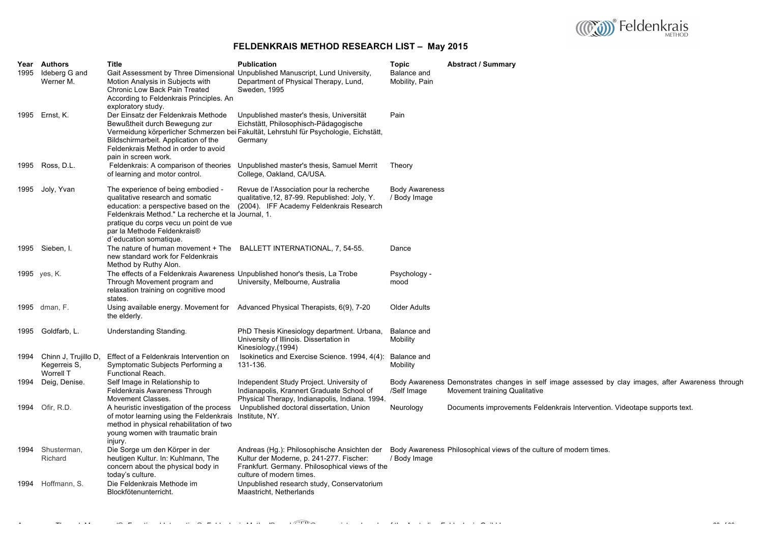# FELDENKRAIS METHOD RESEARCH LIST – May 2015

| Year | Authors | Title | Publication | Topic | Abstract / Summary |
|---|---|---|---|---|---|
| 1995 | Ideberg G and Werner M. | Gait Assessment by Three Dimensional Motion Analysis in Subjects with Chronic Low Back Pain Treated According to Feldenkrais Principles. An exploratory study. | Unpublished Manuscript, Lund University, Department of Physical Therapy, Lund, Sweden, 1995 | Balance and Mobility, Pain | |
| 1995 | Ernst, K. | Der Einsatz der Feldenkrais Methode Bewußtheit durch Bewegung zur Vermeidung körperlicher Schmerzen bei Bildschirmarbeit. Application of the Feldenkrais Method in order to avoid pain in screen work. | Unpublished master's thesis, Universität Eichstätt, Philosophisch-Pädagogische Fakultät, Lehrstuhl für Psychologie, Eichstätt, Germany | Pain | |
| 1995 | Ross, D.L. | Feldenkrais: A comparison of theories of learning and motor control. | Unpublished master's thesis, Samuel Merrit College, Oakland, CA/USA. | Theory | |
| 1995 | Joly, Yvan | The experience of being embodied - qualitative research and somatic education: a perspective based on the Feldenkrais Method." La recherche et la pratique du corps vecu un point de vue par la Methode Feldenkrais® d´education somatique. | Revue de l'Association pour la recherche qualitative,12, 87-99. Republished: Joly, Y. (2004). IFF Academy Feldenkrais Research Journal, 1. | Body Awareness / Body Image | |
| 1995 | Sieben, I. | The nature of human movement + The new standard work for Feldenkrais Method by Ruthy Alon. | BALLETT INTERNATIONAL, 7, 54-55. | Dance | |
| 1995 | yes, K. | The effects of a Feldenkrais Awareness Through Movement program and relaxation training on cognitive mood states. | Unpublished honor's thesis, La Trobe University, Melbourne, Australia | Psychology - mood | |
| 1995 | dman, F. | Using available energy. Movement for the elderly. | Advanced Physical Therapists, 6(9), 7-20 | Older Adults | |
| 1995 | Goldfarb, L. | Understanding Standing. | PhD Thesis Kinesiology department. Urbana, University of Illinois. Dissertation in Kinesiology,(1994) | Balance and Mobility | |
| 1994 | Chinn J, Trujillo D, Kegerreis S, Worrell T | Effect of a Feldenkrais Intervention on Symptomatic Subjects Performing a Functional Reach. | Isokinetics and Exercise Science. 1994, 4(4): 131-136. | Balance and Mobility | |
| 1994 | Deig, Denise. | Self Image in Relationship to Feldenkrais Awareness Through Movement Classes. | Independent Study Project. University of Indianapolis, Krannert Graduate School of Physical Therapy, Indianapolis, Indiana. 1994. | Body Awareness /Self Image | Demonstrates changes in self image assessed by clay images, after Awareness through Movement training Qualitative |
| 1994 | Ofir, R.D. | A heuristic investigation of the process of motor learning using the Feldenkrais method in physical rehabilitation of two young women with traumatic brain injury. | Unpublished doctoral dissertation, Union Institute, NY. | Neurology | Documents improvements Feldenkrais Intervention. Videotape supports text. |
| 1994 | Shusterman, Richard | Die Sorge um den Körper in der heutigen Kultur. In: Kuhlmann, The concern about the physical body in today's culture. | Andreas (Hg.): Philosophische Ansichten der Kultur der Moderne, p. 241-277. Fischer: Frankfurt. Germany. Philosophical views of the culture of modern times. | Body Awareness / Body Image | Philosophical views of the culture of modern times. |
| 1994 | Hoffmann, S. | Die Feldenkrais Methode im Blockfötenunterricht. | Unpublished research study, Conservatorium Maastricht, Netherlands | | |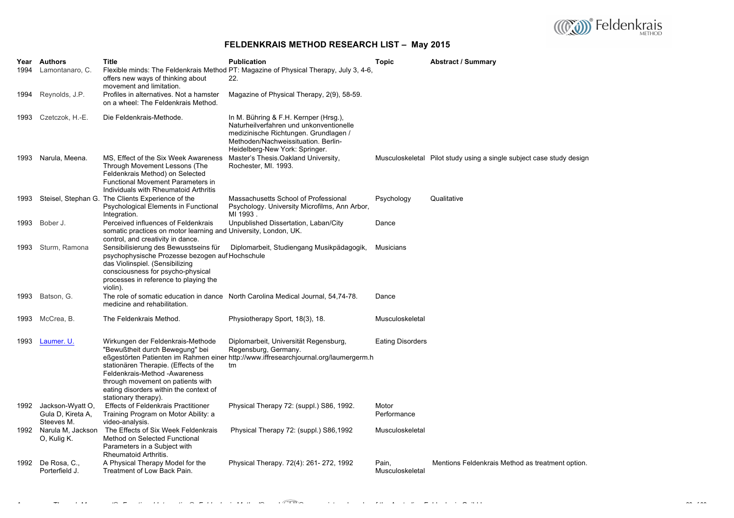# FELDENKRAIS METHOD RESEARCH LIST – May 2015

| Year | Authors | Title | Publication | Topic | Abstract / Summary |
|---|---|---|---|---|---|
| 1994 | Lamontanaro, C. | Flexible minds: The Feldenkrais Method offers new ways of thinking about movement and limitation. | PT: Magazine of Physical Therapy, July 3, 4-6, 22. | | |
| 1994 | Reynolds, J.P. | Profiles in alternatives. Not a hamster on a wheel: The Feldenkrais Method. | Magazine of Physical Therapy, 2(9), 58-59. | | |
| 1993 | Czetczok, H.-E. | Die Feldenkrais-Methode. | In M. Bühring & F.H. Kernper (Hrsg.), Naturheilverfahren und unkonventionelle medizinische Richtungen. Grundlagen / Methoden/Nachweissituation. Berlin-Heidelberg-New York: Springer. | | |
| 1993 | Narula, Meena. | MS, Effect of the Six Week Awareness Through Movement Lessons (The Feldenkrais Method) on Selected Functional Movement Parameters in Individuals with Rheumatoid Arthritis | Master's Thesis.Oakland University, Rochester, MI. 1993. | Musculoskeletal | Pilot study using a single subject case study design |
| 1993 | Steisel, Stephan G. | The Clients Experience of the Psychological Elements in Functional Integration. | Massachusetts School of Professional Psychology. University Microfilms, Ann Arbor, MI 1993 . | Psychology | Qualitative |
| 1993 | Bober J. | Perceived influences of Feldenkrais somatic practices on motor learning and control, and creativity in dance. | Unpublished Dissertation, Laban/City University, London, UK. | Dance | |
| 1993 | Sturm, Ramona | Sensibilisierung des Bewusstseins für psychophysische Prozesse bezogen auf das Violinspiel. (Sensibilizing consciousness for psycho-physical processes in reference to playing the violin). | Diplomarbeit, Studiengang Musikpädagogik, Hochschule | Musicians | |
| 1993 | Batson, G. | The role of somatic education in dance medicine and rehabilitation. | North Carolina Medical Journal, 54,74-78. | Dance | |
| 1993 | McCrea, B. | The Feldenkrais Method. | Physiotherapy Sport, 18(3), 18. | Musculoskeletal | |
| 1993 | Laumer. U. | Wirkungen der Feldenkrais-Methode "Bewußtheit durch Bewegung" bei eßgestörten Patienten im Rahmen einer stationären Therapie. (Effects of the Feldenkrais-Method -Awareness through movement on patients with eating disorders within the context of stationary therapy). | Diplomarbeit, Universität Regensburg, Regensburg, Germany. http://www.iffresearchjournal.org/laumergerm.htm | Eating Disorders | |
| 1992 | Jackson-Wyatt O, Gula D, Kireta A, Steeves M. | Effects of Feldenkrais Practitioner Training Program on Motor Ability: a video-analysis. | Physical Therapy 72: (suppl.) S86, 1992. | Motor Performance | |
| 1992 | Narula M, Jackson O, Kulig K. | The Effects of Six Week Feldenkrais Method on Selected Functional Parameters in a Subject with Rheumatoid Arthritis. | Physical Therapy 72: (suppl.) S86,1992 | Musculoskeletal | |
| 1992 | De Rosa, C., Porterfield J. | A Physical Therapy Model for the Treatment of Low Back Pain. | Physical Therapy. 72(4): 261- 272, 1992 | Pain, Musculoskeletal | Mentions Feldenkrais Method as treatment option. |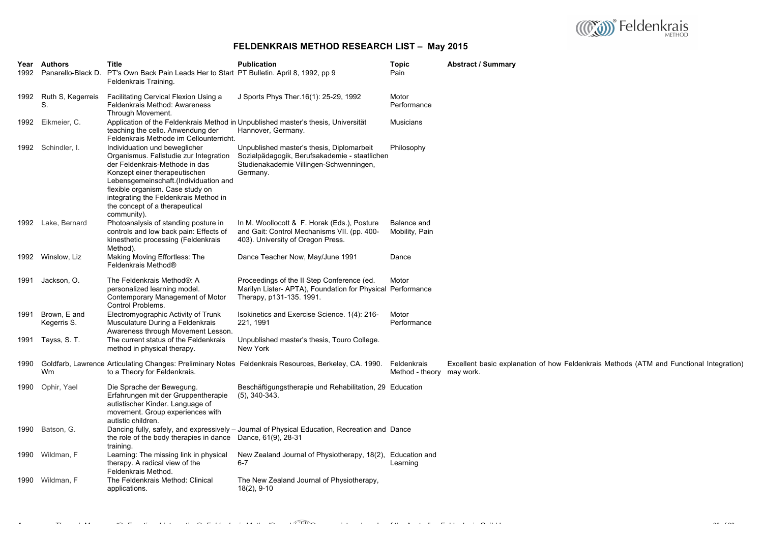## FELDENKRAIS METHOD RESEARCH LIST – May 2015

| Year | Authors | Title | Publication | Topic | Abstract / Summary |
|---|---|---|---|---|---|
| 1992 | Panarello-Black D. | PT's Own Back Pain Leads Her to Start Feldenkrais Training. | PT Bulletin. April 8, 1992, pp 9 | Pain | |
| 1992 | Ruth S, Kegerreis S. | Facilitating Cervical Flexion Using a Feldenkrais Method: Awareness Through Movement. | J Sports Phys Ther.16(1): 25-29, 1992 | Motor Performance | |
| 1992 | Eikmeier, C. | Application of the Feldenkrais Method in teaching the cello. Anwendung der Feldenkrais Methode im Cellounterricht. | Unpublished master's thesis, Universität Hannover, Germany. | Musicians | |
| 1992 | Schindler, I. | Individuation und beweglicher Organismus. Fallstudie zur Integration der Feldenkrais-Methode in das Konzept einer therapeutischen Lebensgemeinschaft.(Individuation and flexible organism. Case study on integrating the Feldenkrais Method in the concept of a therapeutical community). | Unpublished master's thesis, Diplomarbeit Sozialpädagogik, Berufsakademie - staatlichen Studienakademie Villingen-Schwenningen, Germany. | Philosophy | |
| 1992 | Lake, Bernard | Photoanalysis of standing posture in controls and low back pain: Effects of kinesthetic processing (Feldenkrais Method). | In M. Woollocott & F. Horak (Eds.), Posture and Gait: Control Mechanisms VII. (pp. 400-403). University of Oregon Press. | Balance and Mobility, Pain | |
| 1992 | Winslow, Liz | Making Moving Effortless: The Feldenkrais Method® | Dance Teacher Now, May/June 1991 | Dance | |
| 1991 | Jackson, O. | The Feldenkrais Method®: A personalized learning model. Contemporary Management of Motor Control Problems. | Proceedings of the II Step Conference (ed. Marilyn Lister- APTA), Foundation for Physical Therapy, p131-135. 1991. | Motor Performance | |
| 1991 | Brown, E and Kegerris S. | Electromyographic Activity of Trunk Musculature During a Feldenkrais Awareness through Movement Lesson. | Isokinetics and Exercise Science. 1(4): 216-221, 1991 | Motor Performance | |
| 1991 | Tayss, S. T. | The current status of the Feldenkrais method in physical therapy. | Unpublished master's thesis, Touro College. New York | | |
| 1990 | Goldfarb, Lawrence Wm | Articulating Changes: Preliminary Notes to a Theory for Feldenkrais. | Feldenkrais Resources, Berkeley, CA. 1990. | Feldenkrais Method - theory | Excellent basic explanation of how Feldenkrais Methods (ATM and Functional Integration) may work. |
| 1990 | Ophir, Yael | Die Sprache der Bewegung. Erfahrungen mit der Gruppentherapie autistischer Kinder. Language of movement. Group experiences with autistic children. | Beschäftigungstherapie und Rehabilitation, 29 (5), 340-343. | Education | |
| 1990 | Batson, G. | Dancing fully, safely, and expressively – the role of the body therapies in dance training. | Journal of Physical Education, Recreation and Dance, 61(9), 28-31 | Dance | |
| 1990 | Wildman, F | Learning: The missing link in physical therapy. A radical view of the Feldenkrais Method. | New Zealand Journal of Physiotherapy, 18(2), 6-7 | Education and Learning | |
| 1990 | Wildman, F | The Feldenkrais Method: Clinical applications. | The New Zealand Journal of Physiotherapy, 18(2), 9-10 | | |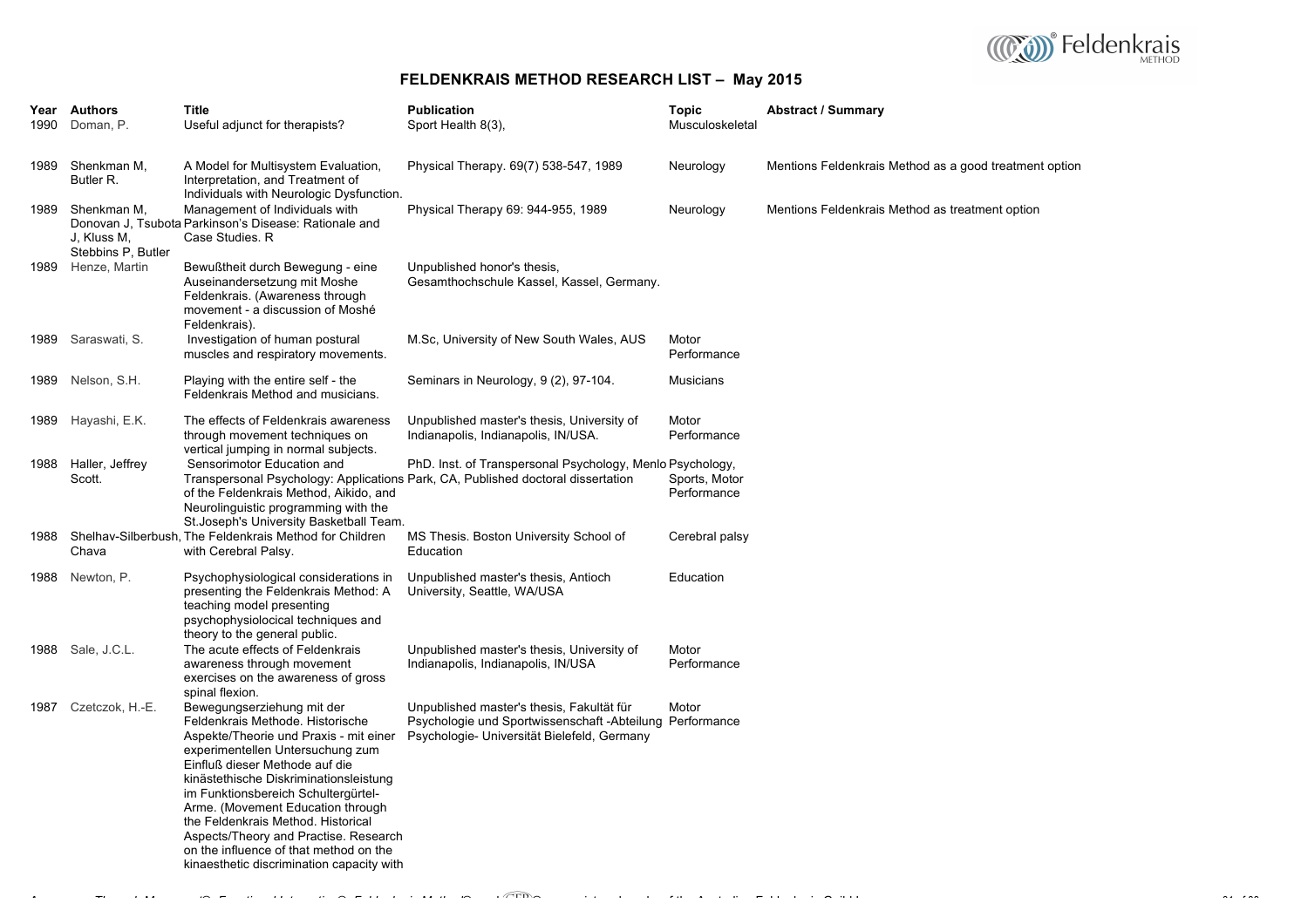## FELDENKRAIS METHOD RESEARCH LIST – May 2015

| Year | Authors | Title | Publication | Topic | Abstract / Summary |
|---|---|---|---|---|---|
| 1990 | Doman, P. | Useful adjunct for therapists? | Sport Health 8(3), | Musculoskeletal | |
| 1989 | Shenkman M, Butler R. | A Model for Multisystem Evaluation, Interpretation, and Treatment of Individuals with Neurologic Dysfunction. | Physical Therapy. 69(7) 538-547, 1989 | Neurology | Mentions Feldenkrais Method as a good treatment option |
| 1989 | Shenkman M, Donovan J, Tsubota J, Kluss M, Stebbins P, Butler | Management of Individuals with Parkinson's Disease: Rationale and Case Studies. R | Physical Therapy 69: 944-955, 1989 | Neurology | Mentions Feldenkrais Method as treatment option |
| 1989 | Henze, Martin | Bewußtheit durch Bewegung - eine Auseinandersetzung mit Moshe Feldenkrais. (Awareness through movement - a discussion of Moshé Feldenkrais). | Unpublished honor's thesis, Gesamthochschule Kassel, Kassel, Germany. | | |
| 1989 | Saraswati, S. | Investigation of human postural muscles and respiratory movements. | M.Sc, University of New South Wales, AUS | Motor Performance | |
| 1989 | Nelson, S.H. | Playing with the entire self - the Feldenkrais Method and musicians. | Seminars in Neurology, 9 (2), 97-104. | Musicians | |
| 1989 | Hayashi, E.K. | The effects of Feldenkrais awareness through movement techniques on vertical jumping in normal subjects. | Unpublished master's thesis, University of Indianapolis, Indianapolis, IN/USA. | Motor Performance | |
| 1988 | Haller, Jeffrey Scott. | Sensorimotor Education and Transpersonal Psychology: Applications of the Feldenkrais Method, Aikido, and Neurolinguistic programming with the St.Joseph's University Basketball Team. | PhD. Inst. of Transpersonal Psychology, Menlo Park, CA, Published doctoral dissertation | Psychology, Sports, Motor Performance | |
| 1988 | Shelhav-Silberbush, Chava | The Feldenkrais Method for Children with Cerebral Palsy. | MS Thesis. Boston University School of Education | Cerebral palsy | |
| 1988 | Newton, P. | Psychophysiological considerations in presenting the Feldenkrais Method: A teaching model presenting psychophysiolocical techniques and theory to the general public. | Unpublished master's thesis, Antioch University, Seattle, WA/USA | Education | |
| 1988 | Sale, J.C.L. | The acute effects of Feldenkrais awareness through movement exercises on the awareness of gross spinal flexion. | Unpublished master's thesis, University of Indianapolis, Indianapolis, IN/USA | Motor Performance | |
| 1987 | Czetczok, H.-E. | Bewegungserziehung mit der Feldenkrais Methode. Historische Aspekte/Theorie und Praxis - mit einer experimentellen Untersuchung zum Einfluß dieser Methode auf die kinästethische Diskriminationsleistung im Funktionsbereich Schultergürtel-Arme. (Movement Education through the Feldenkrais Method. Historical Aspects/Theory and Practise. Research on the influence of that method on the kinaesthetic discrimination capacity with | Unpublished master's thesis, Fakultät für Psychologie und Sportwissenschaft -Abteilung Psychologie- Universität Bielefeld, Germany | Motor Performance | |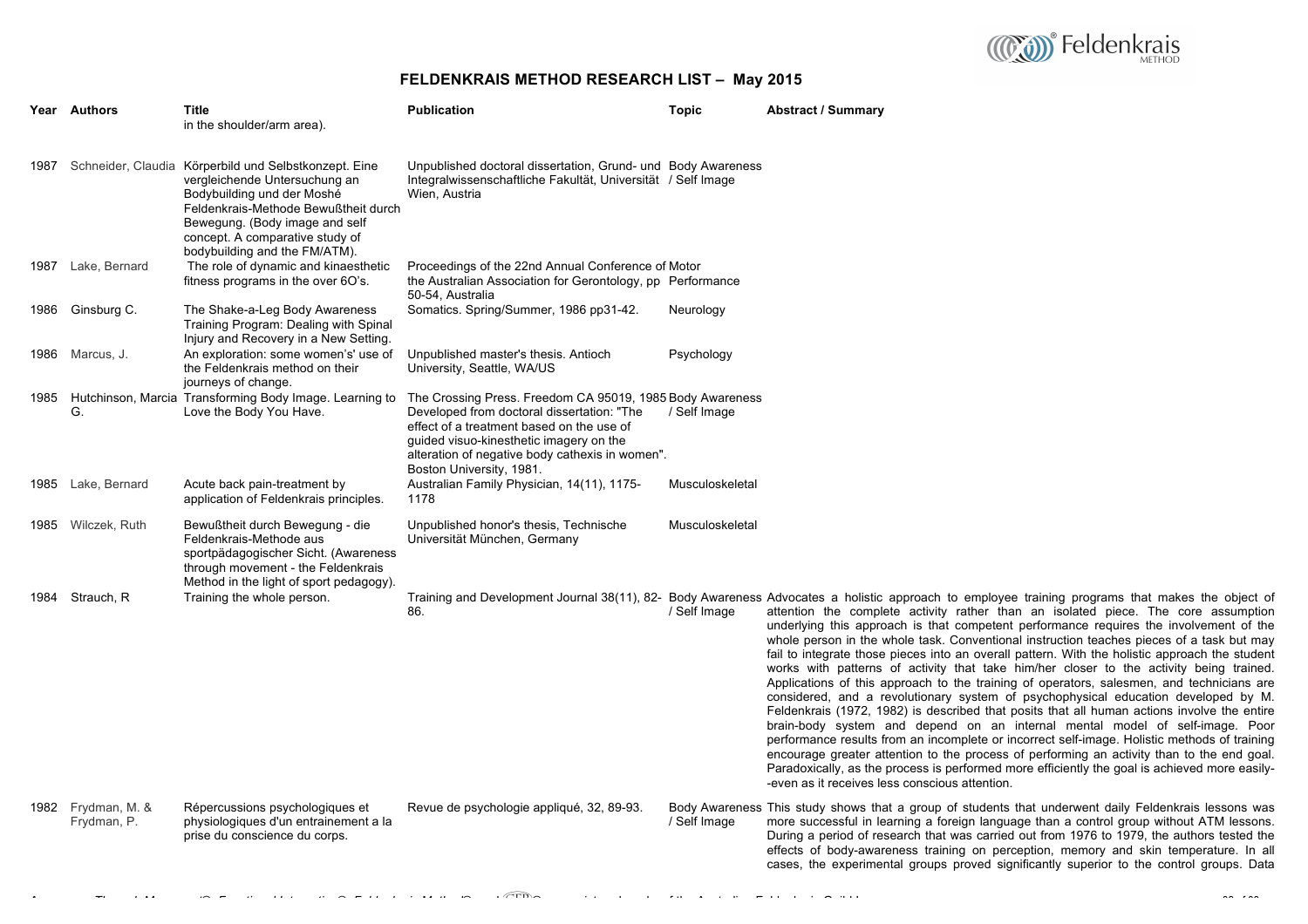## FELDENKRAIS METHOD RESEARCH LIST – May 2015

| Year | Authors | Title | Publication | Topic | Abstract / Summary |
|---|---|---|---|---|---|
| | | in the shoulder/arm area). | | | |
| 1987 | Schneider, Claudia | Körperbild und Selbstkonzept. Eine vergleichende Untersuchung an Bodybuilding und der Moshé Feldenkrais-Methode Bewußtheit durch Bewegung. (Body image and self concept. A comparative study of bodybuilding and the FM/ATM). | Unpublished doctoral dissertation, Grund- und Integralwissenschaftliche Fakultät, Universität Wien, Austria | Body Awareness / Self Image | |
| 1987 | Lake, Bernard | The role of dynamic and kinaesthetic fitness programs in the over 6O's. | Proceedings of the 22nd Annual Conference of the Australian Association for Gerontology, pp 50-54, Australia | Motor Performance | |
| 1986 | Ginsburg C. | The Shake-a-Leg Body Awareness Training Program: Dealing with Spinal Injury and Recovery in a New Setting. | Somatics. Spring/Summer, 1986 pp31-42. | Neurology | |
| 1986 | Marcus, J. | An exploration: some women's' use of the Feldenkrais method on their journeys of change. | Unpublished master's thesis. Antioch University, Seattle, WA/US | Psychology | |
| 1985 | Hutchinson, Marcia G. | Transforming Body Image. Learning to Love the Body You Have. | The Crossing Press. Freedom CA 95019, 1985 Developed from doctoral dissertation: "The effect of a treatment based on the use of guided visuo-kinesthetic imagery on the alteration of negative body cathexis in women". Boston University, 1981. | Body Awareness / Self Image | |
| 1985 | Lake, Bernard | Acute back pain-treatment by application of Feldenkrais principles. | Australian Family Physician, 14(11), 1175-1178 | Musculoskeletal | |
| 1985 | Wilczek, Ruth | Bewußtheit durch Bewegung - die Feldenkrais-Methode aus sportpädagogischer Sicht. (Awareness through movement - the Feldenkrais Method in the light of sport pedagogy). | Unpublished honor's thesis, Technische Universität München, Germany | Musculoskeletal | |
| 1984 | Strauch, R | Training the whole person. | Training and Development Journal 38(11), 82-86. | Body Awareness / Self Image | Advocates a holistic approach to employee training programs that makes the object of attention the complete activity rather than an isolated piece. The core assumption underlying this approach is that competent performance requires the involvement of the whole person in the whole task. Conventional instruction teaches pieces of a task but may fail to integrate those pieces into an overall pattern. With the holistic approach the student works with patterns of activity that take him/her closer to the activity being trained. Applications of this approach to the training of operators, salesmen, and technicians are considered, and a revolutionary system of psychophysical education developed by M. Feldenkrais (1972, 1982) is described that posits that all human actions involve the entire brain-body system and depend on an internal mental model of self-image. Poor performance results from an incomplete or incorrect self-image. Holistic methods of training encourage greater attention to the process of performing an activity than to the end goal. Paradoxically, as the process is performed more efficiently the goal is achieved more easily--even as it receives less conscious attention. |
| 1982 | Frydman, M. & Frydman, P. | Répercussions psychologiques et physiologiques d'un entrainement a la prise du conscience du corps. | Revue de psychologie appliqué, 32, 89-93. | Body Awareness / Self Image | This study shows that a group of students that underwent daily Feldenkrais lessons was more successful in learning a foreign language than a control group without ATM lessons. During a period of research that was carried out from 1976 to 1979, the authors tested the effects of body-awareness training on perception, memory and skin temperature. In all cases, the experimental groups proved significantly superior to the control groups. Data |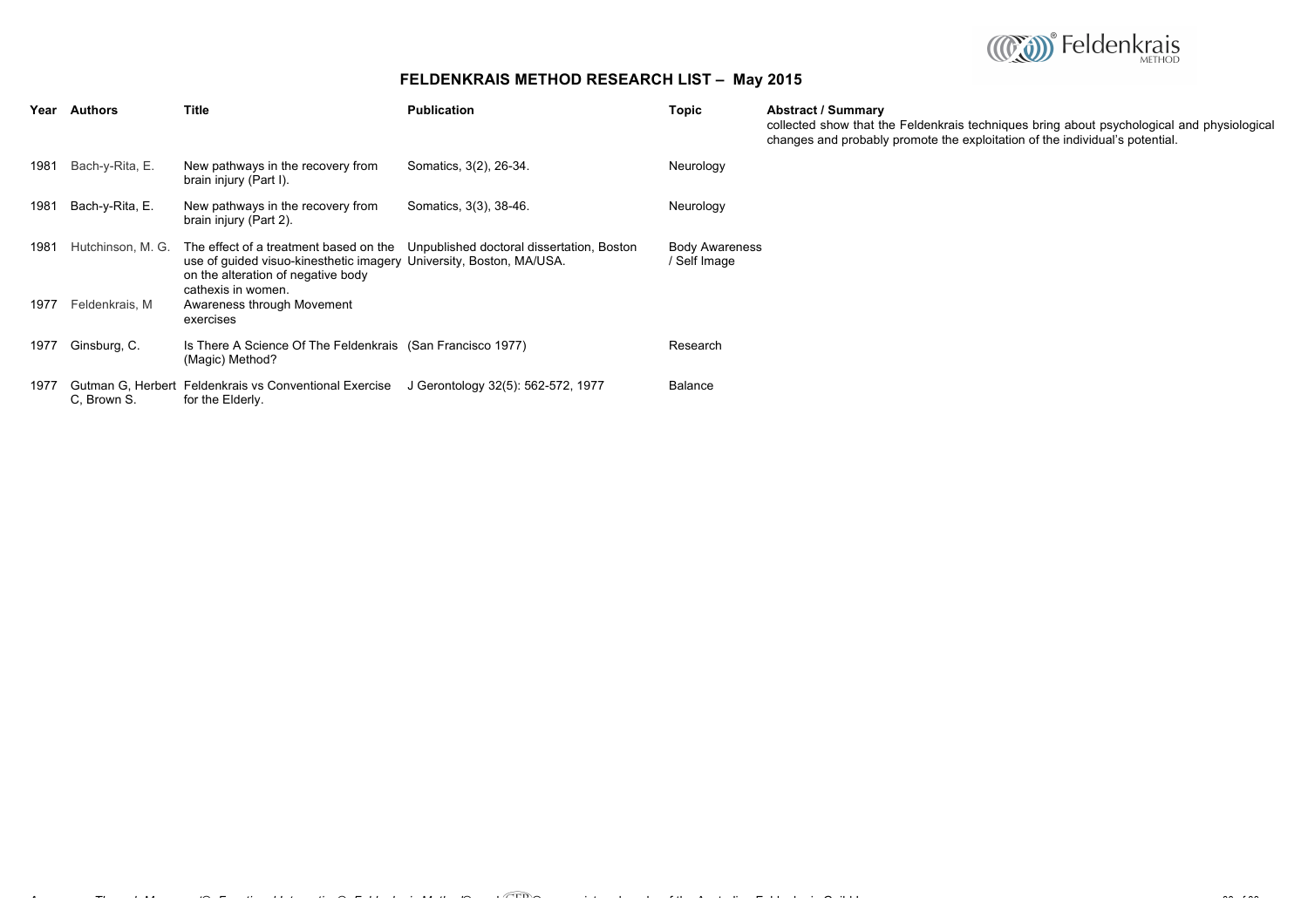## FELDENKRAIS METHOD RESEARCH LIST – May 2015

| Year | Authors | Title | Publication | Topic | Abstract / Summary |
|---|---|---|---|---|---|
| | | | | | collected show that the Feldenkrais techniques bring about psychological and physiological changes and probably promote the exploitation of the individual's potential. |
| 1981 | Bach-y-Rita, E. | New pathways in the recovery from brain injury (Part I). | Somatics, 3(2), 26-34. | Neurology | |
| 1981 | Bach-y-Rita, E. | New pathways in the recovery from brain injury (Part 2). | Somatics, 3(3), 38-46. | Neurology | |
| 1981 | Hutchinson, M. G. | The effect of a treatment based on the use of guided visuo-kinesthetic imagery on the alteration of negative body cathexis in women. | Unpublished doctoral dissertation, Boston University, Boston, MA/USA. | Body Awareness / Self Image | |
| 1977 | Feldenkrais, M | Awareness through Movement exercises | | | |
| 1977 | Ginsburg, C. | Is There A Science Of The Feldenkrais (Magic) Method? | (San Francisco 1977) | Research | |
| 1977 | Gutman G, Herbert C, Brown S. | Feldenkrais vs Conventional Exercise for the Elderly. | J Gerontology 32(5): 562-572, 1977 | Balance | |